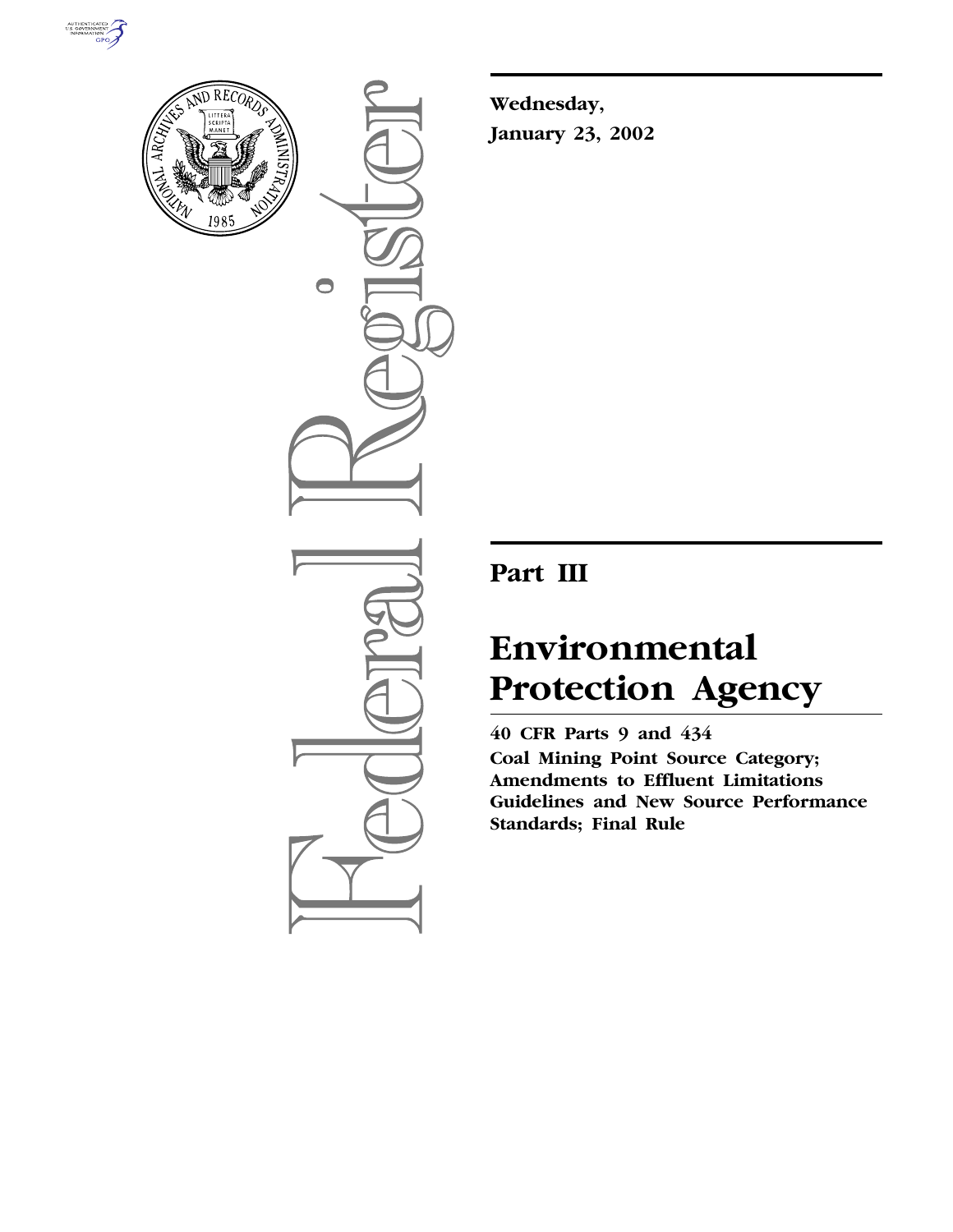**Wednesday,**

**January 23, 2002**

# Part III

# Environmental Protection Agency

**40 CFR Parts 9 and 434**

**Coal Mining Point Source Category; Amendments to Effluent Limitations Guidelines and New Source Performance Standards; Final Rule**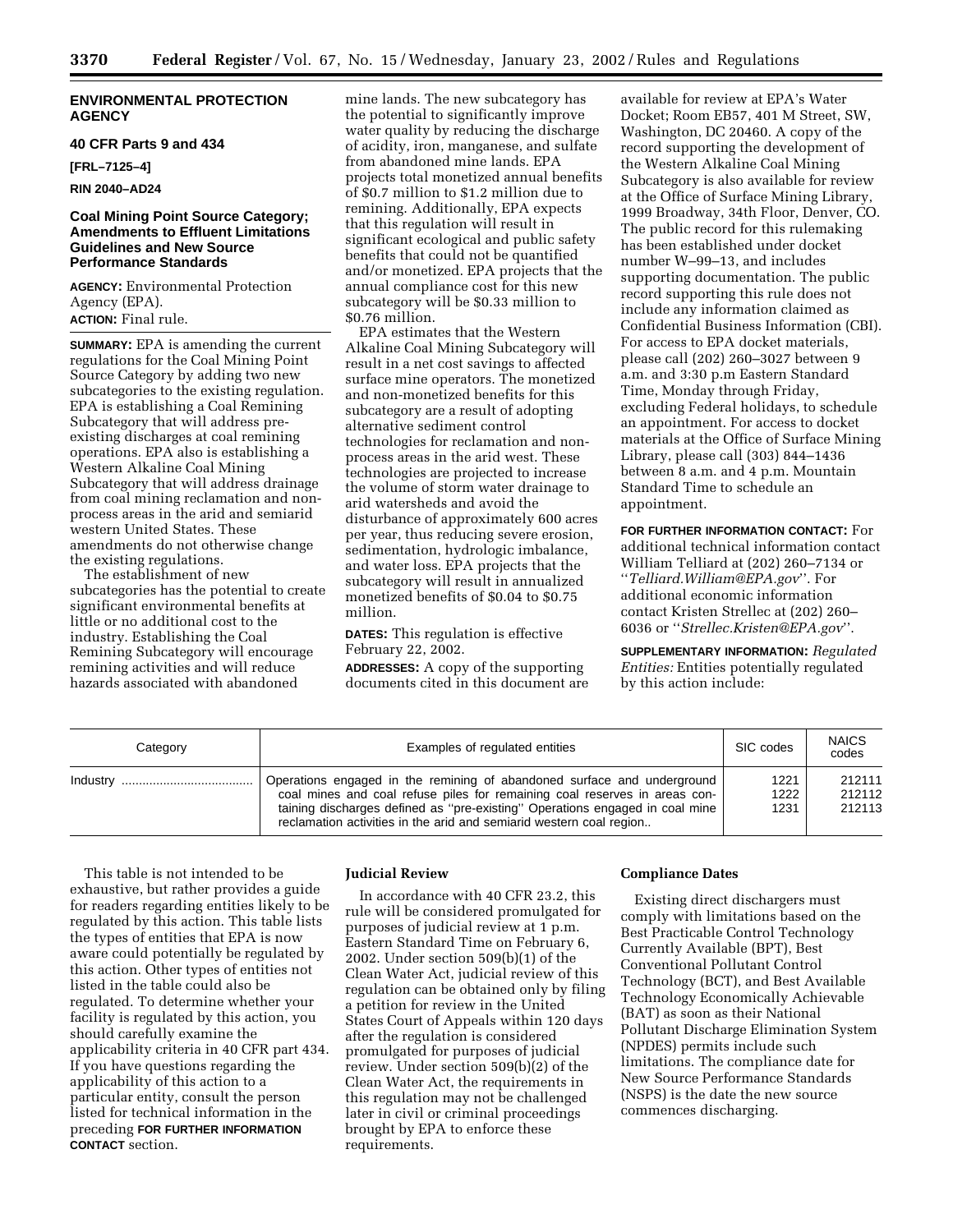**ENVIRONMENTAL PROTECTION AGENCY**

**40 CFR Parts 9 and 434**

**[FRL–7125–4]**

**RIN 2040–AD24**

## Coal Mining Point Source Category; Amendments to Effluent Limitations Guidelines and New Source Performance Standards

**AGENCY:** Environmental Protection Agency (EPA).

**ACTION:** Final rule.

**SUMMARY:** EPA is amending the current regulations for the Coal Mining Point Source Category by adding two new subcategories to the existing regulation. EPA is establishing a Coal Remining Subcategory that will address pre-existing discharges at coal remining operations. EPA also is establishing a Western Alkaline Coal Mining Subcategory that will address drainage from coal mining reclamation and non-process areas in the arid and semiarid western United States. These amendments do not otherwise change the existing regulations.

The establishment of new subcategories has the potential to create significant environmental benefits at little or no additional cost to the industry. Establishing the Coal Remining Subcategory will encourage remining activities and will reduce hazards associated with abandoned mine lands. The new subcategory has the potential to significantly improve water quality by reducing the discharge of acidity, iron, manganese, and sulfate from abandoned mine lands. EPA projects total monetized annual benefits of $0.7 million to $1.2 million due to remining. Additionally, EPA expects that this regulation will result in significant ecological and public safety benefits that could not be quantified and/or monetized. EPA projects that the annual compliance cost for this new subcategory will be $0.33 million to $0.76 million.

EPA estimates that the Western Alkaline Coal Mining Subcategory will result in a net cost savings to affected surface mine operators. The monetized and non-monetized benefits for this subcategory are a result of adopting alternative sediment control technologies for reclamation and non-process areas in the arid west. These technologies are projected to increase the volume of storm water drainage to arid watersheds and avoid the disturbance of approximately 600 acres per year, thus reducing severe erosion, sedimentation, hydrologic imbalance, and water loss. EPA projects that the subcategory will result in annualized monetized benefits of $0.04 to $0.75 million.

**DATES:** This regulation is effective February 22, 2002.

**ADDRESSES:** A copy of the supporting documents cited in this document are available for review at EPA's Water Docket; Room EB57, 401 M Street, SW, Washington, DC 20460. A copy of the record supporting the development of the Western Alkaline Coal Mining Subcategory is also available for review at the Office of Surface Mining Library, 1999 Broadway, 34th Floor, Denver, CO. The public record for this rulemaking has been established under docket number W–99–13, and includes supporting documentation. The public record supporting this rule does not include any information claimed as Confidential Business Information (CBI). For access to EPA docket materials, please call (202) 260–3027 between 9 a.m. and 3:30 p.m Eastern Standard Time, Monday through Friday, excluding Federal holidays, to schedule an appointment. For access to docket materials at the Office of Surface Mining Library, please call (303) 844–1436 between 8 a.m. and 4 p.m. Mountain Standard Time to schedule an appointment.

**FOR FURTHER INFORMATION CONTACT:** For additional technical information contact William Telliard at (202) 260–7134 or ''*Telliard.William@EPA.gov*''. For additional economic information contact Kristen Strellec at (202) 260–6036 or ''*Strellec.Kristen@EPA.gov*''.

**SUPPLEMENTARY INFORMATION:** *Regulated Entities:* Entities potentially regulated by this action include:

| Category | Examples of regulated entities | SIC codes | NAICS codes |
|---|---|---|---|
| Industry | Operations engaged in the remining of abandoned surface and underground coal mines and coal refuse piles for remaining coal reserves in areas containing discharges defined as ''pre-existing'' Operations engaged in coal mine reclamation activities in the arid and semiarid western coal region.. | 1221<br>1222<br>1231 | 212111<br>212112<br>212113 |

This table is not intended to be exhaustive, but rather provides a guide for readers regarding entities likely to be regulated by this action. This table lists the types of entities that EPA is now aware could potentially be regulated by this action. Other types of entities not listed in the table could also be regulated. To determine whether your facility is regulated by this action, you should carefully examine the applicability criteria in 40 CFR part 434. If you have questions regarding the applicability of this action to a particular entity, consult the person listed for technical information in the preceding **FOR FURTHER INFORMATION CONTACT** section.

### Judicial Review

In accordance with 40 CFR 23.2, this rule will be considered promulgated for purposes of judicial review at 1 p.m. Eastern Standard Time on February 6, 2002. Under section 509(b)(1) of the Clean Water Act, judicial review of this regulation can be obtained only by filing a petition for review in the United States Court of Appeals within 120 days after the regulation is considered promulgated for purposes of judicial review. Under section 509(b)(2) of the Clean Water Act, the requirements in this regulation may not be challenged later in civil or criminal proceedings brought by EPA to enforce these requirements.

### Compliance Dates

Existing direct dischargers must comply with limitations based on the Best Practicable Control Technology Currently Available (BPT), Best Conventional Pollutant Control Technology (BCT), and Best Available Technology Economically Achievable (BAT) as soon as their National Pollutant Discharge Elimination System (NPDES) permits include such limitations. The compliance date for New Source Performance Standards (NSPS) is the date the new source commences discharging.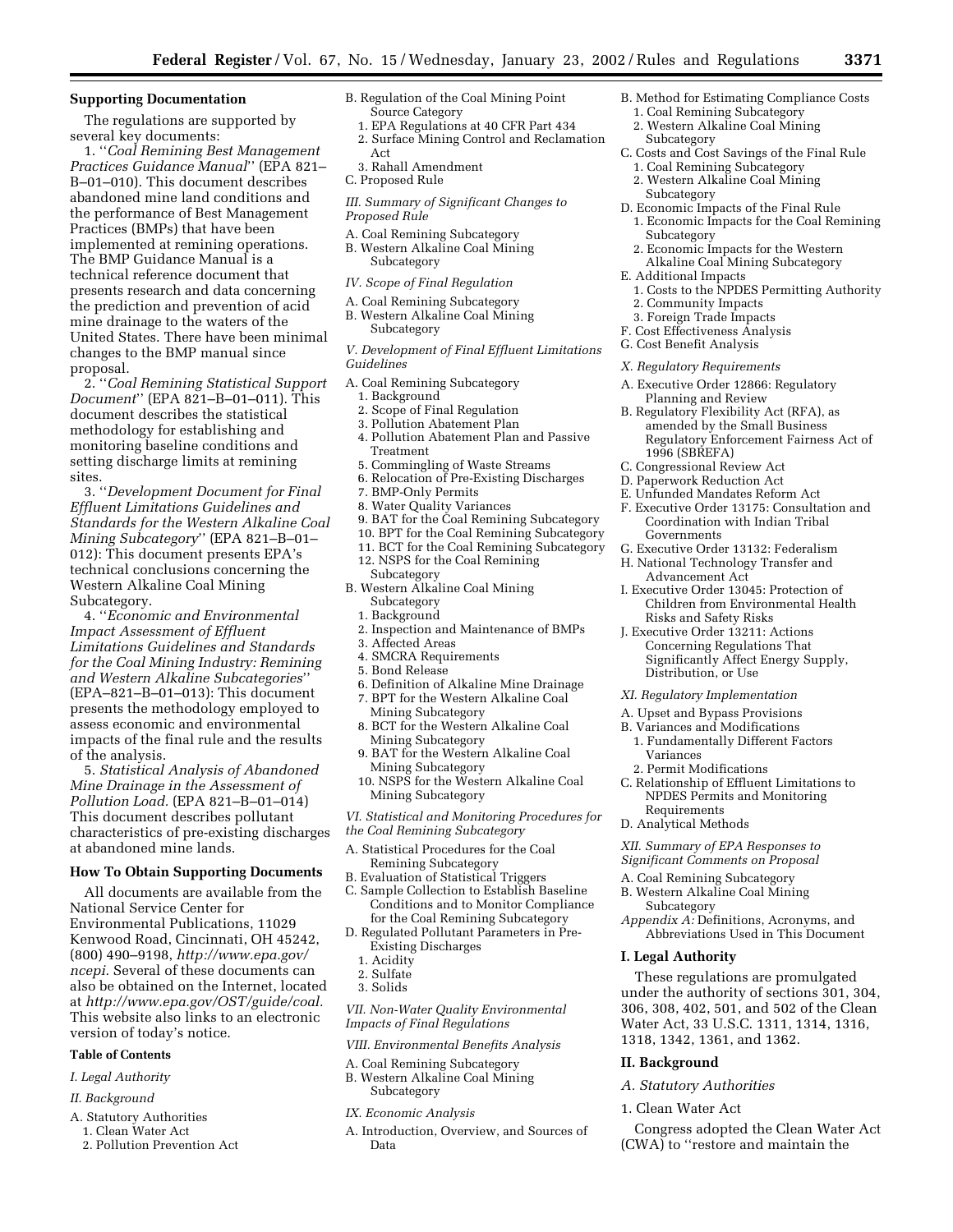## Supporting Documentation

The regulations are supported by several key documents:

1. ''*Coal Remining Best Management Practices Guidance Manual*'' (EPA 821–B–01–010). This document describes abandoned mine land conditions and the performance of Best Management Practices (BMPs) that have been implemented at remining operations. The BMP Guidance Manual is a technical reference document that presents research and data concerning the prediction and prevention of acid mine drainage to the waters of the United States. There have been minimal changes to the BMP manual since proposal.

2. ''*Coal Remining Statistical Support Document*'' (EPA 821–B–01–011). This document describes the statistical methodology for establishing and monitoring baseline conditions and setting discharge limits at remining sites.

3. ''*Development Document for Final Effluent Limitations Guidelines and Standards for the Western Alkaline Coal Mining Subcategory*'' (EPA 821–B–01–012): This document presents EPA's technical conclusions concerning the Western Alkaline Coal Mining Subcategory.

4. ''*Economic and Environmental Impact Assessment of Effluent Limitations Guidelines and Standards for the Coal Mining Industry: Remining and Western Alkaline Subcategories*'' (EPA–821–B–01–013): This document presents the methodology employed to assess economic and environmental impacts of the final rule and the results of the analysis.

5. *Statistical Analysis of Abandoned Mine Drainage in the Assessment of Pollution Load.* (EPA 821–B–01–014) This document describes pollutant characteristics of pre-existing discharges at abandoned mine lands.

## How To Obtain Supporting Documents

All documents are available from the National Service Center for Environmental Publications, 11029 Kenwood Road, Cincinnati, OH 45242, (800) 490–9198, *http://www.epa.gov/ncepi.* Several of these documents can also be obtained on the Internet, located at *http://www.epa.gov/OST/guide/coal.* This website also links to an electronic version of today's notice.

### Table of Contents

*I. Legal Authority*

*II. Background*

A. Statutory Authorities
  1. Clean Water Act
  2. Pollution Prevention Act
B. Regulation of the Coal Mining Point Source Category
  1. EPA Regulations at 40 CFR Part 434
  2. Surface Mining Control and Reclamation Act
  3. Rahall Amendment
C. Proposed Rule

*III. Summary of Significant Changes to Proposed Rule*

A. Coal Remining Subcategory
B. Western Alkaline Coal Mining Subcategory

*IV. Scope of Final Regulation*

A. Coal Remining Subcategory
B. Western Alkaline Coal Mining Subcategory

*V. Development of Final Effluent Limitations Guidelines*

A. Coal Remining Subcategory
  1. Background
  2. Scope of Final Regulation
  3. Pollution Abatement Plan
  4. Pollution Abatement Plan and Passive Treatment
  5. Commingling of Waste Streams
  6. Relocation of Pre-Existing Discharges
  7. BMP-Only Permits
  8. Water Quality Variances
  9. BAT for the Coal Remining Subcategory
  10. BPT for the Coal Remining Subcategory
  11. BCT for the Coal Remining Subcategory
  12. NSPS for the Coal Remining Subcategory
B. Western Alkaline Coal Mining Subcategory
  1. Background
  2. Inspection and Maintenance of BMPs
  3. Affected Areas
  4. SMCRA Requirements
  5. Bond Release
  6. Definition of Alkaline Mine Drainage
  7. BPT for the Western Alkaline Coal Mining Subcategory
  8. BCT for the Western Alkaline Coal Mining Subcategory
  9. BAT for the Western Alkaline Coal Mining Subcategory
  10. NSPS for the Western Alkaline Coal Mining Subcategory

*VI. Statistical and Monitoring Procedures for the Coal Remining Subcategory*

A. Statistical Procedures for the Coal Remining Subcategory
B. Evaluation of Statistical Triggers
C. Sample Collection to Establish Baseline Conditions and to Monitor Compliance for the Coal Remining Subcategory
D. Regulated Pollutant Parameters in Pre-Existing Discharges
  1. Acidity
  2. Sulfate
  3. Solids

*VII. Non-Water Quality Environmental Impacts of Final Regulations*

*VIII. Environmental Benefits Analysis*

A. Coal Remining Subcategory
B. Western Alkaline Coal Mining Subcategory

*IX. Economic Analysis*

A. Introduction, Overview, and Sources of Data
B. Method for Estimating Compliance Costs
  1. Coal Remining Subcategory
  2. Western Alkaline Coal Mining Subcategory
C. Costs and Cost Savings of the Final Rule
  1. Coal Remining Subcategory
  2. Western Alkaline Coal Mining Subcategory
D. Economic Impacts of the Final Rule
  1. Economic Impacts for the Coal Remining Subcategory
  2. Economic Impacts for the Western Alkaline Coal Mining Subcategory
E. Additional Impacts
  1. Costs to the NPDES Permitting Authority
  2. Community Impacts
  3. Foreign Trade Impacts
F. Cost Effectiveness Analysis
G. Cost Benefit Analysis

*X. Regulatory Requirements*

A. Executive Order 12866: Regulatory Planning and Review
B. Regulatory Flexibility Act (RFA), as amended by the Small Business Regulatory Enforcement Fairness Act of 1996 (SBREFA)
C. Congressional Review Act
D. Paperwork Reduction Act
E. Unfunded Mandates Reform Act
F. Executive Order 13175: Consultation and Coordination with Indian Tribal Governments
G. Executive Order 13132: Federalism
H. National Technology Transfer and Advancement Act
I. Executive Order 13045: Protection of Children from Environmental Health Risks and Safety Risks
J. Executive Order 13211: Actions Concerning Regulations That Significantly Affect Energy Supply, Distribution, or Use

*XI. Regulatory Implementation*

A. Upset and Bypass Provisions
B. Variances and Modifications
  1. Fundamentally Different Factors Variances
  2. Permit Modifications
C. Relationship of Effluent Limitations to NPDES Permits and Monitoring Requirements
D. Analytical Methods

*XII. Summary of EPA Responses to Significant Comments on Proposal*

A. Coal Remining Subcategory
B. Western Alkaline Coal Mining Subcategory

*Appendix A:* Definitions, Acronyms, and Abbreviations Used in This Document

## I. Legal Authority

These regulations are promulgated under the authority of sections 301, 304, 306, 308, 402, 501, and 502 of the Clean Water Act, 33 U.S.C. 1311, 1314, 1316, 1318, 1342, 1361, and 1362.

## II. Background

### *A. Statutory Authorities*

#### 1. Clean Water Act

Congress adopted the Clean Water Act (CWA) to ''restore and maintain the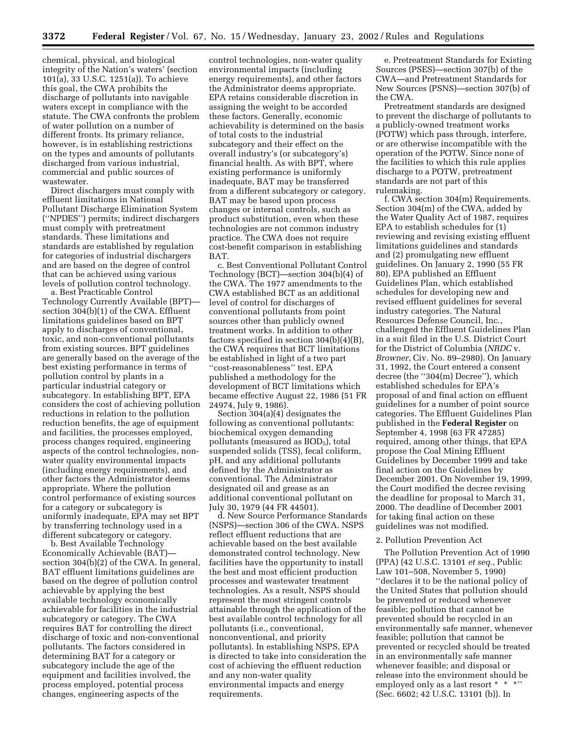chemical, physical, and biological integrity of the Nation's waters' (section 101(a), 33 U.S.C. 1251(a)). To achieve this goal, the CWA prohibits the discharge of pollutants into navigable waters except in compliance with the statute. The CWA confronts the problem of water pollution on a number of different fronts. Its primary reliance, however, is in establishing restrictions on the types and amounts of pollutants discharged from various industrial, commercial and public sources of wastewater.

Direct dischargers must comply with effluent limitations in National Pollutant Discharge Elimination System (''NPDES'') permits; indirect dischargers must comply with pretreatment standards. These limitations and standards are established by regulation for categories of industrial dischargers and are based on the degree of control that can be achieved using various levels of pollution control technology.

a. Best Practicable Control Technology Currently Available (BPT)—section 304(b)(1) of the CWA. Effluent limitations guidelines based on BPT apply to discharges of conventional, toxic, and non-conventional pollutants from existing sources. BPT guidelines are generally based on the average of the best existing performance in terms of pollution control by plants in a particular industrial category or subcategory. In establishing BPT, EPA considers the cost of achieving pollution reductions in relation to the pollution reduction benefits, the age of equipment and facilities, the processes employed, process changes required, engineering aspects of the control technologies, non-water quality environmental impacts (including energy requirements), and other factors the Administrator deems appropriate. Where the pollution control performance of existing sources for a category or subcategory is uniformly inadequate, EPA may set BPT by transferring technology used in a different subcategory or category.

b. Best Available Technology Economically Achievable (BAT)—section 304(b)(2) of the CWA. In general, BAT effluent limitations guidelines are based on the degree of pollution control achievable by applying the best available technology economically achievable for facilities in the industrial subcategory or category. The CWA requires BAT for controlling the direct discharge of toxic and non-conventional pollutants. The factors considered in determining BAT for a category or subcategory include the age of the equipment and facilities involved, the process employed, potential process changes, engineering aspects of the control technologies, non-water quality environmental impacts (including energy requirements), and other factors the Administrator deems appropriate. EPA retains considerable discretion in assigning the weight to be accorded these factors. Generally, economic achievability is determined on the basis of total costs to the industrial subcategory and their effect on the overall industry's (or subcategory's) financial health. As with BPT, where existing performance is uniformly inadequate, BAT may be transferred from a different subcategory or category. BAT may be based upon process changes or internal controls, such as product substitution, even when these technologies are not common industry practice. The CWA does not require cost-benefit comparison in establishing BAT.

c. Best Conventional Pollutant Control Technology (BCT)—section 304(b)(4) of the CWA. The 1977 amendments to the CWA established BCT as an additional level of control for discharges of conventional pollutants from point sources other than publicly owned treatment works. In addition to other factors specified in section 304(b)(4)(B), the CWA requires that BCT limitations be established in light of a two part ''cost-reasonableness'' test. EPA published a methodology for the development of BCT limitations which became effective August 22, 1986 (51 FR 24974, July 9, 1986).

Section 304(a)(4) designates the following as conventional pollutants: biochemical oxygen demanding pollutants (measured as $BOD_5$), total suspended solids (TSS), fecal coliform, pH, and any additional pollutants defined by the Administrator as conventional. The Administrator designated oil and grease as an additional conventional pollutant on July 30, 1979 (44 FR 44501).

d. New Source Performance Standards (NSPS)—section 306 of the CWA. NSPS reflect effluent reductions that are achievable based on the best available demonstrated control technology. New facilities have the opportunity to install the best and most efficient production processes and wastewater treatment technologies. As a result, NSPS should represent the most stringent controls attainable through the application of the best available control technology for all pollutants (i.e., conventional, nonconventional, and priority pollutants). In establishing NSPS, EPA is directed to take into consideration the cost of achieving the effluent reduction and any non-water quality environmental impacts and energy requirements.

e. Pretreatment Standards for Existing Sources (PSES)—section 307(b) of the CWA—and Pretreatment Standards for New Sources (PSNS)—section 307(b) of the CWA.

Pretreatment standards are designed to prevent the discharge of pollutants to a publicly-owned treatment works (POTW) which pass through, interfere, or are otherwise incompatible with the operation of the POTW. Since none of the facilities to which this rule applies discharge to a POTW, pretreatment standards are not part of this rulemaking.

f. CWA section 304(m) Requirements. Section 304(m) of the CWA, added by the Water Quality Act of 1987, requires EPA to establish schedules for (1) reviewing and revising existing effluent limitations guidelines and standards and (2) promulgating new effluent guidelines. On January 2, 1990 (55 FR 80), EPA published an Effluent Guidelines Plan, which established schedules for developing new and revised effluent guidelines for several industry categories. The Natural Resources Defense Council, Inc., challenged the Effluent Guidelines Plan in a suit filed in the U.S. District Court for the District of Columbia (*NRDC* v. *Browner*, Civ. No. 89–2980). On January 31, 1992, the Court entered a consent decree (the ''304(m) Decree''), which established schedules for EPA's proposal of and final action on effluent guidelines for a number of point source categories. The Effluent Guidelines Plan published in the **Federal Register** on September 4, 1998 (63 FR 47285) required, among other things, that EPA propose the Coal Mining Effluent Guidelines by December 1999 and take final action on the Guidelines by December 2001. On November 19, 1999, the Court modified the decree revising the deadline for proposal to March 31, 2000. The deadline of December 2001 for taking final action on these guidelines was not modified.

2. Pollution Prevention Act

The Pollution Prevention Act of 1990 (PPA) (42 U.S.C. 13101 *et seq.*, Public Law 101–508, November 5, 1990) ''declares it to be the national policy of the United States that pollution should be prevented or reduced whenever feasible; pollution that cannot be prevented should be recycled in an environmentally safe manner, whenever feasible; pollution that cannot be prevented or recycled should be treated in an environmentally safe manner whenever feasible; and disposal or release into the environment should be employed only as a last resort * * *'' (Sec. 6602; 42 U.S.C. 13101 (b)). In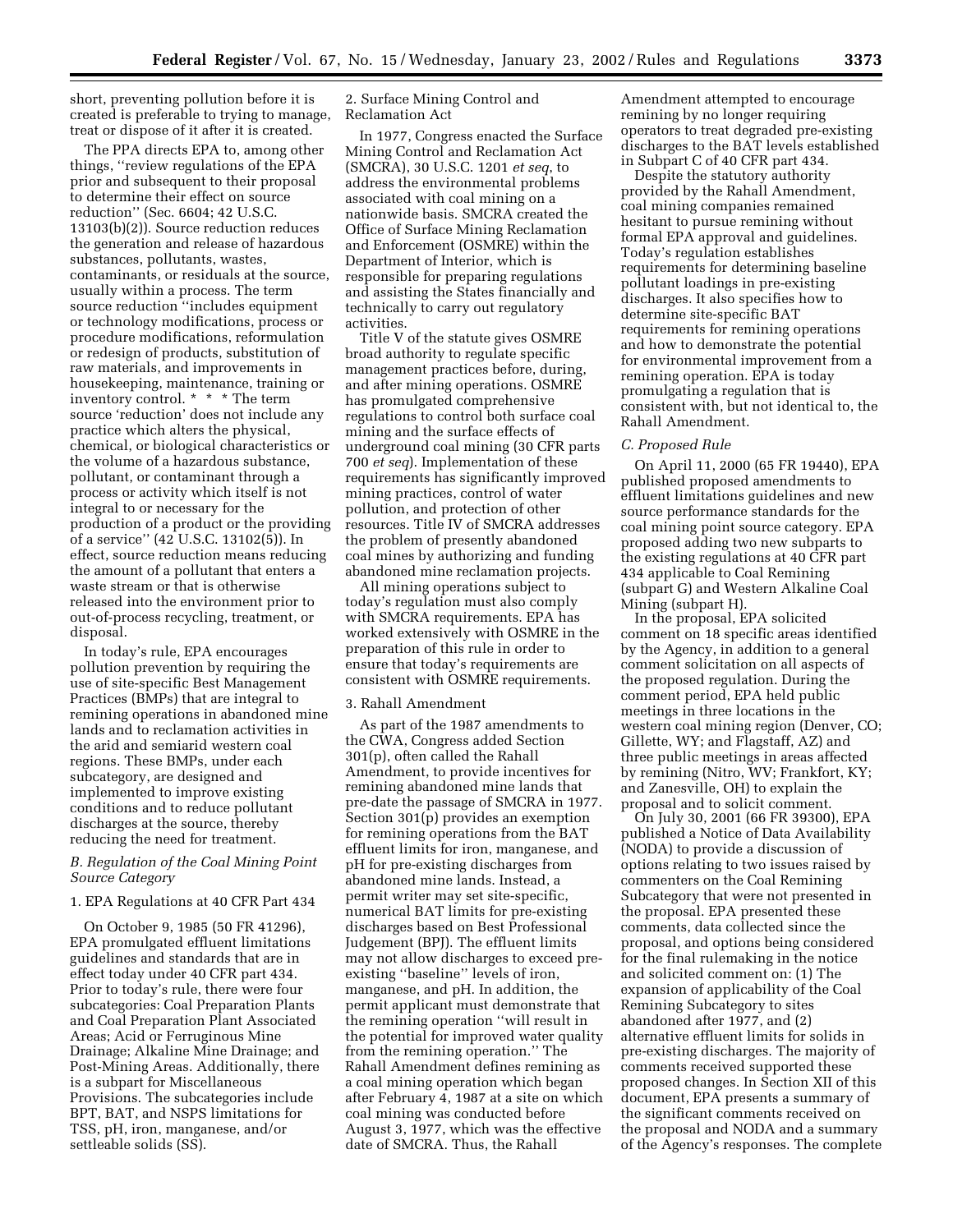short, preventing pollution before it is created is preferable to trying to manage, treat or dispose of it after it is created.

The PPA directs EPA to, among other things, ''review regulations of the EPA prior and subsequent to their proposal to determine their effect on source reduction'' (Sec. 6604; 42 U.S.C. 13103(b)(2)). Source reduction reduces the generation and release of hazardous substances, pollutants, wastes, contaminants, or residuals at the source, usually within a process. The term source reduction ''includes equipment or technology modifications, process or procedure modifications, reformulation or redesign of products, substitution of raw materials, and improvements in housekeeping, maintenance, training or inventory control. * * * The term source 'reduction' does not include any practice which alters the physical, chemical, or biological characteristics or the volume of a hazardous substance, pollutant, or contaminant through a process or activity which itself is not integral to or necessary for the production of a product or the providing of a service'' (42 U.S.C. 13102(5)). In effect, source reduction means reducing the amount of a pollutant that enters a waste stream or that is otherwise released into the environment prior to out-of-process recycling, treatment, or disposal.

In today's rule, EPA encourages pollution prevention by requiring the use of site-specific Best Management Practices (BMPs) that are integral to remining operations in abandoned mine lands and to reclamation activities in the arid and semiarid western coal regions. These BMPs, under each subcategory, are designed and implemented to improve existing conditions and to reduce pollutant discharges at the source, thereby reducing the need for treatment.

### *B. Regulation of the Coal Mining Point Source Category*

#### 1. EPA Regulations at 40 CFR Part 434

On October 9, 1985 (50 FR 41296), EPA promulgated effluent limitations guidelines and standards that are in effect today under 40 CFR part 434. Prior to today's rule, there were four subcategories: Coal Preparation Plants and Coal Preparation Plant Associated Areas; Acid or Ferruginous Mine Drainage; Alkaline Mine Drainage; and Post-Mining Areas. Additionally, there is a subpart for Miscellaneous Provisions. The subcategories include BPT, BAT, and NSPS limitations for TSS, pH, iron, manganese, and/or settleable solids (SS).

#### 2. Surface Mining Control and Reclamation Act

In 1977, Congress enacted the Surface Mining Control and Reclamation Act (SMCRA), 30 U.S.C. 1201 *et seq*, to address the environmental problems associated with coal mining on a nationwide basis. SMCRA created the Office of Surface Mining Reclamation and Enforcement (OSMRE) within the Department of Interior, which is responsible for preparing regulations and assisting the States financially and technically to carry out regulatory activities.

Title V of the statute gives OSMRE broad authority to regulate specific management practices before, during, and after mining operations. OSMRE has promulgated comprehensive regulations to control both surface coal mining and the surface effects of underground coal mining (30 CFR parts 700 *et seq*). Implementation of these requirements has significantly improved mining practices, control of water pollution, and protection of other resources. Title IV of SMCRA addresses the problem of presently abandoned coal mines by authorizing and funding abandoned mine reclamation projects.

All mining operations subject to today's regulation must also comply with SMCRA requirements. EPA has worked extensively with OSMRE in the preparation of this rule in order to ensure that today's requirements are consistent with OSMRE requirements.

#### 3. Rahall Amendment

As part of the 1987 amendments to the CWA, Congress added Section 301(p), often called the Rahall Amendment, to provide incentives for remining abandoned mine lands that pre-date the passage of SMCRA in 1977. Section 301(p) provides an exemption for remining operations from the BAT effluent limits for iron, manganese, and pH for pre-existing discharges from abandoned mine lands. Instead, a permit writer may set site-specific, numerical BAT limits for pre-existing discharges based on Best Professional Judgement (BPJ). The effluent limits may not allow discharges to exceed pre-existing ''baseline'' levels of iron, manganese, and pH. In addition, the permit applicant must demonstrate that the remining operation ''will result in the potential for improved water quality from the remining operation.'' The Rahall Amendment defines remining as a coal mining operation which began after February 4, 1987 at a site on which coal mining was conducted before August 3, 1977, which was the effective date of SMCRA. Thus, the Rahall Amendment attempted to encourage remining by no longer requiring operators to treat degraded pre-existing discharges to the BAT levels established in Subpart C of 40 CFR part 434.

Despite the statutory authority provided by the Rahall Amendment, coal mining companies remained hesitant to pursue remining without formal EPA approval and guidelines. Today's regulation establishes requirements for determining baseline pollutant loadings in pre-existing discharges. It also specifies how to determine site-specific BAT requirements for remining operations and how to demonstrate the potential for environmental improvement from a remining operation. EPA is today promulgating a regulation that is consistent with, but not identical to, the Rahall Amendment.

### *C. Proposed Rule*

On April 11, 2000 (65 FR 19440), EPA published proposed amendments to effluent limitations guidelines and new source performance standards for the coal mining point source category. EPA proposed adding two new subparts to the existing regulations at 40 CFR part 434 applicable to Coal Remining (subpart G) and Western Alkaline Coal Mining (subpart H).

In the proposal, EPA solicited comment on 18 specific areas identified by the Agency, in addition to a general comment solicitation on all aspects of the proposed regulation. During the comment period, EPA held public meetings in three locations in the western coal mining region (Denver, CO; Gillette, WY; and Flagstaff, AZ) and three public meetings in areas affected by remining (Nitro, WV; Frankfort, KY; and Zanesville, OH) to explain the proposal and to solicit comment.

On July 30, 2001 (66 FR 39300), EPA published a Notice of Data Availability (NODA) to provide a discussion of options relating to two issues raised by commenters on the Coal Remining Subcategory that were not presented in the proposal. EPA presented these comments, data collected since the proposal, and options being considered for the final rulemaking in the notice and solicited comment on: (1) The expansion of applicability of the Coal Remining Subcategory to sites abandoned after 1977, and (2) alternative effluent limits for solids in pre-existing discharges. The majority of comments received supported these proposed changes. In Section XII of this document, EPA presents a summary of the significant comments received on the proposal and NODA and a summary of the Agency's responses. The complete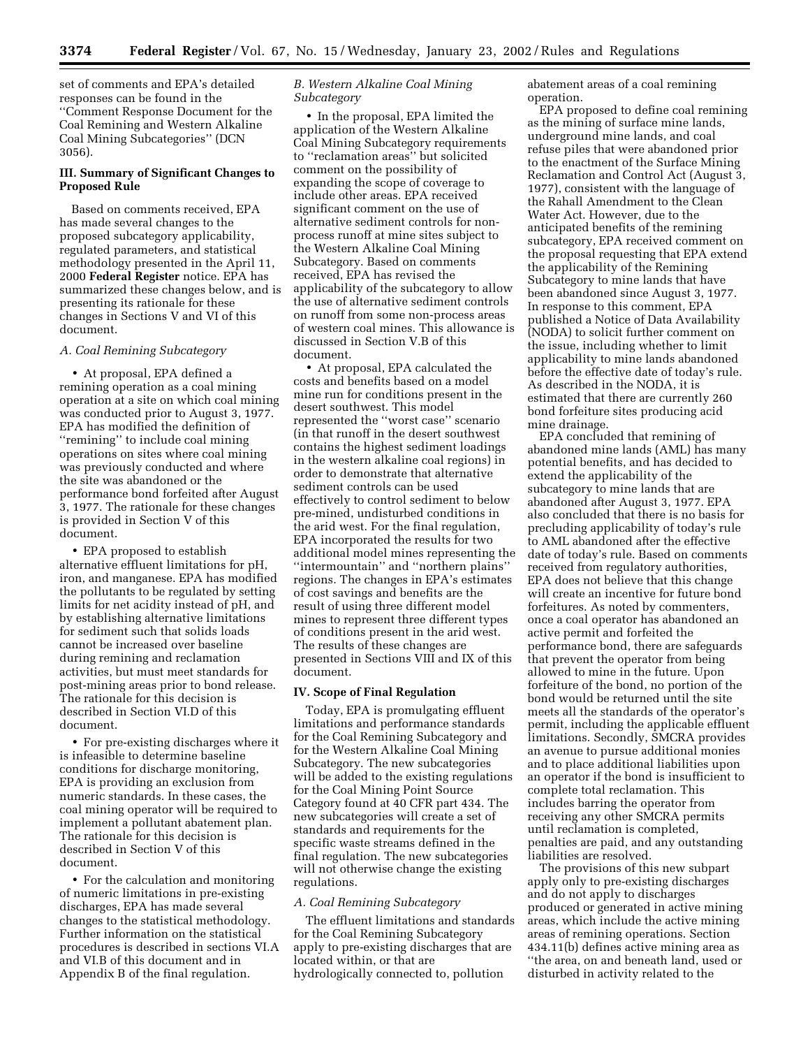set of comments and EPA's detailed responses can be found in the ''Comment Response Document for the Coal Remining and Western Alkaline Coal Mining Subcategories'' (DCN 3056).

## III. Summary of Significant Changes to Proposed Rule

Based on comments received, EPA has made several changes to the proposed subcategory applicability, regulated parameters, and statistical methodology presented in the April 11, 2000 **Federal Register** notice. EPA has summarized these changes below, and is presenting its rationale for these changes in Sections V and VI of this document.

### *A. Coal Remining Subcategory*

• At proposal, EPA defined a remining operation as a coal mining operation at a site on which coal mining was conducted prior to August 3, 1977. EPA has modified the definition of ''remining'' to include coal mining operations on sites where coal mining was previously conducted and where the site was abandoned or the performance bond forfeited after August 3, 1977. The rationale for these changes is provided in Section V of this document.

• EPA proposed to establish alternative effluent limitations for pH, iron, and manganese. EPA has modified the pollutants to be regulated by setting limits for net acidity instead of pH, and by establishing alternative limitations for sediment such that solids loads cannot be increased over baseline during remining and reclamation activities, but must meet standards for post-mining areas prior to bond release. The rationale for this decision is described in Section VI.D of this document.

• For pre-existing discharges where it is infeasible to determine baseline conditions for discharge monitoring, EPA is providing an exclusion from numeric standards. In these cases, the coal mining operator will be required to implement a pollutant abatement plan. The rationale for this decision is described in Section V of this document.

• For the calculation and monitoring of numeric limitations in pre-existing discharges, EPA has made several changes to the statistical methodology. Further information on the statistical procedures is described in sections VI.A and VI.B of this document and in Appendix B of the final regulation.

### *B. Western Alkaline Coal Mining Subcategory*

• In the proposal, EPA limited the application of the Western Alkaline Coal Mining Subcategory requirements to ''reclamation areas'' but solicited comment on the possibility of expanding the scope of coverage to include other areas. EPA received significant comment on the use of alternative sediment controls for non-process runoff at mine sites subject to the Western Alkaline Coal Mining Subcategory. Based on comments received, EPA has revised the applicability of the subcategory to allow the use of alternative sediment controls on runoff from some non-process areas of western coal mines. This allowance is discussed in Section V.B of this document.

• At proposal, EPA calculated the costs and benefits based on a model mine run for conditions present in the desert southwest. This model represented the ''worst case'' scenario (in that runoff in the desert southwest contains the highest sediment loadings in the western alkaline coal regions) in order to demonstrate that alternative sediment controls can be used effectively to control sediment to below pre-mined, undisturbed conditions in the arid west. For the final regulation, EPA incorporated the results for two additional model mines representing the ''intermountain'' and ''northern plains'' regions. The changes in EPA's estimates of cost savings and benefits are the result of using three different model mines to represent three different types of conditions present in the arid west. The results of these changes are presented in Sections VIII and IX of this document.

## IV. Scope of Final Regulation

Today, EPA is promulgating effluent limitations and performance standards for the Coal Remining Subcategory and for the Western Alkaline Coal Mining Subcategory. The new subcategories will be added to the existing regulations for the Coal Mining Point Source Category found at 40 CFR part 434. The new subcategories will create a set of standards and requirements for the specific waste streams defined in the final regulation. The new subcategories will not otherwise change the existing regulations.

### *A. Coal Remining Subcategory*

The effluent limitations and standards for the Coal Remining Subcategory apply to pre-existing discharges that are located within, or that are hydrologically connected to, pollution abatement areas of a coal remining operation.

EPA proposed to define coal remining as the mining of surface mine lands, underground mine lands, and coal refuse piles that were abandoned prior to the enactment of the Surface Mining Reclamation and Control Act (August 3, 1977), consistent with the language of the Rahall Amendment to the Clean Water Act. However, due to the anticipated benefits of the remining subcategory, EPA received comment on the proposal requesting that EPA extend the applicability of the Remining Subcategory to mine lands that have been abandoned since August 3, 1977. In response to this comment, EPA published a Notice of Data Availability (NODA) to solicit further comment on the issue, including whether to limit applicability to mine lands abandoned before the effective date of today's rule. As described in the NODA, it is estimated that there are currently 260 bond forfeiture sites producing acid mine drainage.

EPA concluded that remining of abandoned mine lands (AML) has many potential benefits, and has decided to extend the applicability of the subcategory to mine lands that are abandoned after August 3, 1977. EPA also concluded that there is no basis for precluding applicability of today's rule to AML abandoned after the effective date of today's rule. Based on comments received from regulatory authorities, EPA does not believe that this change will create an incentive for future bond forfeitures. As noted by commenters, once a coal operator has abandoned an active permit and forfeited the performance bond, there are safeguards that prevent the operator from being allowed to mine in the future. Upon forfeiture of the bond, no portion of the bond would be returned until the site meets all the standards of the operator's permit, including the applicable effluent limitations. Secondly, SMCRA provides an avenue to pursue additional monies and to place additional liabilities upon an operator if the bond is insufficient to complete total reclamation. This includes barring the operator from receiving any other SMCRA permits until reclamation is completed, penalties are paid, and any outstanding liabilities are resolved.

The provisions of this new subpart apply only to pre-existing discharges and do not apply to discharges produced or generated in active mining areas, which include the active mining areas of remining operations. Section 434.11(b) defines active mining area as ''the area, on and beneath land, used or disturbed in activity related to the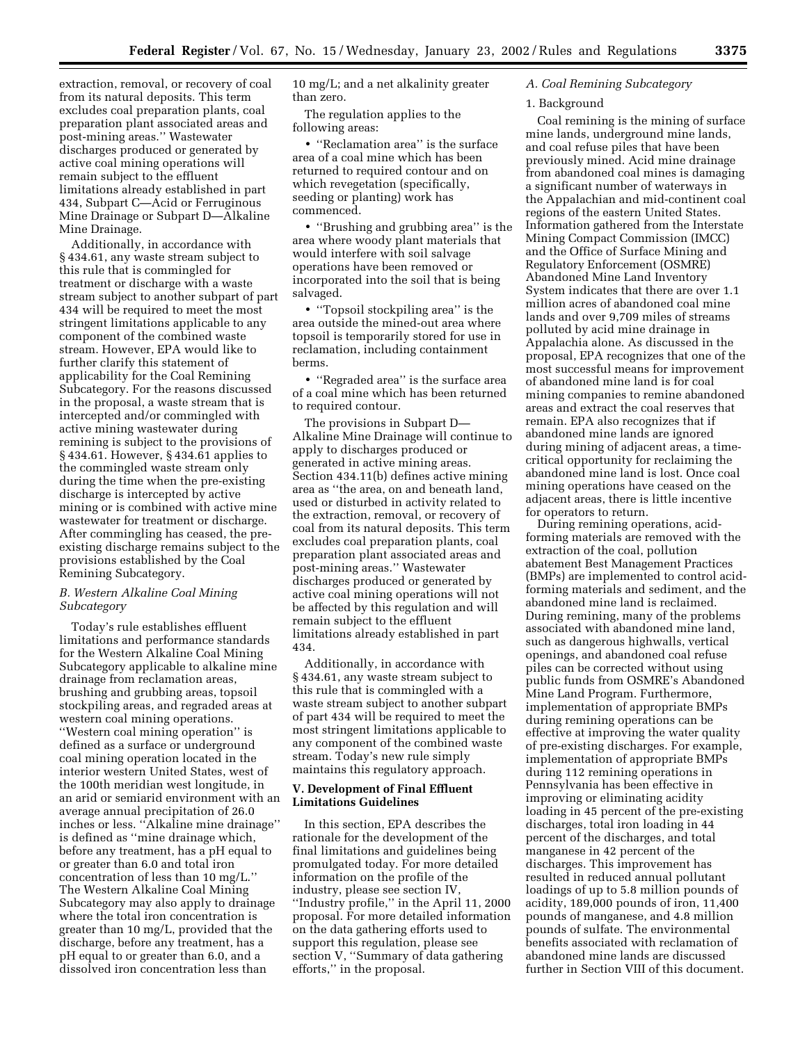extraction, removal, or recovery of coal from its natural deposits. This term excludes coal preparation plants, coal preparation plant associated areas and post-mining areas.'' Wastewater discharges produced or generated by active coal mining operations will remain subject to the effluent limitations already established in part 434, Subpart C—Acid or Ferruginous Mine Drainage or Subpart D—Alkaline Mine Drainage.

Additionally, in accordance with § 434.61, any waste stream subject to this rule that is commingled for treatment or discharge with a waste stream subject to another subpart of part 434 will be required to meet the most stringent limitations applicable to any component of the combined waste stream. However, EPA would like to further clarify this statement of applicability for the Coal Remining Subcategory. For the reasons discussed in the proposal, a waste stream that is intercepted and/or commingled with active mining wastewater during remining is subject to the provisions of § 434.61. However, § 434.61 applies to the commingled waste stream only during the time when the pre-existing discharge is intercepted by active mining or is combined with active mine wastewater for treatment or discharge. After commingling has ceased, the pre-existing discharge remains subject to the provisions established by the Coal Remining Subcategory.

### *B. Western Alkaline Coal Mining Subcategory*

Today's rule establishes effluent limitations and performance standards for the Western Alkaline Coal Mining Subcategory applicable to alkaline mine drainage from reclamation areas, brushing and grubbing areas, topsoil stockpiling areas, and regraded areas at western coal mining operations. ''Western coal mining operation'' is defined as a surface or underground coal mining operation located in the interior western United States, west of the 100th meridian west longitude, in an arid or semiarid environment with an average annual precipitation of 26.0 inches or less. ''Alkaline mine drainage'' is defined as ''mine drainage which, before any treatment, has a pH equal to or greater than 6.0 and total iron concentration of less than 10 mg/L.'' The Western Alkaline Coal Mining Subcategory may also apply to drainage where the total iron concentration is greater than 10 mg/L, provided that the discharge, before any treatment, has a pH equal to or greater than 6.0, and a dissolved iron concentration less than 10 mg/L; and a net alkalinity greater than zero.

The regulation applies to the following areas:

- ''Reclamation area'' is the surface area of a coal mine which has been returned to required contour and on which revegetation (specifically, seeding or planting) work has commenced.
- ''Brushing and grubbing area'' is the area where woody plant materials that would interfere with soil salvage operations have been removed or incorporated into the soil that is being salvaged.
- ''Topsoil stockpiling area'' is the area outside the mined-out area where topsoil is temporarily stored for use in reclamation, including containment berms.
- ''Regraded area'' is the surface area of a coal mine which has been returned to required contour.

The provisions in Subpart D—Alkaline Mine Drainage will continue to apply to discharges produced or generated in active mining areas. Section 434.11(b) defines active mining area as ''the area, on and beneath land, used or disturbed in activity related to the extraction, removal, or recovery of coal from its natural deposits. This term excludes coal preparation plants, coal preparation plant associated areas and post-mining areas.'' Wastewater discharges produced or generated by active coal mining operations will not be affected by this regulation and will remain subject to the effluent limitations already established in part 434.

Additionally, in accordance with § 434.61, any waste stream subject to this rule that is commingled with a waste stream subject to another subpart of part 434 will be required to meet the most stringent limitations applicable to any component of the combined waste stream. Today's new rule simply maintains this regulatory approach.

## V. Development of Final Effluent Limitations Guidelines

In this section, EPA describes the rationale for the development of the final limitations and guidelines being promulgated today. For more detailed information on the profile of the industry, please see section IV, ''Industry profile,'' in the April 11, 2000 proposal. For more detailed information on the data gathering efforts used to support this regulation, please see section V, ''Summary of data gathering efforts,'' in the proposal.

### *A. Coal Remining Subcategory*

#### 1. Background

Coal remining is the mining of surface mine lands, underground mine lands, and coal refuse piles that have been previously mined. Acid mine drainage from abandoned coal mines is damaging a significant number of waterways in the Appalachian and mid-continent coal regions of the eastern United States. Information gathered from the Interstate Mining Compact Commission (IMCC) and the Office of Surface Mining and Regulatory Enforcement (OSMRE) Abandoned Mine Land Inventory System indicates that there are over 1.1 million acres of abandoned coal mine lands and over 9,709 miles of streams polluted by acid mine drainage in Appalachia alone. As discussed in the proposal, EPA recognizes that one of the most successful means for improvement of abandoned mine land is for coal mining companies to remine abandoned areas and extract the coal reserves that remain. EPA also recognizes that if abandoned mine lands are ignored during mining of adjacent areas, a time-critical opportunity for reclaiming the abandoned mine land is lost. Once coal mining operations have ceased on the adjacent areas, there is little incentive for operators to return.

During remining operations, acid-forming materials are removed with the extraction of the coal, pollution abatement Best Management Practices (BMPs) are implemented to control acid-forming materials and sediment, and the abandoned mine land is reclaimed. During remining, many of the problems associated with abandoned mine land, such as dangerous highwalls, vertical openings, and abandoned coal refuse piles can be corrected without using public funds from OSMRE's Abandoned Mine Land Program. Furthermore, implementation of appropriate BMPs during remining operations can be effective at improving the water quality of pre-existing discharges. For example, implementation of appropriate BMPs during 112 remining operations in Pennsylvania has been effective in improving or eliminating acidity loading in 45 percent of the pre-existing discharges, total iron loading in 44 percent of the discharges, and total manganese in 42 percent of the discharges. This improvement has resulted in reduced annual pollutant loadings of up to 5.8 million pounds of acidity, 189,000 pounds of iron, 11,400 pounds of manganese, and 4.8 million pounds of sulfate. The environmental benefits associated with reclamation of abandoned mine lands are discussed further in Section VIII of this document.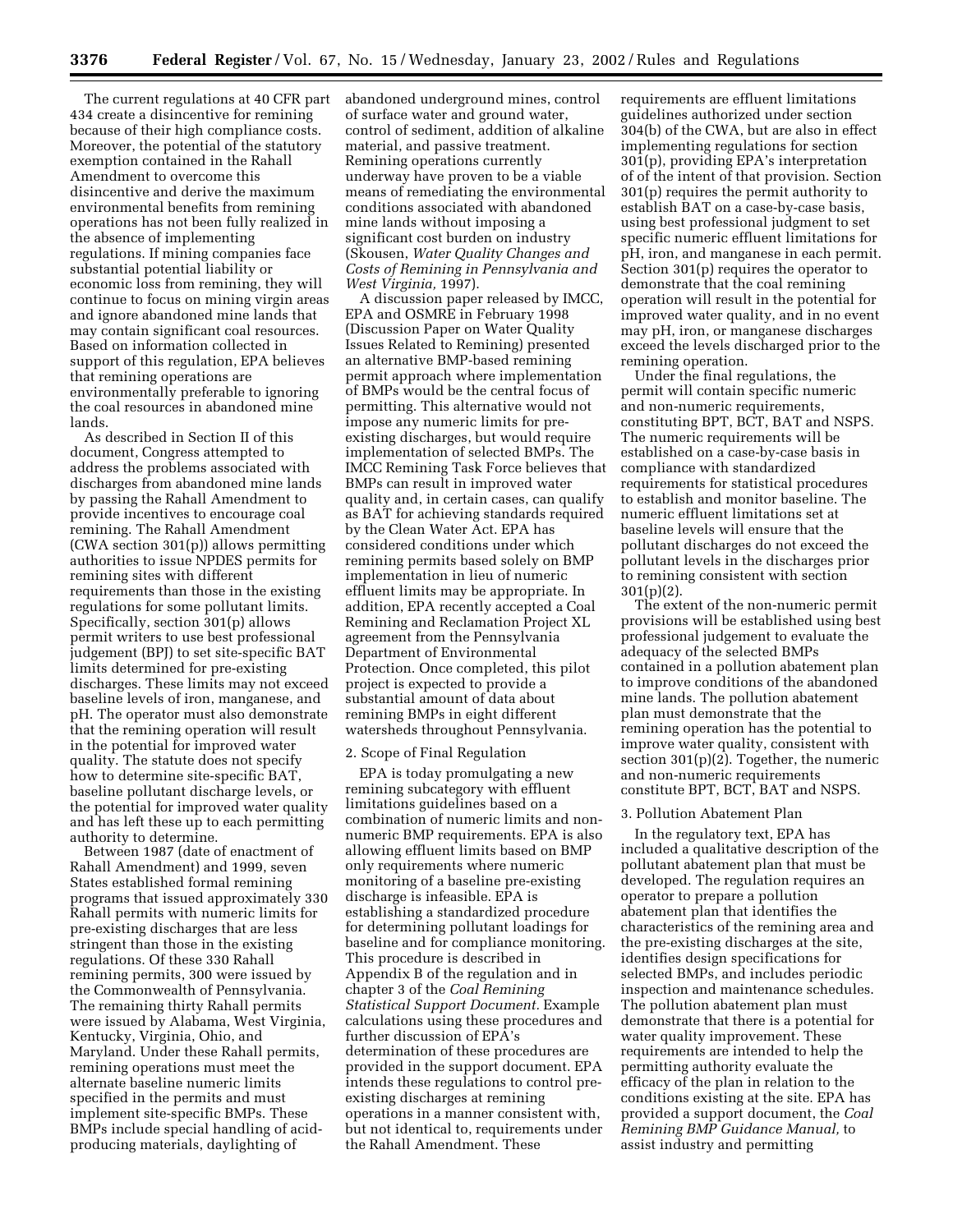The current regulations at 40 CFR part 434 create a disincentive for remining because of their high compliance costs. Moreover, the potential of the statutory exemption contained in the Rahall Amendment to overcome this disincentive and derive the maximum environmental benefits from remining operations has not been fully realized in the absence of implementing regulations. If mining companies face substantial potential liability or economic loss from remining, they will continue to focus on mining virgin areas and ignore abandoned mine lands that may contain significant coal resources. Based on information collected in support of this regulation, EPA believes that remining operations are environmentally preferable to ignoring the coal resources in abandoned mine lands.

As described in Section II of this document, Congress attempted to address the problems associated with discharges from abandoned mine lands by passing the Rahall Amendment to provide incentives to encourage coal remining. The Rahall Amendment (CWA section 301(p)) allows permitting authorities to issue NPDES permits for remining sites with different requirements than those in the existing regulations for some pollutant limits. Specifically, section 301(p) allows permit writers to use best professional judgement (BPJ) to set site-specific BAT limits determined for pre-existing discharges. These limits may not exceed baseline levels of iron, manganese, and pH. The operator must also demonstrate that the remining operation will result in the potential for improved water quality. The statute does not specify how to determine site-specific BAT, baseline pollutant discharge levels, or the potential for improved water quality and has left these up to each permitting authority to determine.

Between 1987 (date of enactment of Rahall Amendment) and 1999, seven States established formal remining programs that issued approximately 330 Rahall permits with numeric limits for pre-existing discharges that are less stringent than those in the existing regulations. Of these 330 Rahall remining permits, 300 were issued by the Commonwealth of Pennsylvania. The remaining thirty Rahall permits were issued by Alabama, West Virginia, Kentucky, Virginia, Ohio, and Maryland. Under these Rahall permits, remining operations must meet the alternate baseline numeric limits specified in the permits and must implement site-specific BMPs. These BMPs include special handling of acid-producing materials, daylighting of abandoned underground mines, control of surface water and ground water, control of sediment, addition of alkaline material, and passive treatment. Remining operations currently underway have proven to be a viable means of remediating the environmental conditions associated with abandoned mine lands without imposing a significant cost burden on industry (Skousen, *Water Quality Changes and Costs of Remining in Pennsylvania and West Virginia,* 1997).

A discussion paper released by IMCC, EPA and OSMRE in February 1998 (Discussion Paper on Water Quality Issues Related to Remining) presented an alternative BMP-based remining permit approach where implementation of BMPs would be the central focus of permitting. This alternative would not impose any numeric limits for pre-existing discharges, but would require implementation of selected BMPs. The IMCC Remining Task Force believes that BMPs can result in improved water quality and, in certain cases, can qualify as BAT for achieving standards required by the Clean Water Act. EPA has considered conditions under which remining permits based solely on BMP implementation in lieu of numeric effluent limits may be appropriate. In addition, EPA recently accepted a Coal Remining and Reclamation Project XL agreement from the Pennsylvania Department of Environmental Protection. Once completed, this pilot project is expected to provide a substantial amount of data about remining BMPs in eight different watersheds throughout Pennsylvania.

2. Scope of Final Regulation

EPA is today promulgating a new remining subcategory with effluent limitations guidelines based on a combination of numeric limits and non-numeric BMP requirements. EPA is also allowing effluent limits based on BMP only requirements where numeric monitoring of a baseline pre-existing discharge is infeasible. EPA is establishing a standardized procedure for determining pollutant loadings for baseline and for compliance monitoring. This procedure is described in Appendix B of the regulation and in chapter 3 of the *Coal Remining Statistical Support Document.* Example calculations using these procedures and further discussion of EPA's determination of these procedures are provided in the support document. EPA intends these regulations to control pre-existing discharges at remining operations in a manner consistent with, but not identical to, requirements under the Rahall Amendment. These requirements are effluent limitations guidelines authorized under section 304(b) of the CWA, but are also in effect implementing regulations for section 301(p), providing EPA's interpretation of of the intent of that provision. Section 301(p) requires the permit authority to establish BAT on a case-by-case basis, using best professional judgment to set specific numeric effluent limitations for pH, iron, and manganese in each permit. Section 301(p) requires the operator to demonstrate that the coal remining operation will result in the potential for improved water quality, and in no event may pH, iron, or manganese discharges exceed the levels discharged prior to the remining operation.

Under the final regulations, the permit will contain specific numeric and non-numeric requirements, constituting BPT, BCT, BAT and NSPS. The numeric requirements will be established on a case-by-case basis in compliance with standardized requirements for statistical procedures to establish and monitor baseline. The numeric effluent limitations set at baseline levels will ensure that the pollutant discharges do not exceed the pollutant levels in the discharges prior to remining consistent with section 301(p)(2).

The extent of the non-numeric permit provisions will be established using best professional judgement to evaluate the adequacy of the selected BMPs contained in a pollution abatement plan to improve conditions of the abandoned mine lands. The pollution abatement plan must demonstrate that the remining operation has the potential to improve water quality, consistent with section 301(p)(2). Together, the numeric and non-numeric requirements constitute BPT, BCT, BAT and NSPS.

3. Pollution Abatement Plan

In the regulatory text, EPA has included a qualitative description of the pollutant abatement plan that must be developed. The regulation requires an operator to prepare a pollution abatement plan that identifies the characteristics of the remining area and the pre-existing discharges at the site, identifies design specifications for selected BMPs, and includes periodic inspection and maintenance schedules. The pollution abatement plan must demonstrate that there is a potential for water quality improvement. These requirements are intended to help the permitting authority evaluate the efficacy of the plan in relation to the conditions existing at the site. EPA has provided a support document, the *Coal Remining BMP Guidance Manual,* to assist industry and permitting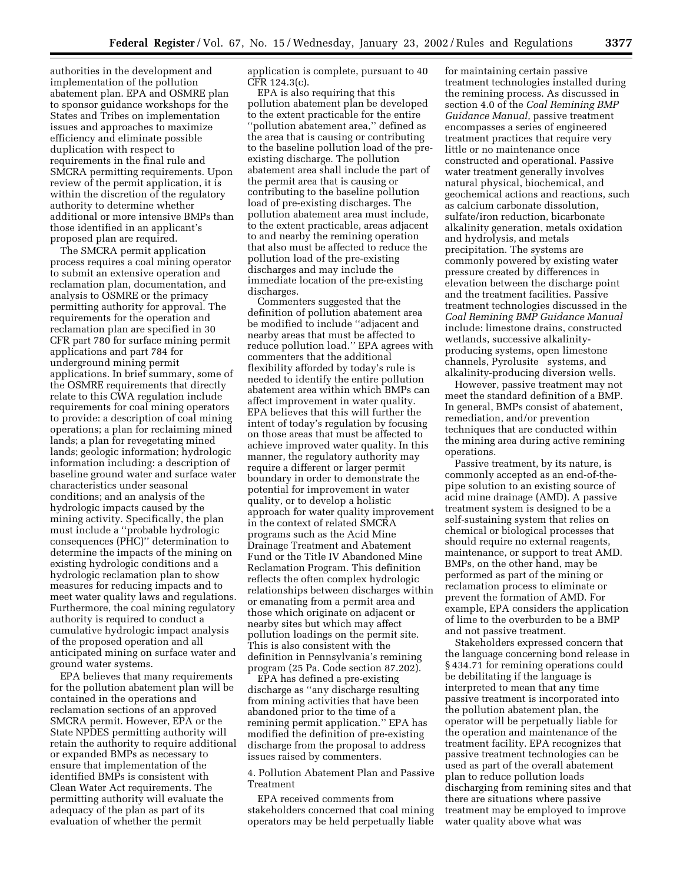authorities in the development and implementation of the pollution abatement plan. EPA and OSMRE plan to sponsor guidance workshops for the States and Tribes on implementation issues and approaches to maximize efficiency and eliminate possible duplication with respect to requirements in the final rule and SMCRA permitting requirements. Upon review of the permit application, it is within the discretion of the regulatory authority to determine whether additional or more intensive BMPs than those identified in an applicant's proposed plan are required.

The SMCRA permit application process requires a coal mining operator to submit an extensive operation and reclamation plan, documentation, and analysis to OSMRE or the primacy permitting authority for approval. The requirements for the operation and reclamation plan are specified in 30 CFR part 780 for surface mining permit applications and part 784 for underground mining permit applications. In brief summary, some of the OSMRE requirements that directly relate to this CWA regulation include requirements for coal mining operators to provide: a description of coal mining operations; a plan for reclaiming mined lands; a plan for revegetating mined lands; geologic information; hydrologic information including: a description of baseline ground water and surface water characteristics under seasonal conditions; and an analysis of the hydrologic impacts caused by the mining activity. Specifically, the plan must include a ''probable hydrologic consequences (PHC)'' determination to determine the impacts of the mining on existing hydrologic conditions and a hydrologic reclamation plan to show measures for reducing impacts and to meet water quality laws and regulations. Furthermore, the coal mining regulatory authority is required to conduct a cumulative hydrologic impact analysis of the proposed operation and all anticipated mining on surface water and ground water systems.

EPA believes that many requirements for the pollution abatement plan will be contained in the operations and reclamation sections of an approved SMCRA permit. However, EPA or the State NPDES permitting authority will retain the authority to require additional or expanded BMPs as necessary to ensure that implementation of the identified BMPs is consistent with Clean Water Act requirements. The permitting authority will evaluate the adequacy of the plan as part of its evaluation of whether the permit application is complete, pursuant to 40 CFR 124.3(c).

EPA is also requiring that this pollution abatement plan be developed to the extent practicable for the entire ''pollution abatement area,'' defined as the area that is causing or contributing to the baseline pollution load of the pre-existing discharge. The pollution abatement area shall include the part of the permit area that is causing or contributing to the baseline pollution load of pre-existing discharges. The pollution abatement area must include, to the extent practicable, areas adjacent to and nearby the remining operation that also must be affected to reduce the pollution load of the pre-existing discharges and may include the immediate location of the pre-existing discharges.

Commenters suggested that the definition of pollution abatement area be modified to include ''adjacent and nearby areas that must be affected to reduce pollution load.'' EPA agrees with commenters that the additional flexibility afforded by today's rule is needed to identify the entire pollution abatement area within which BMPs can affect improvement in water quality. EPA believes that this will further the intent of today's regulation by focusing on those areas that must be affected to achieve improved water quality. In this manner, the regulatory authority may require a different or larger permit boundary in order to demonstrate the potential for improvement in water quality, or to develop a holistic approach for water quality improvement in the context of related SMCRA programs such as the Acid Mine Drainage Treatment and Abatement Fund or the Title IV Abandoned Mine Reclamation Program. This definition reflects the often complex hydrologic relationships between discharges within or emanating from a permit area and those which originate on adjacent or nearby sites but which may affect pollution loadings on the permit site. This is also consistent with the definition in Pennsylvania's remining program (25 Pa. Code section 87.202).

EPA has defined a pre-existing discharge as ''any discharge resulting from mining activities that have been abandoned prior to the time of a remining permit application.'' EPA has modified the definition of pre-existing discharge from the proposal to address issues raised by commenters.

4. Pollution Abatement Plan and Passive Treatment

EPA received comments from stakeholders concerned that coal mining operators may be held perpetually liable for maintaining certain passive treatment technologies installed during the remining process. As discussed in section 4.0 of the *Coal Remining BMP Guidance Manual,* passive treatment encompasses a series of engineered treatment practices that require very little or no maintenance once constructed and operational. Passive water treatment generally involves natural physical, biochemical, and geochemical actions and reactions, such as calcium carbonate dissolution, sulfate/iron reduction, bicarbonate alkalinity generation, metals oxidation and hydrolysis, and metals precipitation. The systems are commonly powered by existing water pressure created by differences in elevation between the discharge point and the treatment facilities. Passive treatment technologies discussed in the *Coal Remining BMP Guidance Manual* include: limestone drains, constructed wetlands, successive alkalinity-producing systems, open limestone channels, Pyrolusite systems, and alkalinity-producing diversion wells.

However, passive treatment may not meet the standard definition of a BMP. In general, BMPs consist of abatement, remediation, and/or prevention techniques that are conducted within the mining area during active remining operations.

Passive treatment, by its nature, is commonly accepted as an end-of-the-pipe solution to an existing source of acid mine drainage (AMD). A passive treatment system is designed to be a self-sustaining system that relies on chemical or biological processes that should require no external reagents, maintenance, or support to treat AMD. BMPs, on the other hand, may be performed as part of the mining or reclamation process to eliminate or prevent the formation of AMD. For example, EPA considers the application of lime to the overburden to be a BMP and not passive treatment.

Stakeholders expressed concern that the language concerning bond release in § 434.71 for remining operations could be debilitating if the language is interpreted to mean that any time passive treatment is incorporated into the pollution abatement plan, the operator will be perpetually liable for the operation and maintenance of the treatment facility. EPA recognizes that passive treatment technologies can be used as part of the overall abatement plan to reduce pollution loads discharging from remining sites and that there are situations where passive treatment may be employed to improve water quality above what was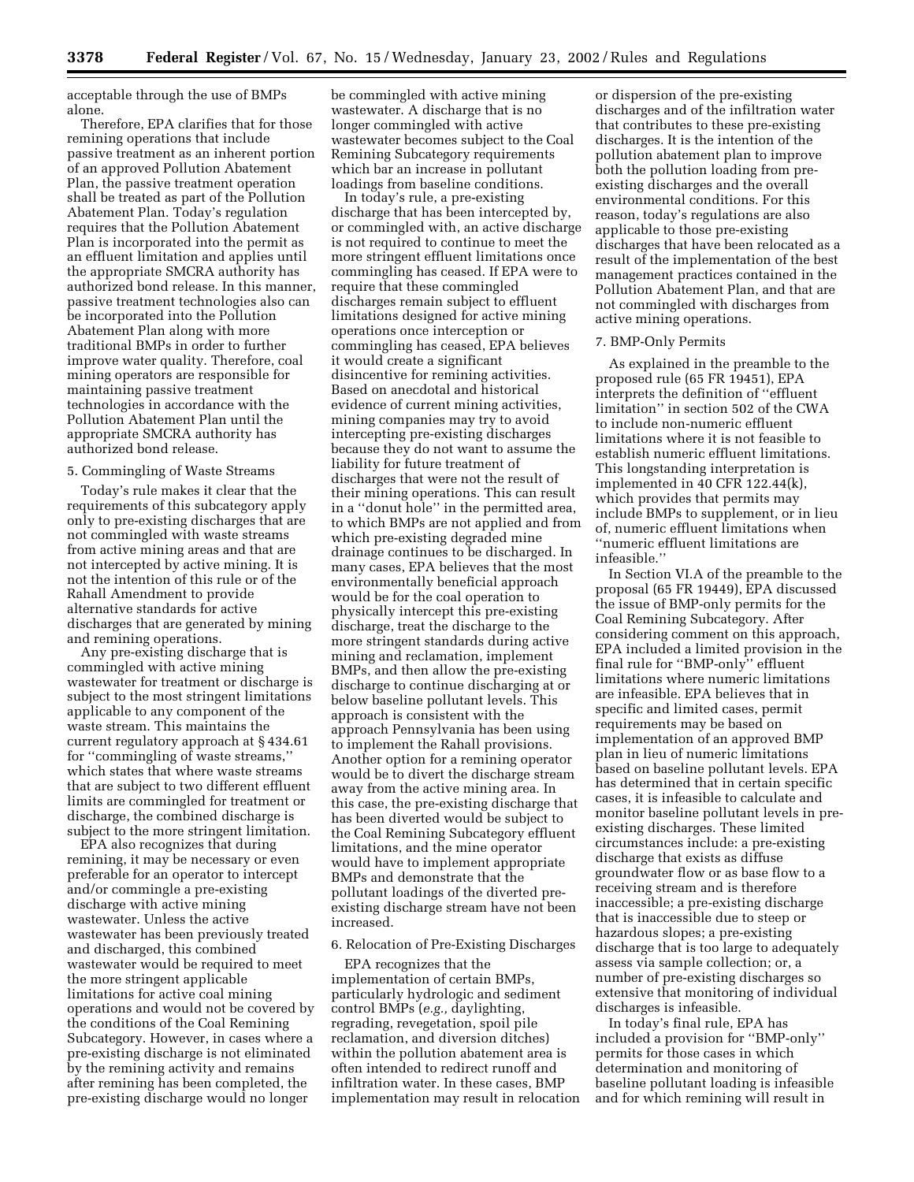acceptable through the use of BMPs alone.

Therefore, EPA clarifies that for those remining operations that include passive treatment as an inherent portion of an approved Pollution Abatement Plan, the passive treatment operation shall be treated as part of the Pollution Abatement Plan. Today's regulation requires that the Pollution Abatement Plan is incorporated into the permit as an effluent limitation and applies until the appropriate SMCRA authority has authorized bond release. In this manner, passive treatment technologies also can be incorporated into the Pollution Abatement Plan along with more traditional BMPs in order to further improve water quality. Therefore, coal mining operators are responsible for maintaining passive treatment technologies in accordance with the Pollution Abatement Plan until the appropriate SMCRA authority has authorized bond release.

5. Commingling of Waste Streams

Today's rule makes it clear that the requirements of this subcategory apply only to pre-existing discharges that are not commingled with waste streams from active mining areas and that are not intercepted by active mining. It is not the intention of this rule or of the Rahall Amendment to provide alternative standards for active discharges that are generated by mining and remining operations.

Any pre-existing discharge that is commingled with active mining wastewater for treatment or discharge is subject to the most stringent limitations applicable to any component of the waste stream. This maintains the current regulatory approach at § 434.61 for ''commingling of waste streams,'' which states that where waste streams that are subject to two different effluent limits are commingled for treatment or discharge, the combined discharge is subject to the more stringent limitation.

EPA also recognizes that during remining, it may be necessary or even preferable for an operator to intercept and/or commingle a pre-existing discharge with active mining wastewater. Unless the active wastewater has been previously treated and discharged, this combined wastewater would be required to meet the more stringent applicable limitations for active coal mining operations and would not be covered by the conditions of the Coal Remining Subcategory. However, in cases where a pre-existing discharge is not eliminated by the remining activity and remains after remining has been completed, the pre-existing discharge would no longer be commingled with active mining wastewater. A discharge that is no longer commingled with active wastewater becomes subject to the Coal Remining Subcategory requirements which bar an increase in pollutant loadings from baseline conditions.

In today's rule, a pre-existing discharge that has been intercepted by, or commingled with, an active discharge is not required to continue to meet the more stringent effluent limitations once commingling has ceased. If EPA were to require that these commingled discharges remain subject to effluent limitations designed for active mining operations once interception or commingling has ceased, EPA believes it would create a significant disincentive for remining activities. Based on anecdotal and historical evidence of current mining activities, mining companies may try to avoid intercepting pre-existing discharges because they do not want to assume the liability for future treatment of discharges that were not the result of their mining operations. This can result in a ''donut hole'' in the permitted area, to which BMPs are not applied and from which pre-existing degraded mine drainage continues to be discharged. In many cases, EPA believes that the most environmentally beneficial approach would be for the coal operation to physically intercept this pre-existing discharge, treat the discharge to the more stringent standards during active mining and reclamation, implement BMPs, and then allow the pre-existing discharge to continue discharging at or below baseline pollutant levels. This approach is consistent with the approach Pennsylvania has been using to implement the Rahall provisions. Another option for a remining operator would be to divert the discharge stream away from the active mining area. In this case, the pre-existing discharge that has been diverted would be subject to the Coal Remining Subcategory effluent limitations, and the mine operator would have to implement appropriate BMPs and demonstrate that the pollutant loadings of the diverted pre-existing discharge stream have not been increased.

6. Relocation of Pre-Existing Discharges

EPA recognizes that the implementation of certain BMPs, particularly hydrologic and sediment control BMPs (*e.g.,* daylighting, regrading, revegetation, spoil pile reclamation, and diversion ditches) within the pollution abatement area is often intended to redirect runoff and infiltration water. In these cases, BMP implementation may result in relocation or dispersion of the pre-existing discharges and of the infiltration water that contributes to these pre-existing discharges. It is the intention of the pollution abatement plan to improve both the pollution loading from pre-existing discharges and the overall environmental conditions. For this reason, today's regulations are also applicable to those pre-existing discharges that have been relocated as a result of the implementation of the best management practices contained in the Pollution Abatement Plan, and that are not commingled with discharges from active mining operations.

7. BMP-Only Permits

As explained in the preamble to the proposed rule (65 FR 19451), EPA interprets the definition of ''effluent limitation'' in section 502 of the CWA to include non-numeric effluent limitations where it is not feasible to establish numeric effluent limitations. This longstanding interpretation is implemented in 40 CFR 122.44(k), which provides that permits may include BMPs to supplement, or in lieu of, numeric effluent limitations when ''numeric effluent limitations are infeasible.''

In Section VI.A of the preamble to the proposal (65 FR 19449), EPA discussed the issue of BMP-only permits for the Coal Remining Subcategory. After considering comment on this approach, EPA included a limited provision in the final rule for ''BMP-only'' effluent limitations where numeric limitations are infeasible. EPA believes that in specific and limited cases, permit requirements may be based on implementation of an approved BMP plan in lieu of numeric limitations based on baseline pollutant levels. EPA has determined that in certain specific cases, it is infeasible to calculate and monitor baseline pollutant levels in pre-existing discharges. These limited circumstances include: a pre-existing discharge that exists as diffuse groundwater flow or as base flow to a receiving stream and is therefore inaccessible; a pre-existing discharge that is inaccessible due to steep or hazardous slopes; a pre-existing discharge that is too large to adequately assess via sample collection; or, a number of pre-existing discharges so extensive that monitoring of individual discharges is infeasible.

In today's final rule, EPA has included a provision for ''BMP-only'' permits for those cases in which determination and monitoring of baseline pollutant loading is infeasible and for which remining will result in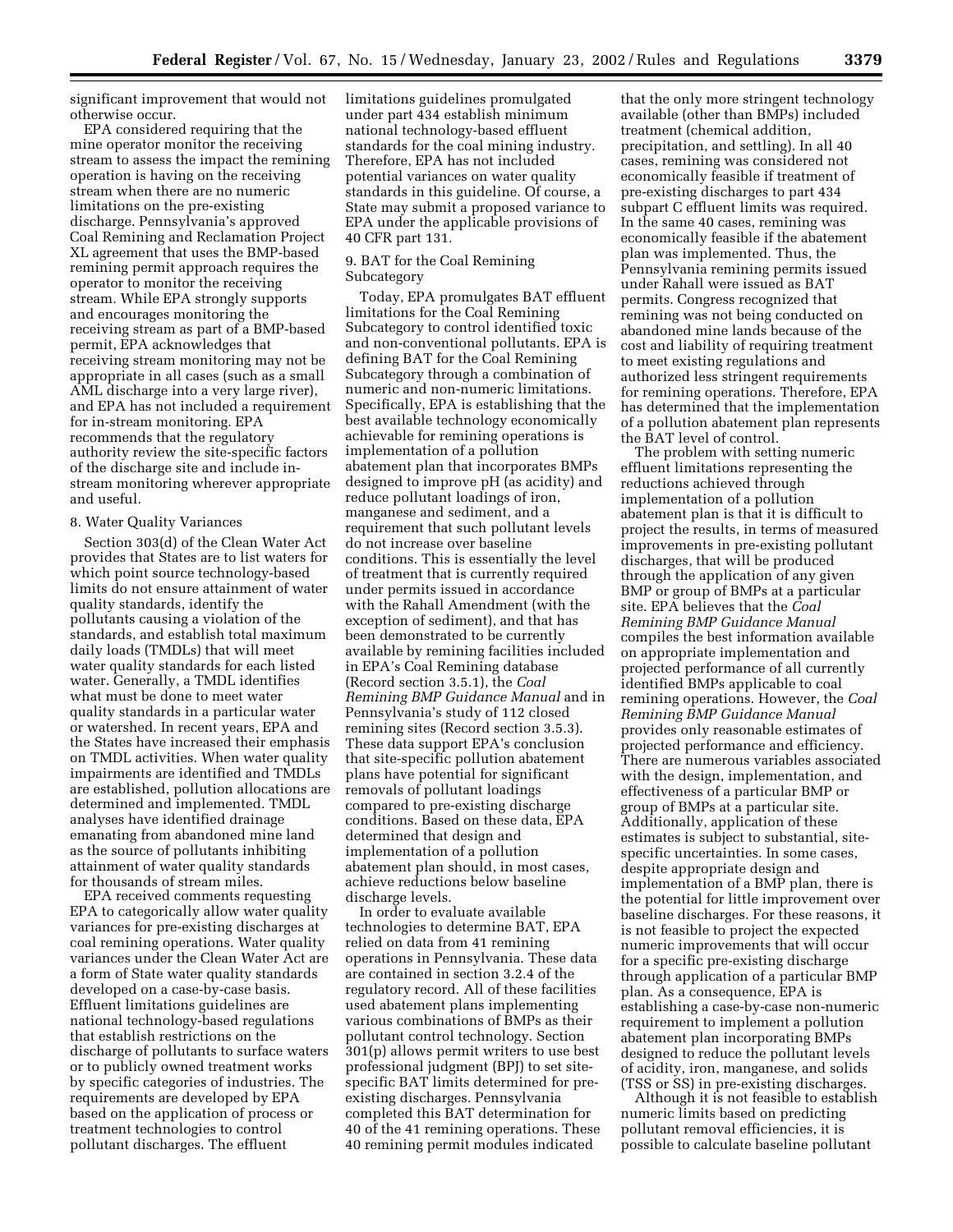significant improvement that would not otherwise occur.

EPA considered requiring that the mine operator monitor the receiving stream to assess the impact the remining operation is having on the receiving stream when there are no numeric limitations on the pre-existing discharge. Pennsylvania's approved Coal Remining and Reclamation Project XL agreement that uses the BMP-based remining permit approach requires the operator to monitor the receiving stream. While EPA strongly supports and encourages monitoring the receiving stream as part of a BMP-based permit, EPA acknowledges that receiving stream monitoring may not be appropriate in all cases (such as a small AML discharge into a very large river), and EPA has not included a requirement for in-stream monitoring. EPA recommends that the regulatory authority review the site-specific factors of the discharge site and include in-stream monitoring wherever appropriate and useful.

8. Water Quality Variances

Section 303(d) of the Clean Water Act provides that States are to list waters for which point source technology-based limits do not ensure attainment of water quality standards, identify the pollutants causing a violation of the standards, and establish total maximum daily loads (TMDLs) that will meet water quality standards for each listed water. Generally, a TMDL identifies what must be done to meet water quality standards in a particular water or watershed. In recent years, EPA and the States have increased their emphasis on TMDL activities. When water quality impairments are identified and TMDLs are established, pollution allocations are determined and implemented. TMDL analyses have identified drainage emanating from abandoned mine land as the source of pollutants inhibiting attainment of water quality standards for thousands of stream miles.

EPA received comments requesting EPA to categorically allow water quality variances for pre-existing discharges at coal remining operations. Water quality variances under the Clean Water Act are a form of State water quality standards developed on a case-by-case basis. Effluent limitations guidelines are national technology-based regulations that establish restrictions on the discharge of pollutants to surface waters or to publicly owned treatment works by specific categories of industries. The requirements are developed by EPA based on the application of process or treatment technologies to control pollutant discharges. The effluent limitations guidelines promulgated under part 434 establish minimum national technology-based effluent standards for the coal mining industry. Therefore, EPA has not included potential variances on water quality standards in this guideline. Of course, a State may submit a proposed variance to EPA under the applicable provisions of 40 CFR part 131.

9. BAT for the Coal Remining Subcategory

Today, EPA promulgates BAT effluent limitations for the Coal Remining Subcategory to control identified toxic and non-conventional pollutants. EPA is defining BAT for the Coal Remining Subcategory through a combination of numeric and non-numeric limitations. Specifically, EPA is establishing that the best available technology economically achievable for remining operations is implementation of a pollution abatement plan that incorporates BMPs designed to improve pH (as acidity) and reduce pollutant loadings of iron, manganese and sediment, and a requirement that such pollutant levels do not increase over baseline conditions. This is essentially the level of treatment that is currently required under permits issued in accordance with the Rahall Amendment (with the exception of sediment), and that has been demonstrated to be currently available by remining facilities included in EPA's Coal Remining database (Record section 3.5.1), the *Coal Remining BMP Guidance Manual* and in Pennsylvania's study of 112 closed remining sites (Record section 3.5.3). These data support EPA's conclusion that site-specific pollution abatement plans have potential for significant removals of pollutant loadings compared to pre-existing discharge conditions. Based on these data, EPA determined that design and implementation of a pollution abatement plan should, in most cases, achieve reductions below baseline discharge levels.

In order to evaluate available technologies to determine BAT, EPA relied on data from 41 remining operations in Pennsylvania. These data are contained in section 3.2.4 of the regulatory record. All of these facilities used abatement plans implementing various combinations of BMPs as their pollutant control technology. Section 301(p) allows permit writers to use best professional judgment (BPJ) to set site-specific BAT limits determined for pre-existing discharges. Pennsylvania completed this BAT determination for 40 of the 41 remining operations. These 40 remining permit modules indicated that the only more stringent technology available (other than BMPs) included treatment (chemical addition, precipitation, and settling). In all 40 cases, remining was considered not economically feasible if treatment of pre-existing discharges to part 434 subpart C effluent limits was required. In the same 40 cases, remining was economically feasible if the abatement plan was implemented. Thus, the Pennsylvania remining permits issued under Rahall were issued as BAT permits. Congress recognized that remining was not being conducted on abandoned mine lands because of the cost and liability of requiring treatment to meet existing regulations and authorized less stringent requirements for remining operations. Therefore, EPA has determined that the implementation of a pollution abatement plan represents the BAT level of control.

The problem with setting numeric effluent limitations representing the reductions achieved through implementation of a pollution abatement plan is that it is difficult to project the results, in terms of measured improvements in pre-existing pollutant discharges, that will be produced through the application of any given BMP or group of BMPs at a particular site. EPA believes that the *Coal Remining BMP Guidance Manual* compiles the best information available on appropriate implementation and projected performance of all currently identified BMPs applicable to coal remining operations. However, the *Coal Remining BMP Guidance Manual* provides only reasonable estimates of projected performance and efficiency. There are numerous variables associated with the design, implementation, and effectiveness of a particular BMP or group of BMPs at a particular site. Additionally, application of these estimates is subject to substantial, site-specific uncertainties. In some cases, despite appropriate design and implementation of a BMP plan, there is the potential for little improvement over baseline discharges. For these reasons, it is not feasible to project the expected numeric improvements that will occur for a specific pre-existing discharge through application of a particular BMP plan. As a consequence, EPA is establishing a case-by-case non-numeric requirement to implement a pollution abatement plan incorporating BMPs designed to reduce the pollutant levels of acidity, iron, manganese, and solids (TSS or SS) in pre-existing discharges.

Although it is not feasible to establish numeric limits based on predicting pollutant removal efficiencies, it is possible to calculate baseline pollutant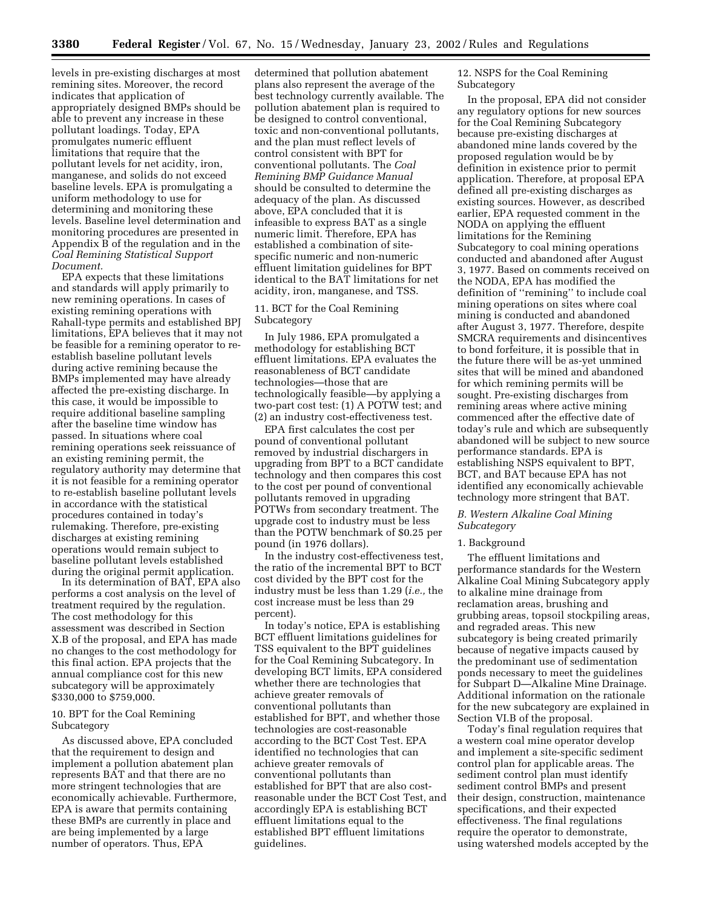levels in pre-existing discharges at most remining sites. Moreover, the record indicates that application of appropriately designed BMPs should be able to prevent any increase in these pollutant loadings. Today, EPA promulgates numeric effluent limitations that require that the pollutant levels for net acidity, iron, manganese, and solids do not exceed baseline levels. EPA is promulgating a uniform methodology to use for determining and monitoring these levels. Baseline level determination and monitoring procedures are presented in Appendix B of the regulation and in the *Coal Remining Statistical Support Document.*

EPA expects that these limitations and standards will apply primarily to new remining operations. In cases of existing remining operations with Rahall-type permits and established BPJ limitations, EPA believes that it may not be feasible for a remining operator to re-establish baseline pollutant levels during active remining because the BMPs implemented may have already affected the pre-existing discharge. In this case, it would be impossible to require additional baseline sampling after the baseline time window has passed. In situations where coal remining operations seek reissuance of an existing remining permit, the regulatory authority may determine that it is not feasible for a remining operator to re-establish baseline pollutant levels in accordance with the statistical procedures contained in today's rulemaking. Therefore, pre-existing discharges at existing remining operations would remain subject to baseline pollutant levels established during the original permit application.

In its determination of BAT, EPA also performs a cost analysis on the level of treatment required by the regulation. The cost methodology for this assessment was described in Section X.B of the proposal, and EPA has made no changes to the cost methodology for this final action. EPA projects that the annual compliance cost for this new subcategory will be approximately $330,000 to $759,000.

10. BPT for the Coal Remining Subcategory

As discussed above, EPA concluded that the requirement to design and implement a pollution abatement plan represents BAT and that there are no more stringent technologies that are economically achievable. Furthermore, EPA is aware that permits containing these BMPs are currently in place and are being implemented by a large number of operators. Thus, EPA determined that pollution abatement plans also represent the average of the best technology currently available. The pollution abatement plan is required to be designed to control conventional, toxic and non-conventional pollutants, and the plan must reflect levels of control consistent with BPT for conventional pollutants. The *Coal Remining BMP Guidance Manual* should be consulted to determine the adequacy of the plan. As discussed above, EPA concluded that it is infeasible to express BAT as a single numeric limit. Therefore, EPA has established a combination of site-specific numeric and non-numeric effluent limitation guidelines for BPT identical to the BAT limitations for net acidity, iron, manganese, and TSS.

11. BCT for the Coal Remining Subcategory

In July 1986, EPA promulgated a methodology for establishing BCT effluent limitations. EPA evaluates the reasonableness of BCT candidate technologies—those that are technologically feasible—by applying a two-part cost test: (1) A POTW test; and (2) an industry cost-effectiveness test.

EPA first calculates the cost per pound of conventional pollutant removed by industrial dischargers in upgrading from BPT to a BCT candidate technology and then compares this cost to the cost per pound of conventional pollutants removed in upgrading POTWs from secondary treatment. The upgrade cost to industry must be less than the POTW benchmark of $0.25 per pound (in 1976 dollars).

In the industry cost-effectiveness test, the ratio of the incremental BPT to BCT cost divided by the BPT cost for the industry must be less than 1.29 (*i.e.,* the cost increase must be less than 29 percent).

In today's notice, EPA is establishing BCT effluent limitations guidelines for TSS equivalent to the BPT guidelines for the Coal Remining Subcategory. In developing BCT limits, EPA considered whether there are technologies that achieve greater removals of conventional pollutants than established for BPT, and whether those technologies are cost-reasonable according to the BCT Cost Test. EPA identified no technologies that can achieve greater removals of conventional pollutants than established for BPT that are also cost-reasonable under the BCT Cost Test, and accordingly EPA is establishing BCT effluent limitations equal to the established BPT effluent limitations guidelines.

12. NSPS for the Coal Remining Subcategory

In the proposal, EPA did not consider any regulatory options for new sources for the Coal Remining Subcategory because pre-existing discharges at abandoned mine lands covered by the proposed regulation would be by definition in existence prior to permit application. Therefore, at proposal EPA defined all pre-existing discharges as existing sources. However, as described earlier, EPA requested comment in the NODA on applying the effluent limitations for the Remining Subcategory to coal mining operations conducted and abandoned after August 3, 1977. Based on comments received on the NODA, EPA has modified the definition of ''remining'' to include coal mining operations on sites where coal mining is conducted and abandoned after August 3, 1977. Therefore, despite SMCRA requirements and disincentives to bond forfeiture, it is possible that in the future there will be as-yet unmined sites that will be mined and abandoned for which remining permits will be sought. Pre-existing discharges from remining areas where active mining commenced after the effective date of today's rule and which are subsequently abandoned will be subject to new source performance standards. EPA is establishing NSPS equivalent to BPT, BCT, and BAT because EPA has not identified any economically achievable technology more stringent that BAT.

### *B. Western Alkaline Coal Mining Subcategory*

1. Background

The effluent limitations and performance standards for the Western Alkaline Coal Mining Subcategory apply to alkaline mine drainage from reclamation areas, brushing and grubbing areas, topsoil stockpiling areas, and regraded areas. This new subcategory is being created primarily because of negative impacts caused by the predominant use of sedimentation ponds necessary to meet the guidelines for Subpart D—Alkaline Mine Drainage. Additional information on the rationale for the new subcategory are explained in Section VI.B of the proposal.

Today's final regulation requires that a western coal mine operator develop and implement a site-specific sediment control plan for applicable areas. The sediment control plan must identify sediment control BMPs and present their design, construction, maintenance specifications, and their expected effectiveness. The final regulations require the operator to demonstrate, using watershed models accepted by the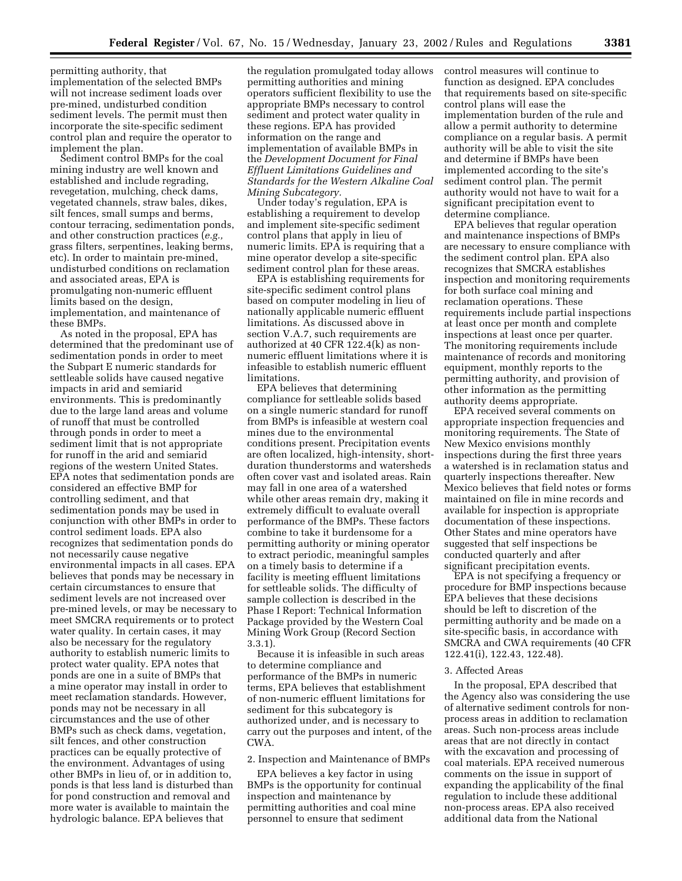permitting authority, that implementation of the selected BMPs will not increase sediment loads over pre-mined, undisturbed condition sediment levels. The permit must then incorporate the site-specific sediment control plan and require the operator to implement the plan.

Sediment control BMPs for the coal mining industry are well known and established and include regrading, revegetation, mulching, check dams, vegetated channels, straw bales, dikes, silt fences, small sumps and berms, contour terracing, sedimentation ponds, and other construction practices (*e.g.,* grass filters, serpentines, leaking berms, etc). In order to maintain pre-mined, undisturbed conditions on reclamation and associated areas, EPA is promulgating non-numeric effluent limits based on the design, implementation, and maintenance of these BMPs.

As noted in the proposal, EPA has determined that the predominant use of sedimentation ponds in order to meet the Subpart E numeric standards for settleable solids have caused negative impacts in arid and semiarid environments. This is predominantly due to the large land areas and volume of runoff that must be controlled through ponds in order to meet a sediment limit that is not appropriate for runoff in the arid and semiarid regions of the western United States. EPA notes that sedimentation ponds are considered an effective BMP for controlling sediment, and that sedimentation ponds may be used in conjunction with other BMPs in order to control sediment loads. EPA also recognizes that sedimentation ponds do not necessarily cause negative environmental impacts in all cases. EPA believes that ponds may be necessary in certain circumstances to ensure that sediment levels are not increased over pre-mined levels, or may be necessary to meet SMCRA requirements or to protect water quality. In certain cases, it may also be necessary for the regulatory authority to establish numeric limits to protect water quality. EPA notes that ponds are one in a suite of BMPs that a mine operator may install in order to meet reclamation standards. However, ponds may not be necessary in all circumstances and the use of other BMPs such as check dams, vegetation, silt fences, and other construction practices can be equally protective of the environment. Advantages of using other BMPs in lieu of, or in addition to, ponds is that less land is disturbed than for pond construction and removal and more water is available to maintain the hydrologic balance. EPA believes that the regulation promulgated today allows permitting authorities and mining operators sufficient flexibility to use the appropriate BMPs necessary to control sediment and protect water quality in these regions. EPA has provided information on the range and implementation of available BMPs in the *Development Document for Final Effluent Limitations Guidelines and Standards for the Western Alkaline Coal Mining Subcategory.*

Under today's regulation, EPA is establishing a requirement to develop and implement site-specific sediment control plans that apply in lieu of numeric limits. EPA is requiring that a mine operator develop a site-specific sediment control plan for these areas.

EPA is establishing requirements for site-specific sediment control plans based on computer modeling in lieu of nationally applicable numeric effluent limitations. As discussed above in section V.A.7, such requirements are authorized at 40 CFR 122.4(k) as non-numeric effluent limitations where it is infeasible to establish numeric effluent limitations.

EPA believes that determining compliance for settleable solids based on a single numeric standard for runoff from BMPs is infeasible at western coal mines due to the environmental conditions present. Precipitation events are often localized, high-intensity, short-duration thunderstorms and watersheds often cover vast and isolated areas. Rain may fall in one area of a watershed while other areas remain dry, making it extremely difficult to evaluate overall performance of the BMPs. These factors combine to take it burdensome for a permitting authority or mining operator to extract periodic, meaningful samples on a timely basis to determine if a facility is meeting effluent limitations for settleable solids. The difficulty of sample collection is described in the Phase I Report: Technical Information Package provided by the Western Coal Mining Work Group (Record Section 3.3.1).

Because it is infeasible in such areas to determine compliance and performance of the BMPs in numeric terms, EPA believes that establishment of non-numeric effluent limitations for sediment for this subcategory is authorized under, and is necessary to carry out the purposes and intent, of the CWA.

2. Inspection and Maintenance of BMPs

EPA believes a key factor in using BMPs is the opportunity for continual inspection and maintenance by permitting authorities and coal mine personnel to ensure that sediment control measures will continue to function as designed. EPA concludes that requirements based on site-specific control plans will ease the implementation burden of the rule and allow a permit authority to determine compliance on a regular basis. A permit authority will be able to visit the site and determine if BMPs have been implemented according to the site's sediment control plan. The permit authority would not have to wait for a significant precipitation event to determine compliance.

EPA believes that regular operation and maintenance inspections of BMPs are necessary to ensure compliance with the sediment control plan. EPA also recognizes that SMCRA establishes inspection and monitoring requirements for both surface coal mining and reclamation operations. These requirements include partial inspections at least once per month and complete inspections at least once per quarter. The monitoring requirements include maintenance of records and monitoring equipment, monthly reports to the permitting authority, and provision of other information as the permitting authority deems appropriate.

EPA received several comments on appropriate inspection frequencies and monitoring requirements. The State of New Mexico envisions monthly inspections during the first three years a watershed is in reclamation status and quarterly inspections thereafter. New Mexico believes that field notes or forms maintained on file in mine records and available for inspection is appropriate documentation of these inspections. Other States and mine operators have suggested that self inspections be conducted quarterly and after significant precipitation events.

EPA is not specifying a frequency or procedure for BMP inspections because EPA believes that these decisions should be left to discretion of the permitting authority and be made on a site-specific basis, in accordance with SMCRA and CWA requirements (40 CFR 122.41(i), 122.43, 122.48).

3. Affected Areas

In the proposal, EPA described that the Agency also was considering the use of alternative sediment controls for non-process areas in addition to reclamation areas. Such non-process areas include areas that are not directly in contact with the excavation and processing of coal materials. EPA received numerous comments on the issue in support of expanding the applicability of the final regulation to include these additional non-process areas. EPA also received additional data from the National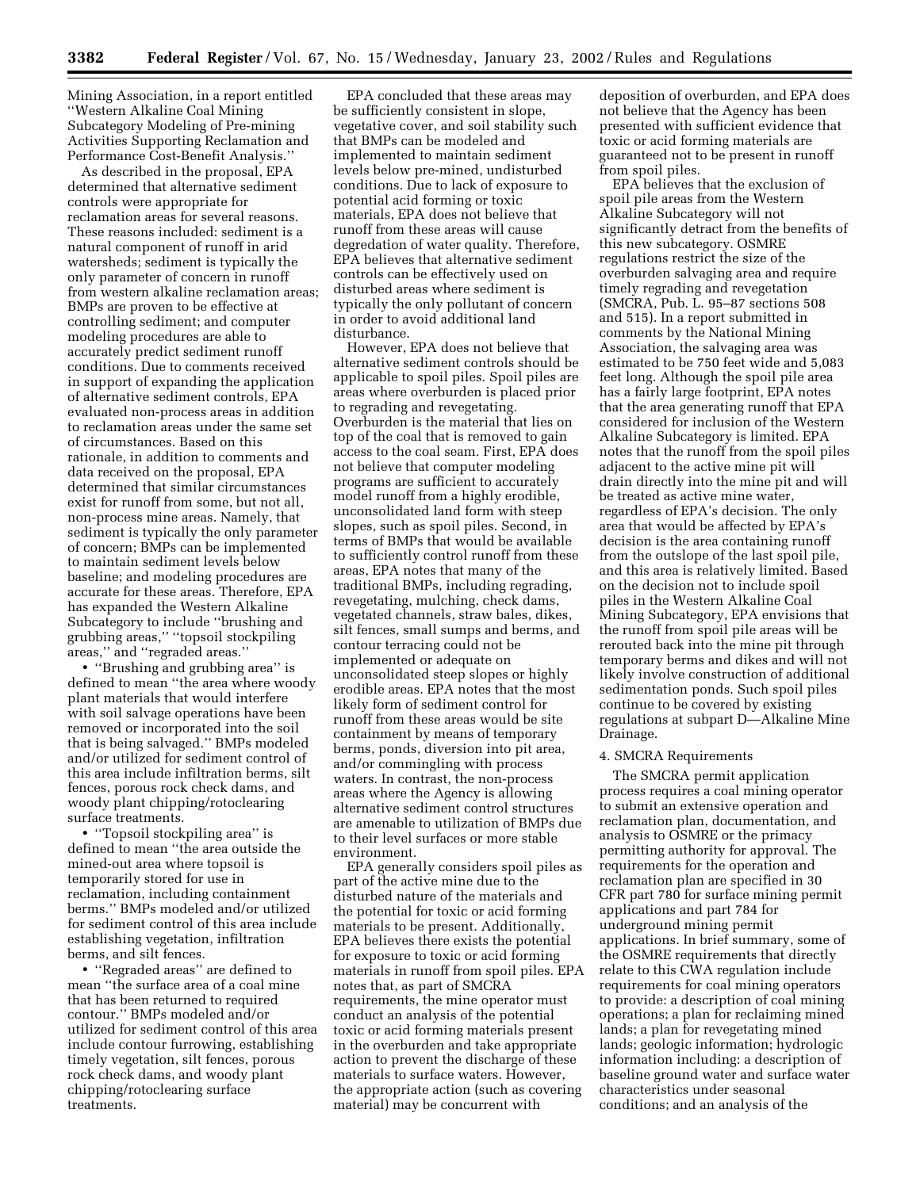Mining Association, in a report entitled ''Western Alkaline Coal Mining Subcategory Modeling of Pre-mining Activities Supporting Reclamation and Performance Cost-Benefit Analysis.''

As described in the proposal, EPA determined that alternative sediment controls were appropriate for reclamation areas for several reasons. These reasons included: sediment is a natural component of runoff in arid watersheds; sediment is typically the only parameter of concern in runoff from western alkaline reclamation areas; BMPs are proven to be effective at controlling sediment; and computer modeling procedures are able to accurately predict sediment runoff conditions. Due to comments received in support of expanding the application of alternative sediment controls, EPA evaluated non-process areas in addition to reclamation areas under the same set of circumstances. Based on this rationale, in addition to comments and data received on the proposal, EPA determined that similar circumstances exist for runoff from some, but not all, non-process mine areas. Namely, that sediment is typically the only parameter of concern; BMPs can be implemented to maintain sediment levels below baseline; and modeling procedures are accurate for these areas. Therefore, EPA has expanded the Western Alkaline Subcategory to include ''brushing and grubbing areas,'' ''topsoil stockpiling areas,'' and ''regraded areas.''

- ''Brushing and grubbing area'' is defined to mean ''the area where woody plant materials that would interfere with soil salvage operations have been removed or incorporated into the soil that is being salvaged.'' BMPs modeled and/or utilized for sediment control of this area include infiltration berms, silt fences, porous rock check dams, and woody plant chipping/rotoclearing surface treatments.
- ''Topsoil stockpiling area'' is defined to mean ''the area outside the mined-out area where topsoil is temporarily stored for use in reclamation, including containment berms.'' BMPs modeled and/or utilized for sediment control of this area include establishing vegetation, infiltration berms, and silt fences.
- ''Regraded areas'' are defined to mean ''the surface area of a coal mine that has been returned to required contour.'' BMPs modeled and/or utilized for sediment control of this area include contour furrowing, establishing timely vegetation, silt fences, porous rock check dams, and woody plant chipping/rotoclearing surface treatments.

EPA concluded that these areas may be sufficiently consistent in slope, vegetative cover, and soil stability such that BMPs can be modeled and implemented to maintain sediment levels below pre-mined, undisturbed conditions. Due to lack of exposure to potential acid forming or toxic materials, EPA does not believe that runoff from these areas will cause degredation of water quality. Therefore, EPA believes that alternative sediment controls can be effectively used on disturbed areas where sediment is typically the only pollutant of concern in order to avoid additional land disturbance.

However, EPA does not believe that alternative sediment controls should be applicable to spoil piles. Spoil piles are areas where overburden is placed prior to regrading and revegetating. Overburden is the material that lies on top of the coal that is removed to gain access to the coal seam. First, EPA does not believe that computer modeling programs are sufficient to accurately model runoff from a highly erodible, unconsolidated land form with steep slopes, such as spoil piles. Second, in terms of BMPs that would be available to sufficiently control runoff from these areas, EPA notes that many of the traditional BMPs, including regrading, revegetating, mulching, check dams, vegetated channels, straw bales, dikes, silt fences, small sumps and berms, and contour terracing could not be implemented or adequate on unconsolidated steep slopes or highly erodible areas. EPA notes that the most likely form of sediment control for runoff from these areas would be site containment by means of temporary berms, ponds, diversion into pit area, and/or commingling with process waters. In contrast, the non-process areas where the Agency is allowing alternative sediment control structures are amenable to utilization of BMPs due to their level surfaces or more stable environment.

EPA generally considers spoil piles as part of the active mine due to the disturbed nature of the materials and the potential for toxic or acid forming materials to be present. Additionally, EPA believes there exists the potential for exposure to toxic or acid forming materials in runoff from spoil piles. EPA notes that, as part of SMCRA requirements, the mine operator must conduct an analysis of the potential toxic or acid forming materials present in the overburden and take appropriate action to prevent the discharge of these materials to surface waters. However, the appropriate action (such as covering material) may be concurrent with deposition of overburden, and EPA does not believe that the Agency has been presented with sufficient evidence that toxic or acid forming materials are guaranteed not to be present in runoff from spoil piles.

EPA believes that the exclusion of spoil pile areas from the Western Alkaline Subcategory will not significantly detract from the benefits of this new subcategory. OSMRE regulations restrict the size of the overburden salvaging area and require timely regrading and revegetation (SMCRA, Pub. L. 95–87 sections 508 and 515). In a report submitted in comments by the National Mining Association, the salvaging area was estimated to be 750 feet wide and 5,083 feet long. Although the spoil pile area has a fairly large footprint, EPA notes that the area generating runoff that EPA considered for inclusion of the Western Alkaline Subcategory is limited. EPA notes that the runoff from the spoil piles adjacent to the active mine pit will drain directly into the mine pit and will be treated as active mine water, regardless of EPA's decision. The only area that would be affected by EPA's decision is the area containing runoff from the outslope of the last spoil pile, and this area is relatively limited. Based on the decision not to include spoil piles in the Western Alkaline Coal Mining Subcategory, EPA envisions that the runoff from spoil pile areas will be rerouted back into the mine pit through temporary berms and dikes and will not likely involve construction of additional sedimentation ponds. Such spoil piles continue to be covered by existing regulations at subpart D—Alkaline Mine Drainage.

4. SMCRA Requirements

The SMCRA permit application process requires a coal mining operator to submit an extensive operation and reclamation plan, documentation, and analysis to OSMRE or the primacy permitting authority for approval. The requirements for the operation and reclamation plan are specified in 30 CFR part 780 for surface mining permit applications and part 784 for underground mining permit applications. In brief summary, some of the OSMRE requirements that directly relate to this CWA regulation include requirements for coal mining operators to provide: a description of coal mining operations; a plan for reclaiming mined lands; a plan for revegetating mined lands; geologic information; hydrologic information including: a description of baseline ground water and surface water characteristics under seasonal conditions; and an analysis of the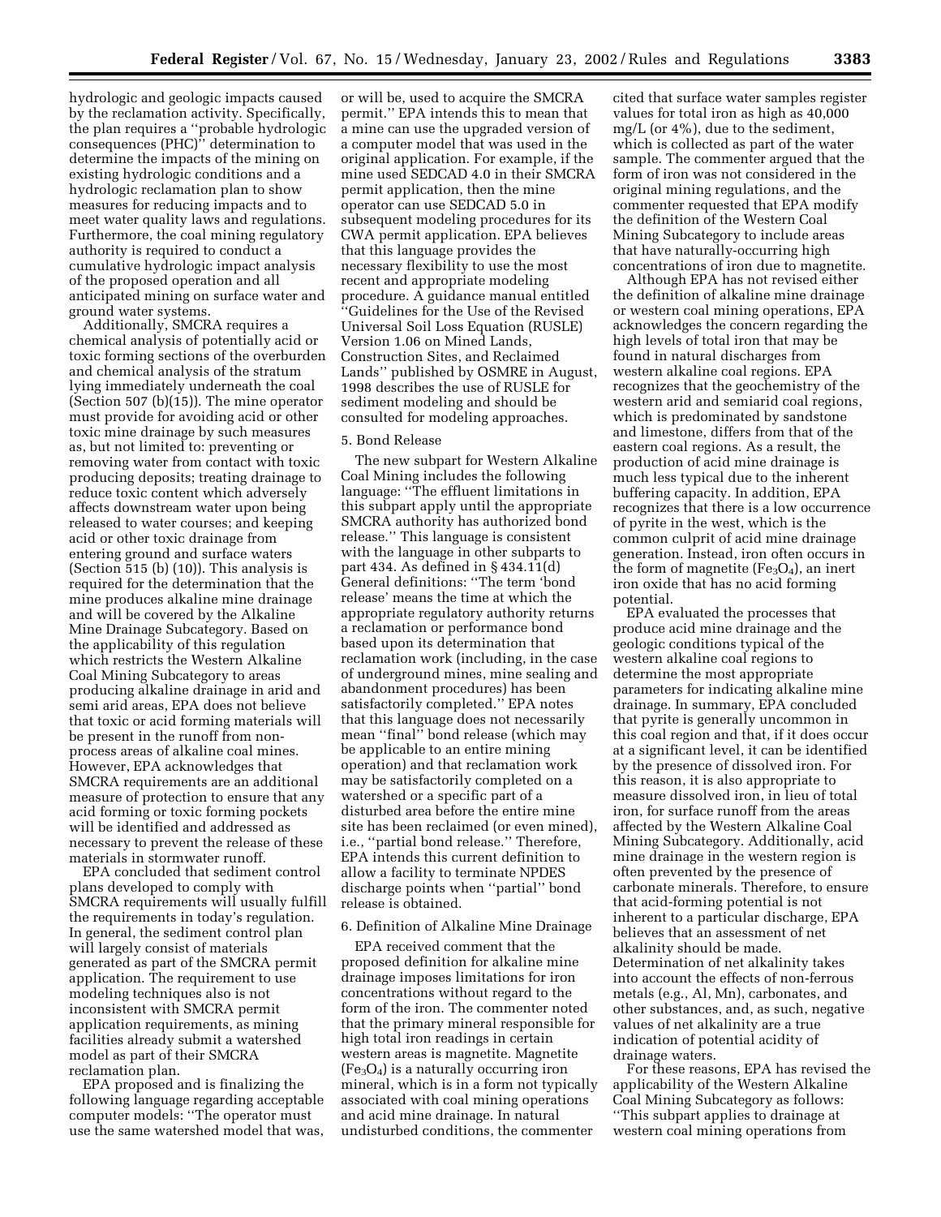hydrologic and geologic impacts caused by the reclamation activity. Specifically, the plan requires a ''probable hydrologic consequences (PHC)'' determination to determine the impacts of the mining on existing hydrologic conditions and a hydrologic reclamation plan to show measures for reducing impacts and to meet water quality laws and regulations. Furthermore, the coal mining regulatory authority is required to conduct a cumulative hydrologic impact analysis of the proposed operation and all anticipated mining on surface water and ground water systems.

Additionally, SMCRA requires a chemical analysis of potentially acid or toxic forming sections of the overburden and chemical analysis of the stratum lying immediately underneath the coal (Section 507 (b)(15)). The mine operator must provide for avoiding acid or other toxic mine drainage by such measures as, but not limited to: preventing or removing water from contact with toxic producing deposits; treating drainage to reduce toxic content which adversely affects downstream water upon being released to water courses; and keeping acid or other toxic drainage from entering ground and surface waters (Section 515 (b) (10)). This analysis is required for the determination that the mine produces alkaline mine drainage and will be covered by the Alkaline Mine Drainage Subcategory. Based on the applicability of this regulation which restricts the Western Alkaline Coal Mining Subcategory to areas producing alkaline drainage in arid and semi arid areas, EPA does not believe that toxic or acid forming materials will be present in the runoff from non-process areas of alkaline coal mines. However, EPA acknowledges that SMCRA requirements are an additional measure of protection to ensure that any acid forming or toxic forming pockets will be identified and addressed as necessary to prevent the release of these materials in stormwater runoff.

EPA concluded that sediment control plans developed to comply with SMCRA requirements will usually fulfill the requirements in today's regulation. In general, the sediment control plan will largely consist of materials generated as part of the SMCRA permit application. The requirement to use modeling techniques also is not inconsistent with SMCRA permit application requirements, as mining facilities already submit a watershed model as part of their SMCRA reclamation plan.

EPA proposed and is finalizing the following language regarding acceptable computer models: ''The operator must use the same watershed model that was, or will be, used to acquire the SMCRA permit.'' EPA intends this to mean that a mine can use the upgraded version of a computer model that was used in the original application. For example, if the mine used SEDCAD 4.0 in their SMCRA permit application, then the mine operator can use SEDCAD 5.0 in subsequent modeling procedures for its CWA permit application. EPA believes that this language provides the necessary flexibility to use the most recent and appropriate modeling procedure. A guidance manual entitled ''Guidelines for the Use of the Revised Universal Soil Loss Equation (RUSLE) Version 1.06 on Mined Lands, Construction Sites, and Reclaimed Lands'' published by OSMRE in August, 1998 describes the use of RUSLE for sediment modeling and should be consulted for modeling approaches.

5. Bond Release

The new subpart for Western Alkaline Coal Mining includes the following language: ''The effluent limitations in this subpart apply until the appropriate SMCRA authority has authorized bond release.'' This language is consistent with the language in other subparts to part 434. As defined in § 434.11(d) General definitions: ''The term 'bond release' means the time at which the appropriate regulatory authority returns a reclamation or performance bond based upon its determination that reclamation work (including, in the case of underground mines, mine sealing and abandonment procedures) has been satisfactorily completed.'' EPA notes that this language does not necessarily mean ''final'' bond release (which may be applicable to an entire mining operation) and that reclamation work may be satisfactorily completed on a watershed or a specific part of a disturbed area before the entire mine site has been reclaimed (or even mined), i.e., ''partial bond release.'' Therefore, EPA intends this current definition to allow a facility to terminate NPDES discharge points when ''partial'' bond release is obtained.

6. Definition of Alkaline Mine Drainage

EPA received comment that the proposed definition for alkaline mine drainage imposes limitations for iron concentrations without regard to the form of the iron. The commenter noted that the primary mineral responsible for high total iron readings in certain western areas is magnetite. Magnetite ($Fe_3O_4$) is a naturally occurring iron mineral, which is in a form not typically associated with coal mining operations and acid mine drainage. In natural undisturbed conditions, the commenter cited that surface water samples register values for total iron as high as 40,000 mg/L (or 4%), due to the sediment, which is collected as part of the water sample. The commenter argued that the form of iron was not considered in the original mining regulations, and the commenter requested that EPA modify the definition of the Western Coal Mining Subcategory to include areas that have naturally-occurring high concentrations of iron due to magnetite.

Although EPA has not revised either the definition of alkaline mine drainage or western coal mining operations, EPA acknowledges the concern regarding the high levels of total iron that may be found in natural discharges from western alkaline coal regions. EPA recognizes that the geochemistry of the western arid and semiarid coal regions, which is predominated by sandstone and limestone, differs from that of the eastern coal regions. As a result, the production of acid mine drainage is much less typical due to the inherent buffering capacity. In addition, EPA recognizes that there is a low occurrence of pyrite in the west, which is the common culprit of acid mine drainage generation. Instead, iron often occurs in the form of magnetite ($Fe_3O_4$), an inert iron oxide that has no acid forming potential.

EPA evaluated the processes that produce acid mine drainage and the geologic conditions typical of the western alkaline coal regions to determine the most appropriate parameters for indicating alkaline mine drainage. In summary, EPA concluded that pyrite is generally uncommon in this coal region and that, if it does occur at a significant level, it can be identified by the presence of dissolved iron. For this reason, it is also appropriate to measure dissolved iron, in lieu of total iron, for surface runoff from the areas affected by the Western Alkaline Coal Mining Subcategory. Additionally, acid mine drainage in the western region is often prevented by the presence of carbonate minerals. Therefore, to ensure that acid-forming potential is not inherent to a particular discharge, EPA believes that an assessment of net alkalinity should be made. Determination of net alkalinity takes into account the effects of non-ferrous metals (e.g., Al, Mn), carbonates, and other substances, and, as such, negative values of net alkalinity are a true indication of potential acidity of drainage waters.

For these reasons, EPA has revised the applicability of the Western Alkaline Coal Mining Subcategory as follows: ''This subpart applies to drainage at western coal mining operations from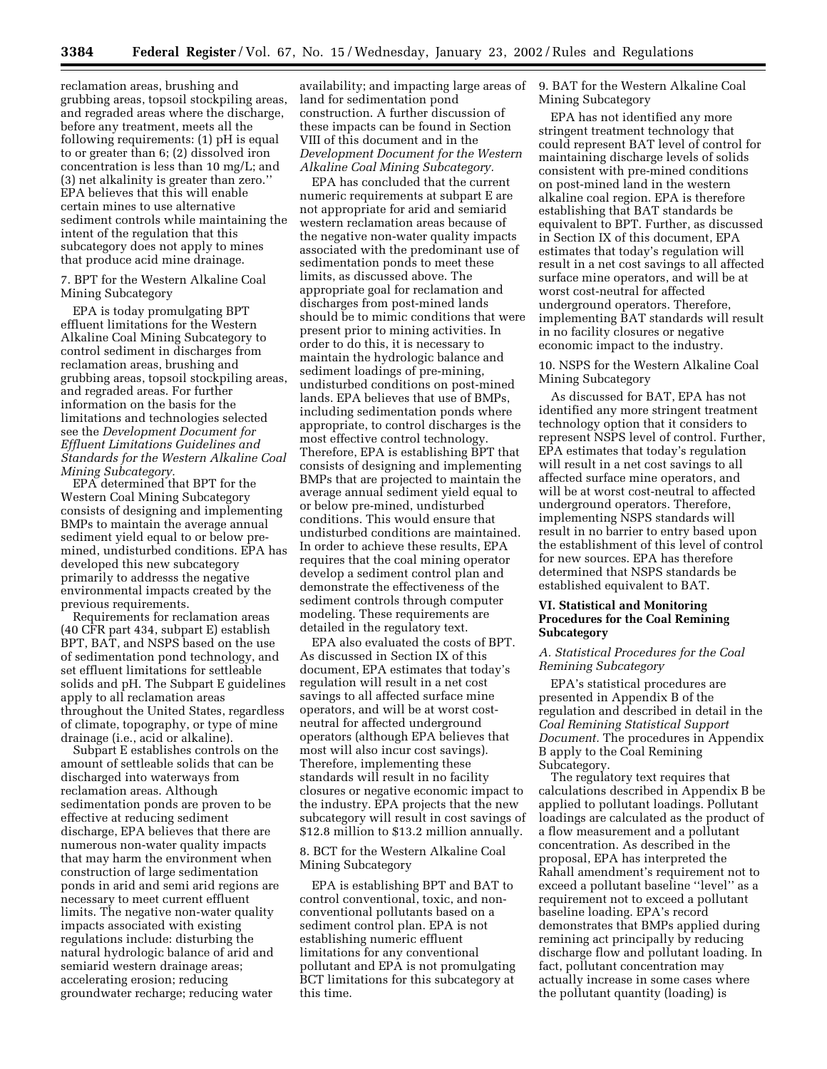reclamation areas, brushing and grubbing areas, topsoil stockpiling areas, and regraded areas where the discharge, before any treatment, meets all the following requirements: (1) pH is equal to or greater than 6; (2) dissolved iron concentration is less than 10 mg/L; and (3) net alkalinity is greater than zero.'' EPA believes that this will enable certain mines to use alternative sediment controls while maintaining the intent of the regulation that this subcategory does not apply to mines that produce acid mine drainage.

7. BPT for the Western Alkaline Coal Mining Subcategory

EPA is today promulgating BPT effluent limitations for the Western Alkaline Coal Mining Subcategory to control sediment in discharges from reclamation areas, brushing and grubbing areas, topsoil stockpiling areas, and regraded areas. For further information on the basis for the limitations and technologies selected see the *Development Document for Effluent Limitations Guidelines and Standards for the Western Alkaline Coal Mining Subcategory.*

EPA determined that BPT for the Western Coal Mining Subcategory consists of designing and implementing BMPs to maintain the average annual sediment yield equal to or below pre-mined, undisturbed conditions. EPA has developed this new subcategory primarily to addresss the negative environmental impacts created by the previous requirements.

Requirements for reclamation areas (40 CFR part 434, subpart E) establish BPT, BAT, and NSPS based on the use of sedimentation pond technology, and set effluent limitations for settleable solids and pH. The Subpart E guidelines apply to all reclamation areas throughout the United States, regardless of climate, topography, or type of mine drainage (i.e., acid or alkaline).

Subpart E establishes controls on the amount of settleable solids that can be discharged into waterways from reclamation areas. Although sedimentation ponds are proven to be effective at reducing sediment discharge, EPA believes that there are numerous non-water quality impacts that may harm the environment when construction of large sedimentation ponds in arid and semi arid regions are necessary to meet current effluent limits. The negative non-water quality impacts associated with existing regulations include: disturbing the natural hydrologic balance of arid and semiarid western drainage areas; accelerating erosion; reducing groundwater recharge; reducing water availability; and impacting large areas of land for sedimentation pond construction. A further discussion of these impacts can be found in Section VIII of this document and in the *Development Document for the Western Alkaline Coal Mining Subcategory.*

EPA has concluded that the current numeric requirements at subpart E are not appropriate for arid and semiarid western reclamation areas because of the negative non-water quality impacts associated with the predominant use of sedimentation ponds to meet these limits, as discussed above. The appropriate goal for reclamation and discharges from post-mined lands should be to mimic conditions that were present prior to mining activities. In order to do this, it is necessary to maintain the hydrologic balance and sediment loadings of pre-mining, undisturbed conditions on post-mined lands. EPA believes that use of BMPs, including sedimentation ponds where appropriate, to control discharges is the most effective control technology. Therefore, EPA is establishing BPT that consists of designing and implementing BMPs that are projected to maintain the average annual sediment yield equal to or below pre-mined, undisturbed conditions. This would ensure that undisturbed conditions are maintained. In order to achieve these results, EPA requires that the coal mining operator develop a sediment control plan and demonstrate the effectiveness of the sediment controls through computer modeling. These requirements are detailed in the regulatory text.

EPA also evaluated the costs of BPT. As discussed in Section IX of this document, EPA estimates that today's regulation will result in a net cost savings to all affected surface mine operators, and will be at worst cost-neutral for affected underground operators (although EPA believes that most will also incur cost savings). Therefore, implementing these standards will result in no facility closures or negative economic impact to the industry. EPA projects that the new subcategory will result in cost savings of $12.8 million to $13.2 million annually.

8. BCT for the Western Alkaline Coal Mining Subcategory

EPA is establishing BPT and BAT to control conventional, toxic, and non-conventional pollutants based on a sediment control plan. EPA is not establishing numeric effluent limitations for any conventional pollutant and EPA is not promulgating BCT limitations for this subcategory at this time.

9. BAT for the Western Alkaline Coal Mining Subcategory

EPA has not identified any more stringent treatment technology that could represent BAT level of control for maintaining discharge levels of solids consistent with pre-mined conditions on post-mined land in the western alkaline coal region. EPA is therefore establishing that BAT standards be equivalent to BPT. Further, as discussed in Section IX of this document, EPA estimates that today's regulation will result in a net cost savings to all affected surface mine operators, and will be at worst cost-neutral for affected underground operators. Therefore, implementing BAT standards will result in no facility closures or negative economic impact to the industry.

10. NSPS for the Western Alkaline Coal Mining Subcategory

As discussed for BAT, EPA has not identified any more stringent treatment technology option that it considers to represent NSPS level of control. Further, EPA estimates that today's regulation will result in a net cost savings to all affected surface mine operators, and will be at worst cost-neutral to affected underground operators. Therefore, implementing NSPS standards will result in no barrier to entry based upon the establishment of this level of control for new sources. EPA has therefore determined that NSPS standards be established equivalent to BAT.

## VI. Statistical and Monitoring Procedures for the Coal Remining Subcategory

### *A. Statistical Procedures for the Coal Remining Subcategory*

EPA's statistical procedures are presented in Appendix B of the regulation and described in detail in the *Coal Remining Statistical Support Document.* The procedures in Appendix B apply to the Coal Remining Subcategory.

The regulatory text requires that calculations described in Appendix B be applied to pollutant loadings. Pollutant loadings are calculated as the product of a flow measurement and a pollutant concentration. As described in the proposal, EPA has interpreted the Rahall amendment's requirement not to exceed a pollutant baseline ''level'' as a requirement not to exceed a pollutant baseline loading. EPA's record demonstrates that BMPs applied during remining act principally by reducing discharge flow and pollutant loading. In fact, pollutant concentration may actually increase in some cases where the pollutant quantity (loading) is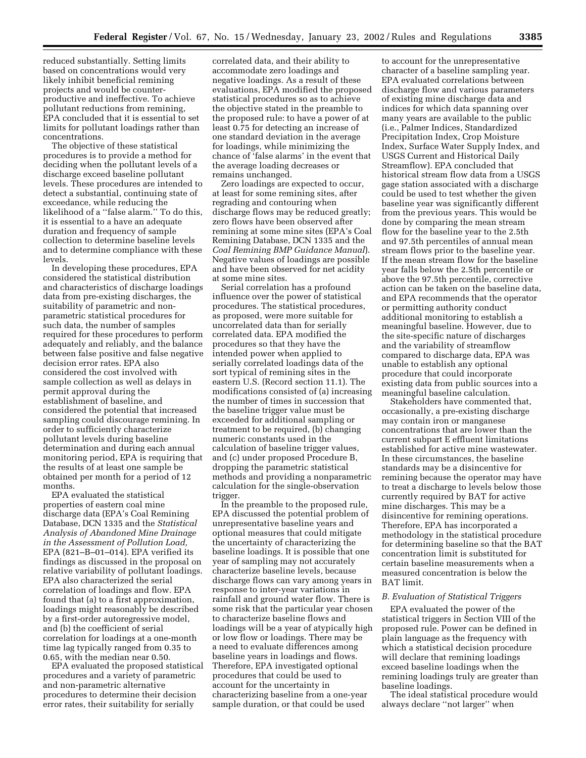reduced substantially. Setting limits based on concentrations would very likely inhibit beneficial remining projects and would be counter-productive and ineffective. To achieve pollutant reductions from remining, EPA concluded that it is essential to set limits for pollutant loadings rather than concentrations.

The objective of these statistical procedures is to provide a method for deciding when the pollutant levels of a discharge exceed baseline pollutant levels. These procedures are intended to detect a substantial, continuing state of exceedance, while reducing the likelihood of a ''false alarm.'' To do this, it is essential to a have an adequate duration and frequency of sample collection to determine baseline levels and to determine compliance with these levels.

In developing these procedures, EPA considered the statistical distribution and characteristics of discharge loadings data from pre-existing discharges, the suitability of parametric and non-parametric statistical procedures for such data, the number of samples required for these procedures to perform adequately and reliably, and the balance between false positive and false negative decision error rates. EPA also considered the cost involved with sample collection as well as delays in permit approval during the establishment of baseline, and considered the potential that increased sampling could discourage remining. In order to sufficiently characterize pollutant levels during baseline determination and during each annual monitoring period, EPA is requiring that the results of at least one sample be obtained per month for a period of 12 months.

EPA evaluated the statistical properties of eastern coal mine discharge data (EPA's Coal Remining Database, DCN 1335 and the *Statistical Analysis of Abandoned Mine Drainage in the Assessment of Pollution Load,* EPA (821–B–01–014). EPA verified its findings as discussed in the proposal on relative variability of pollutant loadings. EPA also characterized the serial correlation of loadings and flow. EPA found that (a) to a first approximation, loadings might reasonably be described by a first-order autoregressive model, and (b) the coefficient of serial correlation for loadings at a one-month time lag typically ranged from 0.35 to 0.65, with the median near 0.50.

EPA evaluated the proposed statistical procedures and a variety of parametric and non-parametric alternative procedures to determine their decision error rates, their suitability for serially correlated data, and their ability to accommodate zero loadings and negative loadings. As a result of these evaluations, EPA modified the proposed statistical procedures so as to achieve the objective stated in the preamble to the proposed rule: to have a power of at least 0.75 for detecting an increase of one standard deviation in the average for loadings, while minimizing the chance of 'false alarms' in the event that the average loading decreases or remains unchanged.

Zero loadings are expected to occur, at least for some remining sites, after regrading and contouring when discharge flows may be reduced greatly; zero flows have been observed after remining at some mine sites (EPA's Coal Remining Database, DCN 1335 and the *Coal Remining BMP Guidance Manual*). Negative values of loadings are possible and have been observed for net acidity at some mine sites.

Serial correlation has a profound influence over the power of statistical procedures. The statistical procedures, as proposed, were more suitable for uncorrelated data than for serially correlated data. EPA modified the procedures so that they have the intended power when applied to serially correlated loadings data of the sort typical of remining sites in the eastern U.S. (Record section 11.1). The modifications consisted of (a) increasing the number of times in succession that the baseline trigger value must be exceeded for additional sampling or treatment to be required, (b) changing numeric constants used in the calculation of baseline trigger values, and (c) under proposed Procedure B, dropping the parametric statistical methods and providing a nonparametric calculation for the single-observation trigger.

In the preamble to the proposed rule, EPA discussed the potential problem of unrepresentative baseline years and optional measures that could mitigate the uncertainty of characterizing the baseline loadings. It is possible that one year of sampling may not accurately characterize baseline levels, because discharge flows can vary among years in response to inter-year variations in rainfall and ground water flow. There is some risk that the particular year chosen to characterize baseline flows and loadings will be a year of atypically high or low flow or loadings. There may be a need to evaluate differences among baseline years in loadings and flows. Therefore, EPA investigated optional procedures that could be used to account for the uncertainty in characterizing baseline from a one-year sample duration, or that could be used to account for the unrepresentative character of a baseline sampling year. EPA evaluated correlations between discharge flow and various parameters of existing mine discharge data and indices for which data spanning over many years are available to the public (i.e., Palmer Indices, Standardized Precipitation Index, Crop Moisture Index, Surface Water Supply Index, and USGS Current and Historical Daily Streamflow). EPA concluded that historical stream flow data from a USGS gage station associated with a discharge could be used to test whether the given baseline year was significantly different from the previous years. This would be done by comparing the mean stream flow for the baseline year to the 2.5th and 97.5th percentiles of annual mean stream flows prior to the baseline year. If the mean stream flow for the baseline year falls below the 2.5th percentile or above the 97.5th percentile, corrective action can be taken on the baseline data, and EPA recommends that the operator or permitting authority conduct additional monitoring to establish a meaningful baseline. However, due to the site-specific nature of discharges and the variability of streamflow compared to discharge data, EPA was unable to establish any optional procedure that could incorporate existing data from public sources into a meaningful baseline calculation.

Stakeholders have commented that, occasionally, a pre-existing discharge may contain iron or manganese concentrations that are lower than the current subpart E effluent limitations established for active mine wastewater. In these circumstances, the baseline standards may be a disincentive for remining because the operator may have to treat a discharge to levels below those currently required by BAT for active mine discharges. This may be a disincentive for remining operations. Therefore, EPA has incorporated a methodology in the statistical procedure for determining baseline so that the BAT concentration limit is substituted for certain baseline measurements when a measured concentration is below the BAT limit.

### *B. Evaluation of Statistical Triggers*

EPA evaluated the power of the statistical triggers in Section VIII of the proposed rule. Power can be defined in plain language as the frequency with which a statistical decision procedure will declare that remining loadings exceed baseline loadings when the remining loadings truly are greater than baseline loadings.

The ideal statistical procedure would always declare ''not larger'' when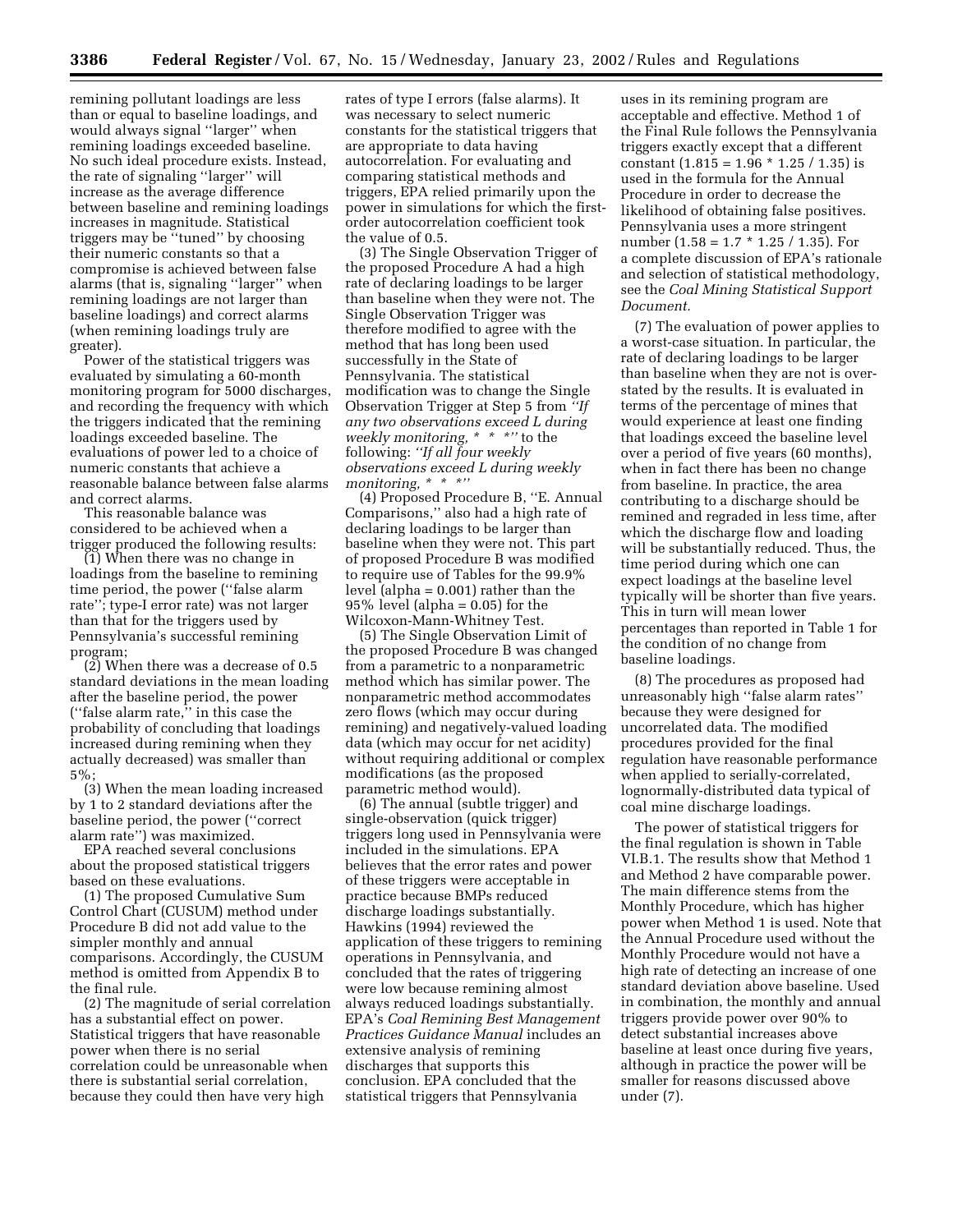remining pollutant loadings are less than or equal to baseline loadings, and would always signal ''larger'' when remining loadings exceeded baseline. No such ideal procedure exists. Instead, the rate of signaling ''larger'' will increase as the average difference between baseline and remining loadings increases in magnitude. Statistical triggers may be ''tuned'' by choosing their numeric constants so that a compromise is achieved between false alarms (that is, signaling ''larger'' when remining loadings are not larger than baseline loadings) and correct alarms (when remining loadings truly are greater).

Power of the statistical triggers was evaluated by simulating a 60-month monitoring program for 5000 discharges, and recording the frequency with which the triggers indicated that the remining loadings exceeded baseline. The evaluations of power led to a choice of numeric constants that achieve a reasonable balance between false alarms and correct alarms.

This reasonable balance was considered to be achieved when a trigger produced the following results:

(1) When there was no change in loadings from the baseline to remining time period, the power (''false alarm rate''; type-I error rate) was not larger than that for the triggers used by Pennsylvania's successful remining program;

(2) When there was a decrease of 0.5 standard deviations in the mean loading after the baseline period, the power (''false alarm rate,'' in this case the probability of concluding that loadings increased during remining when they actually decreased) was smaller than 5%;

(3) When the mean loading increased by 1 to 2 standard deviations after the baseline period, the power (''correct alarm rate'') was maximized.

EPA reached several conclusions about the proposed statistical triggers based on these evaluations.

(1) The proposed Cumulative Sum Control Chart (CUSUM) method under Procedure B did not add value to the simpler monthly and annual comparisons. Accordingly, the CUSUM method is omitted from Appendix B to the final rule.

(2) The magnitude of serial correlation has a substantial effect on power. Statistical triggers that have reasonable power when there is no serial correlation could be unreasonable when there is substantial serial correlation, because they could then have very high rates of type I errors (false alarms). It was necessary to select numeric constants for the statistical triggers that are appropriate to data having autocorrelation. For evaluating and comparing statistical methods and triggers, EPA relied primarily upon the power in simulations for which the first-order autocorrelation coefficient took the value of 0.5.

(3) The Single Observation Trigger of the proposed Procedure A had a high rate of declaring loadings to be larger than baseline when they were not. The Single Observation Trigger was therefore modified to agree with the method that has long been used successfully in the State of Pennsylvania. The statistical modification was to change the Single Observation Trigger at Step 5 from *''If any two observations exceed L during weekly monitoring, * * *''* to the following: *''If all four weekly observations exceed L during weekly monitoring, * * *''*

(4) Proposed Procedure B, ''E. Annual Comparisons,'' also had a high rate of declaring loadings to be larger than baseline when they were not. This part of proposed Procedure B was modified to require use of Tables for the 99.9% level (alpha = 0.001) rather than the 95% level (alpha = 0.05) for the Wilcoxon-Mann-Whitney Test.

(5) The Single Observation Limit of the proposed Procedure B was changed from a parametric to a nonparametric method which has similar power. The nonparametric method accommodates zero flows (which may occur during remining) and negatively-valued loading data (which may occur for net acidity) without requiring additional or complex modifications (as the proposed parametric method would).

(6) The annual (subtle trigger) and single-observation (quick trigger) triggers long used in Pennsylvania were included in the simulations. EPA believes that the error rates and power of these triggers were acceptable in practice because BMPs reduced discharge loadings substantially. Hawkins (1994) reviewed the application of these triggers to remining operations in Pennsylvania, and concluded that the rates of triggering were low because remining almost always reduced loadings substantially. EPA's *Coal Remining Best Management Practices Guidance Manual* includes an extensive analysis of remining discharges that supports this conclusion. EPA concluded that the statistical triggers that Pennsylvania uses in its remining program are acceptable and effective. Method 1 of the Final Rule follows the Pennsylvania triggers exactly except that a different constant ($1.815 = 1.96 * 1.25 / 1.35$) is used in the formula for the Annual Procedure in order to decrease the likelihood of obtaining false positives. Pennsylvania uses a more stringent number ($1.58 = 1.7 * 1.25 / 1.35$). For a complete discussion of EPA's rationale and selection of statistical methodology, see the *Coal Mining Statistical Support Document.*

(7) The evaluation of power applies to a worst-case situation. In particular, the rate of declaring loadings to be larger than baseline when they are not is overstated by the results. It is evaluated in terms of the percentage of mines that would experience at least one finding that loadings exceed the baseline level over a period of five years (60 months), when in fact there has been no change from baseline. In practice, the area contributing to a discharge should be remined and regraded in less time, after which the discharge flow and loading will be substantially reduced. Thus, the time period during which one can expect loadings at the baseline level typically will be shorter than five years. This in turn will mean lower percentages than reported in Table 1 for the condition of no change from baseline loadings.

(8) The procedures as proposed had unreasonably high ''false alarm rates'' because they were designed for uncorrelated data. The modified procedures provided for the final regulation have reasonable performance when applied to serially-correlated, lognormally-distributed data typical of coal mine discharge loadings.

The power of statistical triggers for the final regulation is shown in Table VI.B.1. The results show that Method 1 and Method 2 have comparable power. The main difference stems from the Monthly Procedure, which has higher power when Method 1 is used. Note that the Annual Procedure used without the Monthly Procedure would not have a high rate of detecting an increase of one standard deviation above baseline. Used in combination, the monthly and annual triggers provide power over 90% to detect substantial increases above baseline at least once during five years, although in practice the power will be smaller for reasons discussed above under (7).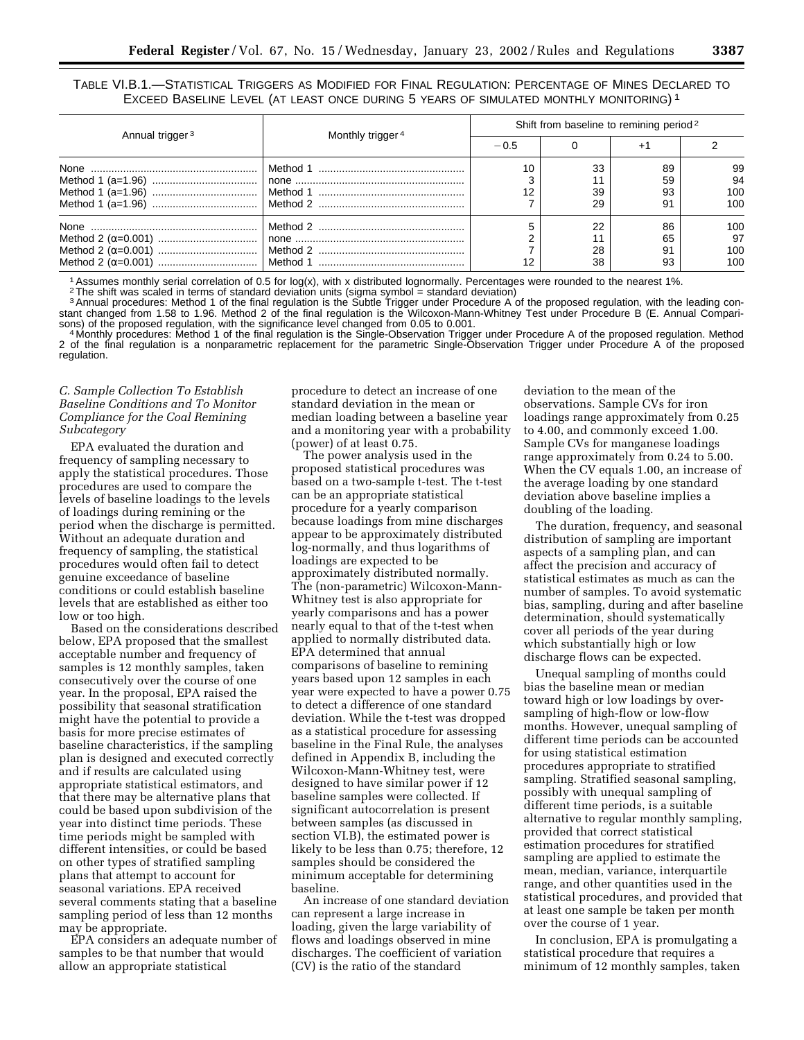TABLE VI.B.1.—STATISTICAL TRIGGERS AS MODIFIED FOR FINAL REGULATION: PERCENTAGE OF MINES DECLARED TO EXCEED BASELINE LEVEL (AT LEAST ONCE DURING 5 YEARS OF SIMULATED MONTHLY MONITORING) [1]

| Annual trigger [3] | Monthly trigger [4] | Shift from baseline to remining period [2] | | | |
|---|---|---|---|---|---|
| | | −0.5 | 0 | +1 | 2 |
| None | Method 1 | 10 | 33 | 89 | 99 |
| Method 1 (a=1.96) | none | 3 | 11 | 59 | 94 |
| Method 1 (a=1.96) | Method 1 | 12 | 39 | 93 | 100 |
| Method 1 (a=1.96) | Method 2 | 7 | 29 | 91 | 100 |
| None | Method 2 | 5 | 22 | 86 | 100 |
| Method 2 (α=0.001) | none | 2 | 11 | 65 | 97 |
| Method 2 (α=0.001) | Method 2 | 7 | 28 | 91 | 100 |
| Method 2 (α=0.001) | Method 1 | 12 | 38 | 93 | 100 |

[1] Assumes monthly serial correlation of 0.5 for log(x), with x distributed lognormally. Percentages were rounded to the nearest 1%.

[2] The shift was scaled in terms of standard deviation units (sigma symbol = standard deviation)

[3] Annual procedures: Method 1 of the final regulation is the Subtle Trigger under Procedure A of the proposed regulation, with the leading constant changed from 1.58 to 1.96. Method 2 of the final regulation is the Wilcoxon-Mann-Whitney Test under Procedure B (E. Annual Comparisons) of the proposed regulation, with the significance level changed from 0.05 to 0.001.

[4] Monthly procedures: Method 1 of the final regulation is the Single-Observation Trigger under Procedure A of the proposed regulation. Method 2 of the final regulation is a nonparametric replacement for the parametric Single-Observation Trigger under Procedure A of the proposed regulation.

### *C. Sample Collection To Establish Baseline Conditions and To Monitor Compliance for the Coal Remining Subcategory*

EPA evaluated the duration and frequency of sampling necessary to apply the statistical procedures. Those procedures are used to compare the levels of baseline loadings to the levels of loadings during remining or the period when the discharge is permitted. Without an adequate duration and frequency of sampling, the statistical procedures would often fail to detect genuine exceedance of baseline conditions or could establish baseline levels that are established as either too low or too high.

Based on the considerations described below, EPA proposed that the smallest acceptable number and frequency of samples is 12 monthly samples, taken consecutively over the course of one year. In the proposal, EPA raised the possibility that seasonal stratification might have the potential to provide a basis for more precise estimates of baseline characteristics, if the sampling plan is designed and executed correctly and if results are calculated using appropriate statistical estimators, and that there may be alternative plans that could be based upon subdivision of the year into distinct time periods. These time periods might be sampled with different intensities, or could be based on other types of stratified sampling plans that attempt to account for seasonal variations. EPA received several comments stating that a baseline sampling period of less than 12 months may be appropriate.

EPA considers an adequate number of samples to be that number that would allow an appropriate statistical procedure to detect an increase of one standard deviation in the mean or median loading between a baseline year and a monitoring year with a probability (power) of at least 0.75.

The power analysis used in the proposed statistical procedures was based on a two-sample t-test. The t-test can be an appropriate statistical procedure for a yearly comparison because loadings from mine discharges appear to be approximately distributed log-normally, and thus logarithms of loadings are expected to be approximately distributed normally. The (non-parametric) Wilcoxon-Mann-Whitney test is also appropriate for yearly comparisons and has a power nearly equal to that of the t-test when applied to normally distributed data. EPA determined that annual comparisons of baseline to remining years based upon 12 samples in each year were expected to have a power 0.75 to detect a difference of one standard deviation. While the t-test was dropped as a statistical procedure for assessing baseline in the Final Rule, the analyses defined in Appendix B, including the Wilcoxon-Mann-Whitney test, were designed to have similar power if 12 baseline samples were collected. If significant autocorrelation is present between samples (as discussed in section VI.B), the estimated power is likely to be less than 0.75; therefore, 12 samples should be considered the minimum acceptable for determining baseline.

An increase of one standard deviation can represent a large increase in loading, given the large variability of flows and loadings observed in mine discharges. The coefficient of variation (CV) is the ratio of the standard deviation to the mean of the observations. Sample CVs for iron loadings range approximately from 0.25 to 4.00, and commonly exceed 1.00. Sample CVs for manganese loadings range approximately from 0.24 to 5.00. When the CV equals 1.00, an increase of the average loading by one standard deviation above baseline implies a doubling of the loading.

The duration, frequency, and seasonal distribution of sampling are important aspects of a sampling plan, and can affect the precision and accuracy of statistical estimates as much as can the number of samples. To avoid systematic bias, sampling, during and after baseline determination, should systematically cover all periods of the year during which substantially high or low discharge flows can be expected.

Unequal sampling of months could bias the baseline mean or median toward high or low loadings by over-sampling of high-flow or low-flow months. However, unequal sampling of different time periods can be accounted for using statistical estimation procedures appropriate to stratified sampling. Stratified seasonal sampling, possibly with unequal sampling of different time periods, is a suitable alternative to regular monthly sampling, provided that correct statistical estimation procedures for stratified sampling are applied to estimate the mean, median, variance, interquartile range, and other quantities used in the statistical procedures, and provided that at least one sample be taken per month over the course of 1 year.

In conclusion, EPA is promulgating a statistical procedure that requires a minimum of 12 monthly samples, taken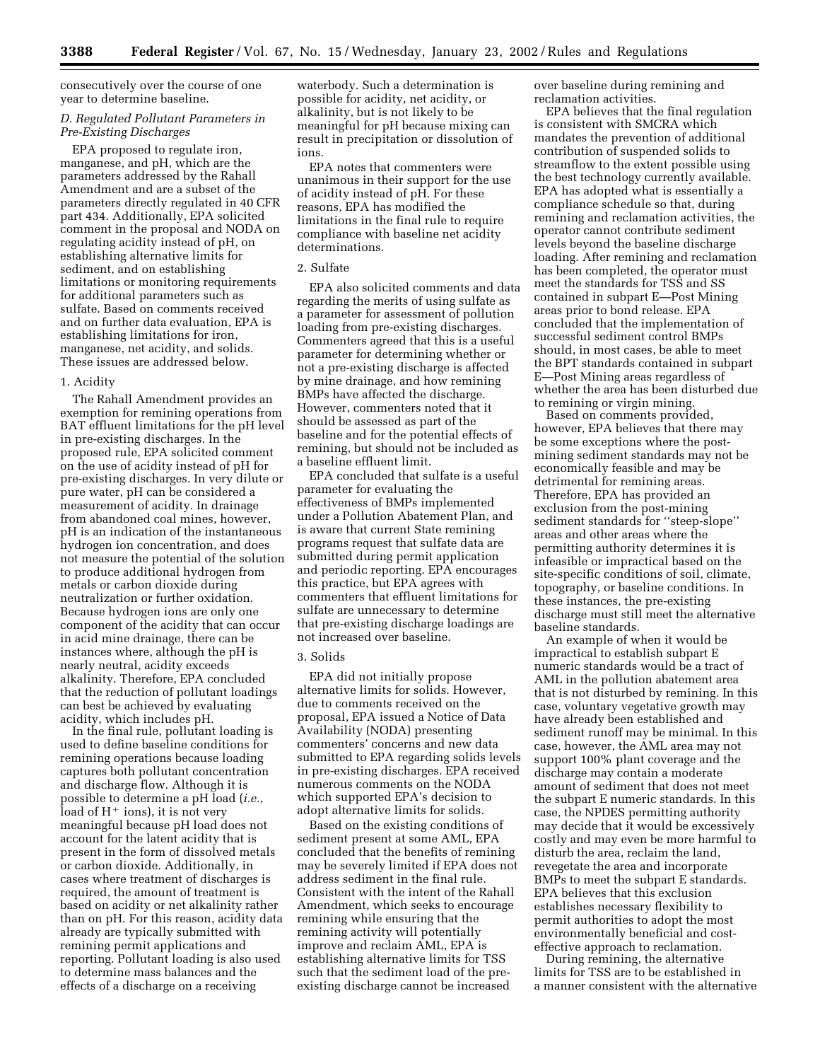consecutively over the course of one year to determine baseline.

### *D. Regulated Pollutant Parameters in Pre-Existing Discharges*

EPA proposed to regulate iron, manganese, and pH, which are the parameters addressed by the Rahall Amendment and are a subset of the parameters directly regulated in 40 CFR part 434. Additionally, EPA solicited comment in the proposal and NODA on regulating acidity instead of pH, on establishing alternative limits for sediment, and on establishing limitations or monitoring requirements for additional parameters such as sulfate. Based on comments received and on further data evaluation, EPA is establishing limitations for iron, manganese, net acidity, and solids. These issues are addressed below.

#### 1. Acidity

The Rahall Amendment provides an exemption for remining operations from BAT effluent limitations for the pH level in pre-existing discharges. In the proposed rule, EPA solicited comment on the use of acidity instead of pH for pre-existing discharges. In very dilute or pure water, pH can be considered a measurement of acidity. In drainage from abandoned coal mines, however, pH is an indication of the instantaneous hydrogen ion concentration, and does not measure the potential of the solution to produce additional hydrogen from metals or carbon dioxide during neutralization or further oxidation. Because hydrogen ions are only one component of the acidity that can occur in acid mine drainage, there can be instances where, although the pH is nearly neutral, acidity exceeds alkalinity. Therefore, EPA concluded that the reduction of pollutant loadings can best be achieved by evaluating acidity, which includes pH.

In the final rule, pollutant loading is used to define baseline conditions for remining operations because loading captures both pollutant concentration and discharge flow. Although it is possible to determine a pH load (*i.e.*, load of $H^+$ ions), it is not very meaningful because pH load does not account for the latent acidity that is present in the form of dissolved metals or carbon dioxide. Additionally, in cases where treatment of discharges is required, the amount of treatment is based on acidity or net alkalinity rather than on pH. For this reason, acidity data already are typically submitted with remining permit applications and reporting. Pollutant loading is also used to determine mass balances and the effects of a discharge on a receiving waterbody. Such a determination is possible for acidity, net acidity, or alkalinity, but is not likely to be meaningful for pH because mixing can result in precipitation or dissolution of ions.

EPA notes that commenters were unanimous in their support for the use of acidity instead of pH. For these reasons, EPA has modified the limitations in the final rule to require compliance with baseline net acidity determinations.

#### 2. Sulfate

EPA also solicited comments and data regarding the merits of using sulfate as a parameter for assessment of pollution loading from pre-existing discharges. Commenters agreed that this is a useful parameter for determining whether or not a pre-existing discharge is affected by mine drainage, and how remining BMPs have affected the discharge. However, commenters noted that it should be assessed as part of the baseline and for the potential effects of remining, but should not be included as a baseline effluent limit.

EPA concluded that sulfate is a useful parameter for evaluating the effectiveness of BMPs implemented under a Pollution Abatement Plan, and is aware that current State remining programs request that sulfate data are submitted during permit application and periodic reporting. EPA encourages this practice, but EPA agrees with commenters that effluent limitations for sulfate are unnecessary to determine that pre-existing discharge loadings are not increased over baseline.

#### 3. Solids

EPA did not initially propose alternative limits for solids. However, due to comments received on the proposal, EPA issued a Notice of Data Availability (NODA) presenting commenters' concerns and new data submitted to EPA regarding solids levels in pre-existing discharges. EPA received numerous comments on the NODA which supported EPA's decision to adopt alternative limits for solids.

Based on the existing conditions of sediment present at some AML, EPA concluded that the benefits of remining may be severely limited if EPA does not address sediment in the final rule. Consistent with the intent of the Rahall Amendment, which seeks to encourage remining while ensuring that the remining activity will potentially improve and reclaim AML, EPA is establishing alternative limits for TSS such that the sediment load of the pre-existing discharge cannot be increased over baseline during remining and reclamation activities.

EPA believes that the final regulation is consistent with SMCRA which mandates the prevention of additional contribution of suspended solids to streamflow to the extent possible using the best technology currently available. EPA has adopted what is essentially a compliance schedule so that, during remining and reclamation activities, the operator cannot contribute sediment levels beyond the baseline discharge loading. After remining and reclamation has been completed, the operator must meet the standards for TSS and SS contained in subpart E—Post Mining areas prior to bond release. EPA concluded that the implementation of successful sediment control BMPs should, in most cases, be able to meet the BPT standards contained in subpart E—Post Mining areas regardless of whether the area has been disturbed due to remining or virgin mining.

Based on comments provided, however, EPA believes that there may be some exceptions where the post-mining sediment standards may not be economically feasible and may be detrimental for remining areas. Therefore, EPA has provided an exclusion from the post-mining sediment standards for ''steep-slope'' areas and other areas where the permitting authority determines it is infeasible or impractical based on the site-specific conditions of soil, climate, topography, or baseline conditions. In these instances, the pre-existing discharge must still meet the alternative baseline standards.

An example of when it would be impractical to establish subpart E numeric standards would be a tract of AML in the pollution abatement area that is not disturbed by remining. In this case, voluntary vegetative growth may have already been established and sediment runoff may be minimal. In this case, however, the AML area may not support 100% plant coverage and the discharge may contain a moderate amount of sediment that does not meet the subpart E numeric standards. In this case, the NPDES permitting authority may decide that it would be excessively costly and may even be more harmful to disturb the area, reclaim the land, revegetate the area and incorporate BMPs to meet the subpart E standards. EPA believes that this exclusion establishes necessary flexibility to permit authorities to adopt the most environmentally beneficial and cost-effective approach to reclamation.

During remining, the alternative limits for TSS are to be established in a manner consistent with the alternative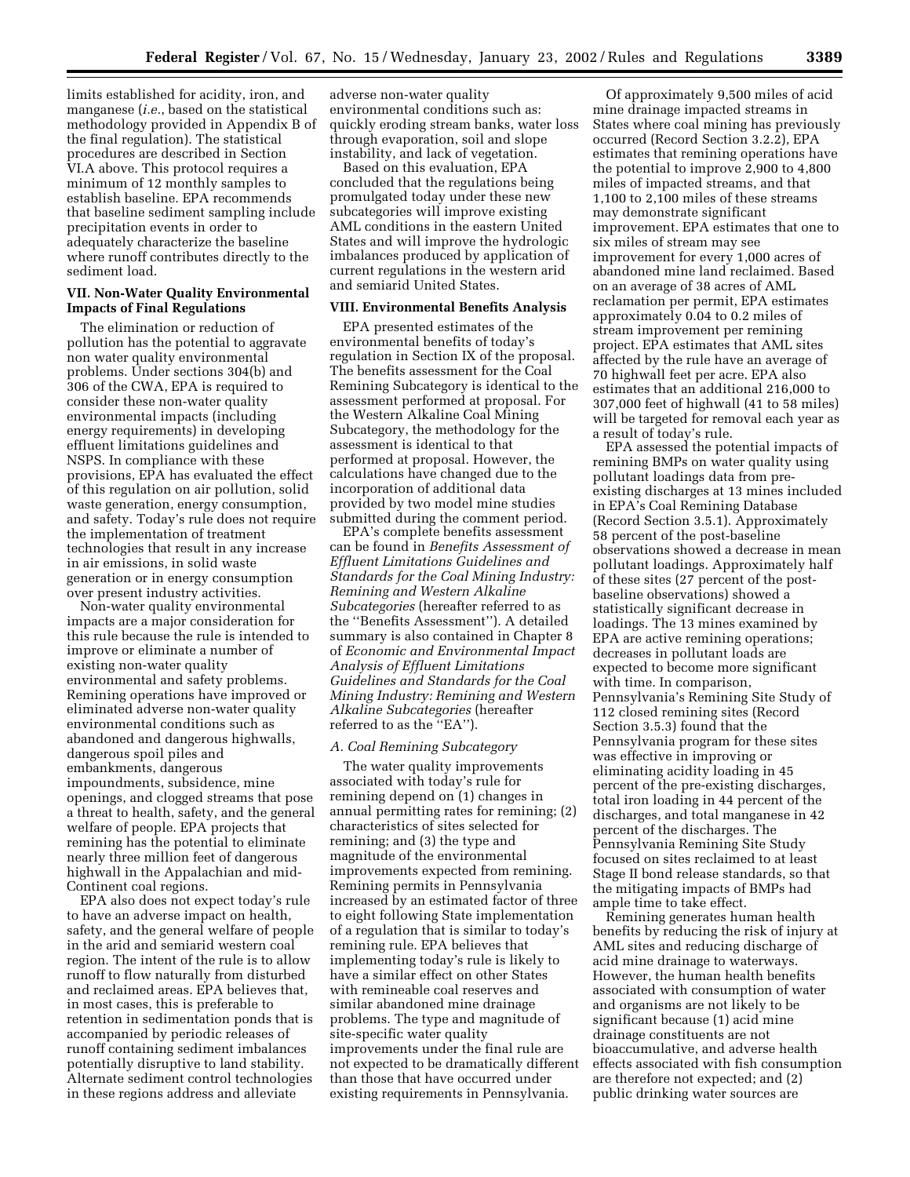limits established for acidity, iron, and manganese (*i.e.*, based on the statistical methodology provided in Appendix B of the final regulation). The statistical procedures are described in Section VI.A above. This protocol requires a minimum of 12 monthly samples to establish baseline. EPA recommends that baseline sediment sampling include precipitation events in order to adequately characterize the baseline where runoff contributes directly to the sediment load.

## VII. Non-Water Quality Environmental Impacts of Final Regulations

The elimination or reduction of pollution has the potential to aggravate non water quality environmental problems. Under sections 304(b) and 306 of the CWA, EPA is required to consider these non-water quality environmental impacts (including energy requirements) in developing effluent limitations guidelines and NSPS. In compliance with these provisions, EPA has evaluated the effect of this regulation on air pollution, solid waste generation, energy consumption, and safety. Today's rule does not require the implementation of treatment technologies that result in any increase in air emissions, in solid waste generation or in energy consumption over present industry activities.

Non-water quality environmental impacts are a major consideration for this rule because the rule is intended to improve or eliminate a number of existing non-water quality environmental and safety problems. Remining operations have improved or eliminated adverse non-water quality environmental conditions such as abandoned and dangerous highwalls, dangerous spoil piles and embankments, dangerous impoundments, subsidence, mine openings, and clogged streams that pose a threat to health, safety, and the general welfare of people. EPA projects that remining has the potential to eliminate nearly three million feet of dangerous highwall in the Appalachian and mid-Continent coal regions.

EPA also does not expect today's rule to have an adverse impact on health, safety, and the general welfare of people in the arid and semiarid western coal region. The intent of the rule is to allow runoff to flow naturally from disturbed and reclaimed areas. EPA believes that, in most cases, this is preferable to retention in sedimentation ponds that is accompanied by periodic releases of runoff containing sediment imbalances potentially disruptive to land stability. Alternate sediment control technologies in these regions address and alleviate adverse non-water quality environmental conditions such as: quickly eroding stream banks, water loss through evaporation, soil and slope instability, and lack of vegetation.

Based on this evaluation, EPA concluded that the regulations being promulgated today under these new subcategories will improve existing AML conditions in the eastern United States and will improve the hydrologic imbalances produced by application of current regulations in the western arid and semiarid United States.

## VIII. Environmental Benefits Analysis

EPA presented estimates of the environmental benefits of today's regulation in Section IX of the proposal. The benefits assessment for the Coal Remining Subcategory is identical to the assessment performed at proposal. For the Western Alkaline Coal Mining Subcategory, the methodology for the assessment is identical to that performed at proposal. However, the calculations have changed due to the incorporation of additional data provided by two model mine studies submitted during the comment period.

EPA's complete benefits assessment can be found in *Benefits Assessment of Effluent Limitations Guidelines and Standards for the Coal Mining Industry: Remining and Western Alkaline Subcategories* (hereafter referred to as the ''Benefits Assessment''). A detailed summary is also contained in Chapter 8 of *Economic and Environmental Impact Analysis of Effluent Limitations Guidelines and Standards for the Coal Mining Industry: Remining and Western Alkaline Subcategories* (hereafter referred to as the ''EA'').

### A. Coal Remining Subcategory

The water quality improvements associated with today's rule for remining depend on (1) changes in annual permitting rates for remining; (2) characteristics of sites selected for remining; and (3) the type and magnitude of the environmental improvements expected from remining. Remining permits in Pennsylvania increased by an estimated factor of three to eight following State implementation of a regulation that is similar to today's remining rule. EPA believes that implementing today's rule is likely to have a similar effect on other States with remineable coal reserves and similar abandoned mine drainage problems. The type and magnitude of site-specific water quality improvements under the final rule are not expected to be dramatically different than those that have occurred under existing requirements in Pennsylvania.

Of approximately 9,500 miles of acid mine drainage impacted streams in States where coal mining has previously occurred (Record Section 3.2.2), EPA estimates that remining operations have the potential to improve 2,900 to 4,800 miles of impacted streams, and that 1,100 to 2,100 miles of these streams may demonstrate significant improvement. EPA estimates that one to six miles of stream may see improvement for every 1,000 acres of abandoned mine land reclaimed. Based on an average of 38 acres of AML reclamation per permit, EPA estimates approximately 0.04 to 0.2 miles of stream improvement per remining project. EPA estimates that AML sites affected by the rule have an average of 70 highwall feet per acre. EPA also estimates that an additional 216,000 to 307,000 feet of highwall (41 to 58 miles) will be targeted for removal each year as a result of today's rule.

EPA assessed the potential impacts of remining BMPs on water quality using pollutant loadings data from pre-existing discharges at 13 mines included in EPA's Coal Remining Database (Record Section 3.5.1). Approximately 58 percent of the post-baseline observations showed a decrease in mean pollutant loadings. Approximately half of these sites (27 percent of the post-baseline observations) showed a statistically significant decrease in loadings. The 13 mines examined by EPA are active remining operations; decreases in pollutant loads are expected to become more significant with time. In comparison, Pennsylvania's Remining Site Study of 112 closed remining sites (Record Section 3.5.3) found that the Pennsylvania program for these sites was effective in improving or eliminating acidity loading in 45 percent of the pre-existing discharges, total iron loading in 44 percent of the discharges, and total manganese in 42 percent of the discharges. The Pennsylvania Remining Site Study focused on sites reclaimed to at least Stage II bond release standards, so that the mitigating impacts of BMPs had ample time to take effect.

Remining generates human health benefits by reducing the risk of injury at AML sites and reducing discharge of acid mine drainage to waterways. However, the human health benefits associated with consumption of water and organisms are not likely to be significant because (1) acid mine drainage constituents are not bioaccumulative, and adverse health effects associated with fish consumption are therefore not expected; and (2) public drinking water sources are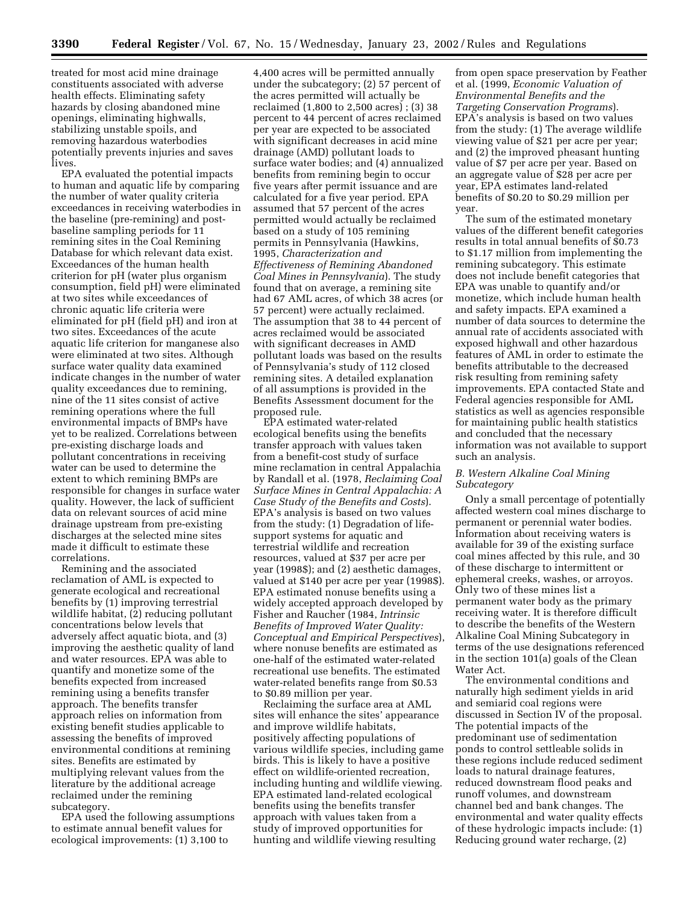treated for most acid mine drainage constituents associated with adverse health effects. Eliminating safety hazards by closing abandoned mine openings, eliminating highwalls, stabilizing unstable spoils, and removing hazardous waterbodies potentially prevents injuries and saves lives.

EPA evaluated the potential impacts to human and aquatic life by comparing the number of water quality criteria exceedances in receiving waterbodies in the baseline (pre-remining) and post-baseline sampling periods for 11 remining sites in the Coal Remining Database for which relevant data exist. Exceedances of the human health criterion for pH (water plus organism consumption, field pH) were eliminated at two sites while exceedances of chronic aquatic life criteria were eliminated for pH (field pH) and iron at two sites. Exceedances of the acute aquatic life criterion for manganese also were eliminated at two sites. Although surface water quality data examined indicate changes in the number of water quality exceedances due to remining, nine of the 11 sites consist of active remining operations where the full environmental impacts of BMPs have yet to be realized. Correlations between pre-existing discharge loads and pollutant concentrations in receiving water can be used to determine the extent to which remining BMPs are responsible for changes in surface water quality. However, the lack of sufficient data on relevant sources of acid mine drainage upstream from pre-existing discharges at the selected mine sites made it difficult to estimate these correlations.

Remining and the associated reclamation of AML is expected to generate ecological and recreational benefits by (1) improving terrestrial wildlife habitat, (2) reducing pollutant concentrations below levels that adversely affect aquatic biota, and (3) improving the aesthetic quality of land and water resources. EPA was able to quantify and monetize some of the benefits expected from increased remining using a benefits transfer approach. The benefits transfer approach relies on information from existing benefit studies applicable to assessing the benefits of improved environmental conditions at remining sites. Benefits are estimated by multiplying relevant values from the literature by the additional acreage reclaimed under the remining subcategory.

EPA used the following assumptions to estimate annual benefit values for ecological improvements: (1) 3,100 to 4,400 acres will be permitted annually under the subcategory; (2) 57 percent of the acres permitted will actually be reclaimed (1,800 to 2,500 acres) ; (3) 38 percent to 44 percent of acres reclaimed per year are expected to be associated with significant decreases in acid mine drainage (AMD) pollutant loads to surface water bodies; and (4) annualized benefits from remining begin to occur five years after permit issuance and are calculated for a five year period. EPA assumed that 57 percent of the acres permitted would actually be reclaimed based on a study of 105 remining permits in Pennsylvania (Hawkins, 1995, *Characterization and Effectiveness of Remining Abandoned Coal Mines in Pennsylvania*). The study found that on average, a remining site had 67 AML acres, of which 38 acres (or 57 percent) were actually reclaimed. The assumption that 38 to 44 percent of acres reclaimed would be associated with significant decreases in AMD pollutant loads was based on the results of Pennsylvania's study of 112 closed remining sites. A detailed explanation of all assumptions is provided in the Benefits Assessment document for the proposed rule.

EPA estimated water-related ecological benefits using the benefits transfer approach with values taken from a benefit-cost study of surface mine reclamation in central Appalachia by Randall et al. (1978, *Reclaiming Coal Surface Mines in Central Appalachia: A Case Study of the Benefits and Costs*). EPA's analysis is based on two values from the study: (1) Degradation of life-support systems for aquatic and terrestrial wildlife and recreation resources, valued at $37 per acre per year (1998$); and (2) aesthetic damages, valued at $140 per acre per year (1998$). EPA estimated nonuse benefits using a widely accepted approach developed by Fisher and Raucher (1984, *Intrinsic Benefits of Improved Water Quality: Conceptual and Empirical Perspectives*), where nonuse benefits are estimated as one-half of the estimated water-related recreational use benefits. The estimated water-related benefits range from $0.53 to $0.89 million per year.

Reclaiming the surface area at AML sites will enhance the sites' appearance and improve wildlife habitats, positively affecting populations of various wildlife species, including game birds. This is likely to have a positive effect on wildlife-oriented recreation, including hunting and wildlife viewing. EPA estimated land-related ecological benefits using the benefits transfer approach with values taken from a study of improved opportunities for hunting and wildlife viewing resulting from open space preservation by Feather et al. (1999, *Economic Valuation of Environmental Benefits and the Targeting Conservation Programs*). EPA's analysis is based on two values from the study: (1) The average wildlife viewing value of $21 per acre per year; and (2) the improved pheasant hunting value of $7 per acre per year. Based on an aggregate value of $28 per acre per year, EPA estimates land-related benefits of $0.20 to $0.29 million per year.

The sum of the estimated monetary values of the different benefit categories results in total annual benefits of $0.73 to $1.17 million from implementing the remining subcategory. This estimate does not include benefit categories that EPA was unable to quantify and/or monetize, which include human health and safety impacts. EPA examined a number of data sources to determine the annual rate of accidents associated with exposed highwall and other hazardous features of AML in order to estimate the benefits attributable to the decreased risk resulting from remining safety improvements. EPA contacted State and Federal agencies responsible for AML statistics as well as agencies responsible for maintaining public health statistics and concluded that the necessary information was not available to support such an analysis.

### *B. Western Alkaline Coal Mining Subcategory*

Only a small percentage of potentially affected western coal mines discharge to permanent or perennial water bodies. Information about receiving waters is available for 39 of the existing surface coal mines affected by this rule, and 30 of these discharge to intermittent or ephemeral creeks, washes, or arroyos. Only two of these mines list a permanent water body as the primary receiving water. It is therefore difficult to describe the benefits of the Western Alkaline Coal Mining Subcategory in terms of the use designations referenced in the section 101(a) goals of the Clean Water Act.

The environmental conditions and naturally high sediment yields in arid and semiarid coal regions were discussed in Section IV of the proposal. The potential impacts of the predominant use of sedimentation ponds to control settleable solids in these regions include reduced sediment loads to natural drainage features, reduced downstream flood peaks and runoff volumes, and downstream channel bed and bank changes. The environmental and water quality effects of these hydrologic impacts include: (1) Reducing ground water recharge, (2)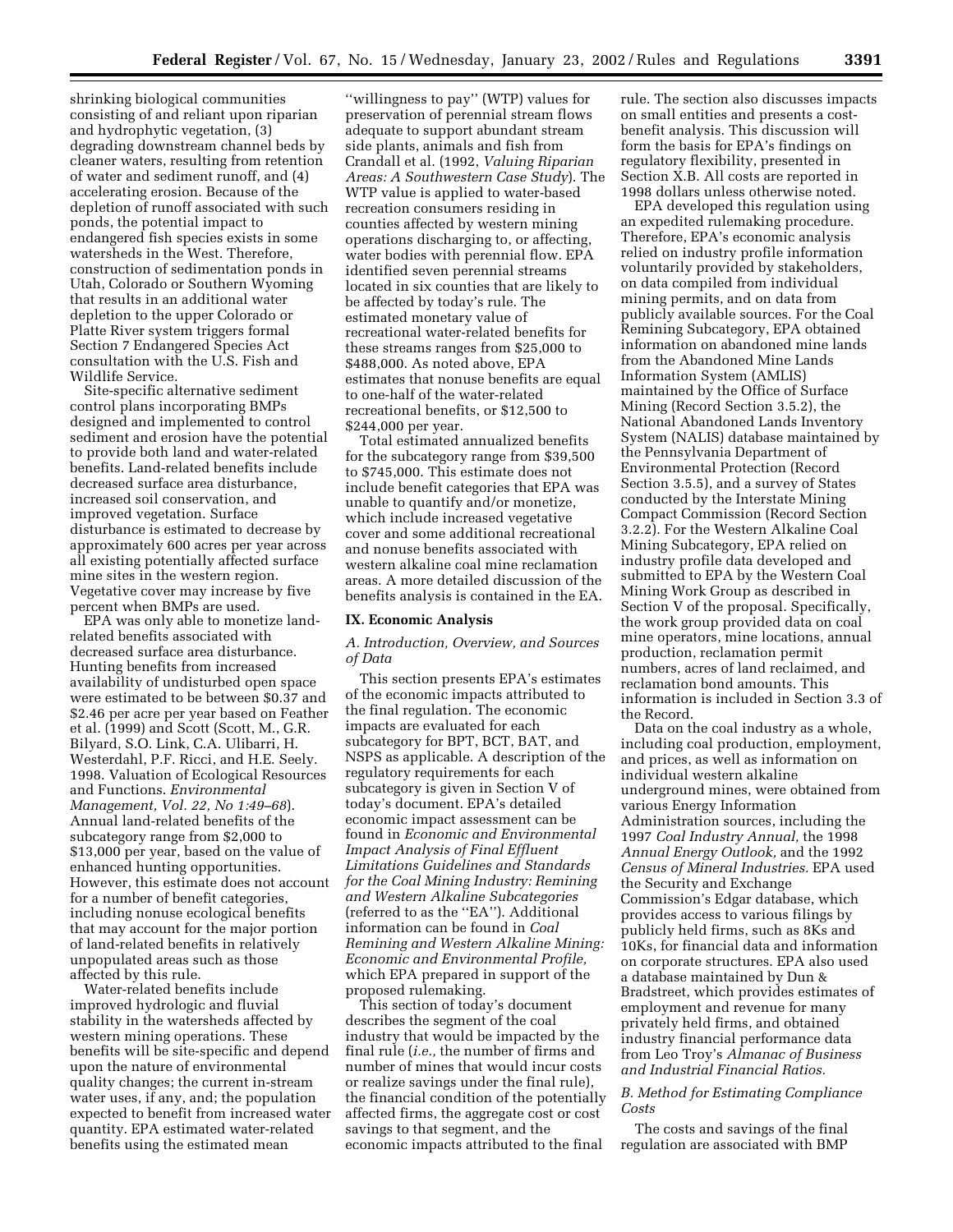shrinking biological communities consisting of and reliant upon riparian and hydrophytic vegetation, (3) degrading downstream channel beds by cleaner waters, resulting from retention of water and sediment runoff, and (4) accelerating erosion. Because of the depletion of runoff associated with such ponds, the potential impact to endangered fish species exists in some watersheds in the West. Therefore, construction of sedimentation ponds in Utah, Colorado or Southern Wyoming that results in an additional water depletion to the upper Colorado or Platte River system triggers formal Section 7 Endangered Species Act consultation with the U.S. Fish and Wildlife Service.

Site-specific alternative sediment control plans incorporating BMPs designed and implemented to control sediment and erosion have the potential to provide both land and water-related benefits. Land-related benefits include decreased surface area disturbance, increased soil conservation, and improved vegetation. Surface disturbance is estimated to decrease by approximately 600 acres per year across all existing potentially affected surface mine sites in the western region. Vegetative cover may increase by five percent when BMPs are used.

EPA was only able to monetize land-related benefits associated with decreased surface area disturbance. Hunting benefits from increased availability of undisturbed open space were estimated to be between $0.37 and $2.46 per acre per year based on Feather et al. (1999) and Scott (Scott, M., G.R. Bilyard, S.O. Link, C.A. Ulibarri, H. Westerdahl, P.F. Ricci, and H.E. Seely. 1998. Valuation of Ecological Resources and Functions. *Environmental Management, Vol. 22, No 1:49–68*). Annual land-related benefits of the subcategory range from $2,000 to $13,000 per year, based on the value of enhanced hunting opportunities. However, this estimate does not account for a number of benefit categories, including nonuse ecological benefits that may account for the major portion of land-related benefits in relatively unpopulated areas such as those affected by this rule.

Water-related benefits include improved hydrologic and fluvial stability in the watersheds affected by western mining operations. These benefits will be site-specific and depend upon the nature of environmental quality changes; the current in-stream water uses, if any, and; the population expected to benefit from increased water quantity. EPA estimated water-related benefits using the estimated mean ''willingness to pay'' (WTP) values for preservation of perennial stream flows adequate to support abundant stream side plants, animals and fish from Crandall et al. (1992, *Valuing Riparian Areas: A Southwestern Case Study*). The WTP value is applied to water-based recreation consumers residing in counties affected by western mining operations discharging to, or affecting, water bodies with perennial flow. EPA identified seven perennial streams located in six counties that are likely to be affected by today's rule. The estimated monetary value of recreational water-related benefits for these streams ranges from $25,000 to $488,000. As noted above, EPA estimates that nonuse benefits are equal to one-half of the water-related recreational benefits, or $12,500 to $244,000 per year.

Total estimated annualized benefits for the subcategory range from $39,500 to $745,000. This estimate does not include benefit categories that EPA was unable to quantify and/or monetize, which include increased vegetative cover and some additional recreational and nonuse benefits associated with western alkaline coal mine reclamation areas. A more detailed discussion of the benefits analysis is contained in the EA.

## IX. Economic Analysis

### *A. Introduction, Overview, and Sources of Data*

This section presents EPA's estimates of the economic impacts attributed to the final regulation. The economic impacts are evaluated for each subcategory for BPT, BCT, BAT, and NSPS as applicable. A description of the regulatory requirements for each subcategory is given in Section V of today's document. EPA's detailed economic impact assessment can be found in *Economic and Environmental Impact Analysis of Final Effluent Limitations Guidelines and Standards for the Coal Mining Industry: Remining and Western Alkaline Subcategories* (referred to as the ''EA''). Additional information can be found in *Coal Remining and Western Alkaline Mining: Economic and Environmental Profile,* which EPA prepared in support of the proposed rulemaking.

This section of today's document describes the segment of the coal industry that would be impacted by the final rule (*i.e.,* the number of firms and number of mines that would incur costs or realize savings under the final rule), the financial condition of the potentially affected firms, the aggregate cost or cost savings to that segment, and the economic impacts attributed to the final rule. The section also discusses impacts on small entities and presents a cost-benefit analysis. This discussion will form the basis for EPA's findings on regulatory flexibility, presented in Section X.B. All costs are reported in 1998 dollars unless otherwise noted.

EPA developed this regulation using an expedited rulemaking procedure. Therefore, EPA's economic analysis relied on industry profile information voluntarily provided by stakeholders, on data compiled from individual mining permits, and on data from publicly available sources. For the Coal Remining Subcategory, EPA obtained information on abandoned mine lands from the Abandoned Mine Lands Information System (AMLIS) maintained by the Office of Surface Mining (Record Section 3.5.2), the National Abandoned Lands Inventory System (NALIS) database maintained by the Pennsylvania Department of Environmental Protection (Record Section 3.5.5), and a survey of States conducted by the Interstate Mining Compact Commission (Record Section 3.2.2). For the Western Alkaline Coal Mining Subcategory, EPA relied on industry profile data developed and submitted to EPA by the Western Coal Mining Work Group as described in Section V of the proposal. Specifically, the work group provided data on coal mine operators, mine locations, annual production, reclamation permit numbers, acres of land reclaimed, and reclamation bond amounts. This information is included in Section 3.3 of the Record.

Data on the coal industry as a whole, including coal production, employment, and prices, as well as information on individual western alkaline underground mines, were obtained from various Energy Information Administration sources, including the 1997 *Coal Industry Annual,* the 1998 *Annual Energy Outlook,* and the 1992 *Census of Mineral Industries.* EPA used the Security and Exchange Commission's Edgar database, which provides access to various filings by publicly held firms, such as 8Ks and 10Ks, for financial data and information on corporate structures. EPA also used a database maintained by Dun & Bradstreet, which provides estimates of employment and revenue for many privately held firms, and obtained industry financial performance data from Leo Troy's *Almanac of Business and Industrial Financial Ratios.*

### *B. Method for Estimating Compliance Costs*

The costs and savings of the final regulation are associated with BMP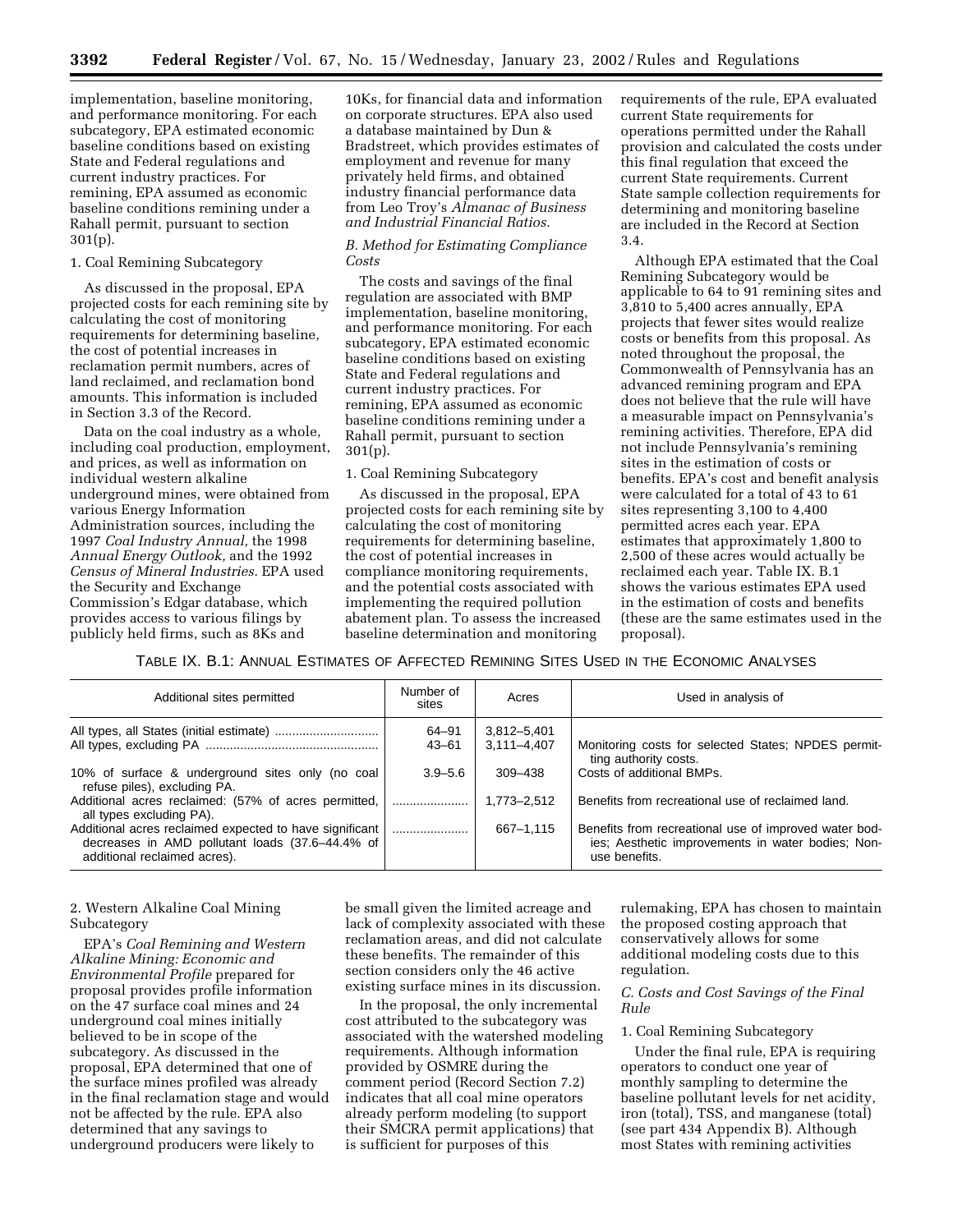implementation, baseline monitoring, and performance monitoring. For each subcategory, EPA estimated economic baseline conditions based on existing State and Federal regulations and current industry practices. For remining, EPA assumed as economic baseline conditions remining under a Rahall permit, pursuant to section 301(p).

1. Coal Remining Subcategory

As discussed in the proposal, EPA projected costs for each remining site by calculating the cost of monitoring requirements for determining baseline, the cost of potential increases in reclamation permit numbers, acres of land reclaimed, and reclamation bond amounts. This information is included in Section 3.3 of the Record.

Data on the coal industry as a whole, including coal production, employment, and prices, as well as information on individual western alkaline underground mines, were obtained from various Energy Information Administration sources, including the 1997 *Coal Industry Annual,* the 1998 *Annual Energy Outlook,* and the 1992 *Census of Mineral Industries.* EPA used the Security and Exchange Commission's Edgar database, which provides access to various filings by publicly held firms, such as 8Ks and 10Ks, for financial data and information on corporate structures. EPA also used a database maintained by Dun & Bradstreet, which provides estimates of employment and revenue for many privately held firms, and obtained industry financial performance data from Leo Troy's *Almanac of Business and Industrial Financial Ratios.*

*B. Method for Estimating Compliance Costs*

The costs and savings of the final regulation are associated with BMP implementation, baseline monitoring, and performance monitoring. For each subcategory, EPA estimated economic baseline conditions based on existing State and Federal regulations and current industry practices. For remining, EPA assumed as economic baseline conditions remining under a Rahall permit, pursuant to section 301(p).

1. Coal Remining Subcategory

As discussed in the proposal, EPA projected costs for each remining site by calculating the cost of monitoring requirements for determining baseline, the cost of potential increases in compliance monitoring requirements, and the potential costs associated with implementing the required pollution abatement plan. To assess the increased baseline determination and monitoring requirements of the rule, EPA evaluated current State requirements for operations permitted under the Rahall provision and calculated the costs under this final regulation that exceed the current State requirements. Current State sample collection requirements for determining and monitoring baseline are included in the Record at Section 3.4.

Although EPA estimated that the Coal Remining Subcategory would be applicable to 64 to 91 remining sites and 3,810 to 5,400 acres annually, EPA projects that fewer sites would realize costs or benefits from this proposal. As noted throughout the proposal, the Commonwealth of Pennsylvania has an advanced remining program and EPA does not believe that the rule will have a measurable impact on Pennsylvania's remining activities. Therefore, EPA did not include Pennsylvania's remining sites in the estimation of costs or benefits. EPA's cost and benefit analysis were calculated for a total of 43 to 61 sites representing 3,100 to 4,400 permitted acres each year. EPA estimates that approximately 1,800 to 2,500 of these acres would actually be reclaimed each year. Table IX. B.1 shows the various estimates EPA used in the estimation of costs and benefits (these are the same estimates used in the proposal).

TABLE IX. B.1: ANNUAL ESTIMATES OF AFFECTED REMINING SITES USED IN THE ECONOMIC ANALYSES

| Additional sites permitted | Number of sites | Acres | Used in analysis of |
|---|---|---|---|
| All types, all States (initial estimate) | 64–91 | 3,812–5,401 | |
| All types, excluding PA | 43–61 | 3,111–4,407 | Monitoring costs for selected States; NPDES permitting authority costs. |
| 10% of surface & underground sites only (no coal refuse piles), excluding PA. | 3.9–5.6 | 309–438 | Costs of additional BMPs. |
| Additional acres reclaimed: (57% of acres permitted, all types excluding PA). | | 1,773–2,512 | Benefits from recreational use of reclaimed land. |
| Additional acres reclaimed expected to have significant decreases in AMD pollutant loads (37.6–44.4% of additional reclaimed acres). | | 667–1,115 | Benefits from recreational use of improved water bodies; Aesthetic improvements in water bodies; Non-use benefits. |

2. Western Alkaline Coal Mining Subcategory

EPA's *Coal Remining and Western Alkaline Mining: Economic and Environmental Profile* prepared for proposal provides profile information on the 47 surface coal mines and 24 underground coal mines initially believed to be in scope of the subcategory. As discussed in the proposal, EPA determined that one of the surface mines profiled was already in the final reclamation stage and would not be affected by the rule. EPA also determined that any savings to underground producers were likely to be small given the limited acreage and lack of complexity associated with these reclamation areas, and did not calculate these benefits. The remainder of this section considers only the 46 active existing surface mines in its discussion.

In the proposal, the only incremental cost attributed to the subcategory was associated with the watershed modeling requirements. Although information provided by OSMRE during the comment period (Record Section 7.2) indicates that all coal mine operators already perform modeling (to support their SMCRA permit applications) that is sufficient for purposes of this rulemaking, EPA has chosen to maintain the proposed costing approach that conservatively allows for some additional modeling costs due to this regulation.

*C. Costs and Cost Savings of the Final Rule*

1. Coal Remining Subcategory

Under the final rule, EPA is requiring operators to conduct one year of monthly sampling to determine the baseline pollutant levels for net acidity, iron (total), TSS, and manganese (total) (see part 434 Appendix B). Although most States with remining activities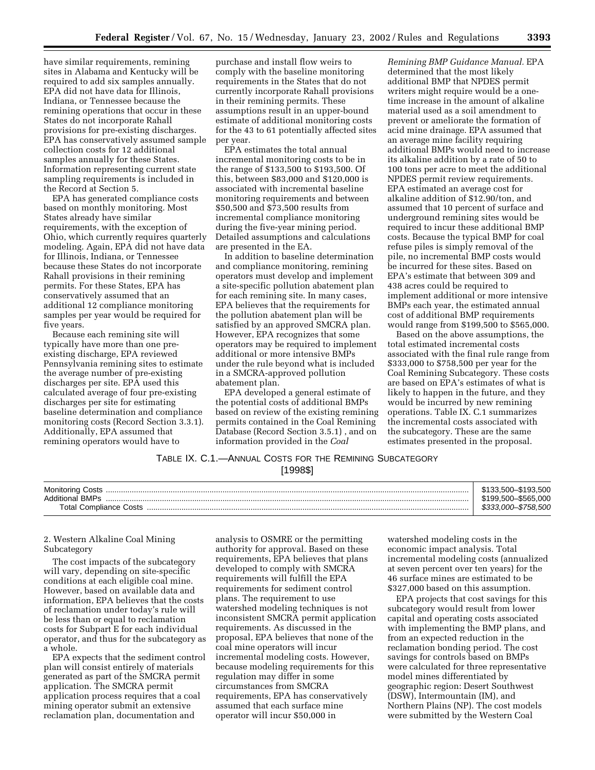have similar requirements, remining sites in Alabama and Kentucky will be required to add six samples annually. EPA did not have data for Illinois, Indiana, or Tennessee because the remining operations that occur in these States do not incorporate Rahall provisions for pre-existing discharges. EPA has conservatively assumed sample collection costs for 12 additional samples annually for these States. Information representing current state sampling requirements is included in the Record at Section 5.

EPA has generated compliance costs based on monthly monitoring. Most States already have similar requirements, with the exception of Ohio, which currently requires quarterly modeling. Again, EPA did not have data for Illinois, Indiana, or Tennessee because these States do not incorporate Rahall provisions in their remining permits. For these States, EPA has conservatively assumed that an additional 12 compliance monitoring samples per year would be required for five years.

Because each remining site will typically have more than one pre-existing discharge, EPA reviewed Pennsylvania remining sites to estimate the average number of pre-existing discharges per site. EPA used this calculated average of four pre-existing discharges per site for estimating baseline determination and compliance monitoring costs (Record Section 3.3.1). Additionally, EPA assumed that remining operators would have to purchase and install flow weirs to comply with the baseline monitoring requirements in the States that do not currently incorporate Rahall provisions in their remining permits. These assumptions result in an upper-bound estimate of additional monitoring costs for the 43 to 61 potentially affected sites per year.

EPA estimates the total annual incremental monitoring costs to be in the range of $133,500 to $193,500. Of this, between $83,000 and $120,000 is associated with incremental baseline monitoring requirements and between $50,500 and $73,500 results from incremental compliance monitoring during the five-year mining period. Detailed assumptions and calculations are presented in the EA.

In addition to baseline determination and compliance monitoring, remining operators must develop and implement a site-specific pollution abatement plan for each remining site. In many cases, EPA believes that the requirements for the pollution abatement plan will be satisfied by an approved SMCRA plan. However, EPA recognizes that some operators may be required to implement additional or more intensive BMPs under the rule beyond what is included in a SMCRA-approved pollution abatement plan.

EPA developed a general estimate of the potential costs of additional BMPs based on review of the existing remining permits contained in the Coal Remining Database (Record Section 3.5.1) , and on information provided in the *Coal Remining BMP Guidance Manual.* EPA determined that the most likely additional BMP that NPDES permit writers might require would be a one-time increase in the amount of alkaline material used as a soil amendment to prevent or ameliorate the formation of acid mine drainage. EPA assumed that an average mine facility requiring additional BMPs would need to increase its alkaline addition by a rate of 50 to 100 tons per acre to meet the additional NPDES permit review requirements. EPA estimated an average cost for alkaline addition of $12.90/ton, and assumed that 10 percent of surface and underground remining sites would be required to incur these additional BMP costs. Because the typical BMP for coal refuse piles is simply removal of the pile, no incremental BMP costs would be incurred for these sites. Based on EPA's estimate that between 309 and 438 acres could be required to implement additional or more intensive BMPs each year, the estimated annual cost of additional BMP requirements would range from $199,500 to $565,000.

Based on the above assumptions, the total estimated incremental costs associated with the final rule range from $333,000 to $758,500 per year for the Coal Remining Subcategory. These costs are based on EPA's estimates of what is likely to happen in the future, and they would be incurred by new remining operations. Table IX. C.1 summarizes the incremental costs associated with the subcategory. These are the same estimates presented in the proposal.

TABLE IX. C.1.—ANNUAL COSTS FOR THE REMINING SUBCATEGORY
[1998$]

| | |
|---|---|
| Monitoring Costs | $133,500–$193,500 |
| Additional BMPs | $199,500–$565,000 |
| Total Compliance Costs | *$333,000–$758,500* |

2. Western Alkaline Coal Mining Subcategory

The cost impacts of the subcategory will vary, depending on site-specific conditions at each eligible coal mine. However, based on available data and information, EPA believes that the costs of reclamation under today's rule will be less than or equal to reclamation costs for Subpart E for each individual operator, and thus for the subcategory as a whole.

EPA expects that the sediment control plan will consist entirely of materials generated as part of the SMCRA permit application. The SMCRA permit application process requires that a coal mining operator submit an extensive reclamation plan, documentation and analysis to OSMRE or the permitting authority for approval. Based on these requirements, EPA believes that plans developed to comply with SMCRA requirements will fulfill the EPA requirements for sediment control plans. The requirement to use watershed modeling techniques is not inconsistent SMCRA permit application requirements. As discussed in the proposal, EPA believes that none of the coal mine operators will incur incremental modeling costs. However, because modeling requirements for this regulation may differ in some circumstances from SMCRA requirements, EPA has conservatively assumed that each surface mine operator will incur $50,000 in watershed modeling costs in the economic impact analysis. Total incremental modeling costs (annualized at seven percent over ten years) for the 46 surface mines are estimated to be $327,000 based on this assumption.

EPA projects that cost savings for this subcategory would result from lower capital and operating costs associated with implementing the BMP plans, and from an expected reduction in the reclamation bonding period. The cost savings for controls based on BMPs were calculated for three representative model mines differentiated by geographic region: Desert Southwest (DSW), Intermountain (IM), and Northern Plains (NP). The cost models were submitted by the Western Coal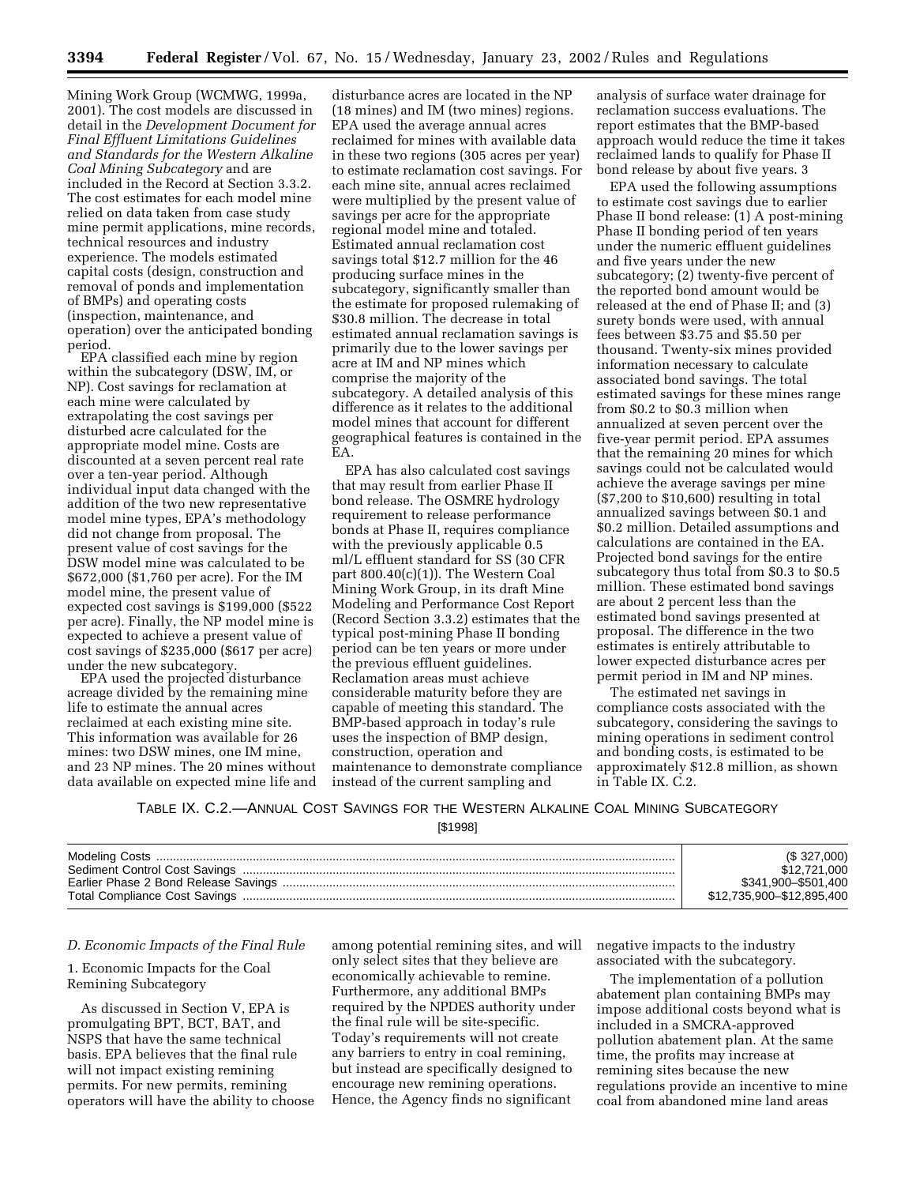Mining Work Group (WCMWG, 1999a, 2001). The cost models are discussed in detail in the *Development Document for Final Effluent Limitations Guidelines and Standards for the Western Alkaline Coal Mining Subcategory* and are included in the Record at Section 3.3.2. The cost estimates for each model mine relied on data taken from case study mine permit applications, mine records, technical resources and industry experience. The models estimated capital costs (design, construction and removal of ponds and implementation of BMPs) and operating costs (inspection, maintenance, and operation) over the anticipated bonding period.

EPA classified each mine by region within the subcategory (DSW, IM, or NP). Cost savings for reclamation at each mine were calculated by extrapolating the cost savings per disturbed acre calculated for the appropriate model mine. Costs are discounted at a seven percent real rate over a ten-year period. Although individual input data changed with the addition of the two new representative model mine types, EPA's methodology did not change from proposal. The present value of cost savings for the DSW model mine was calculated to be $672,000 ($1,760 per acre). For the IM model mine, the present value of expected cost savings is $199,000 ($522 per acre). Finally, the NP model mine is expected to achieve a present value of cost savings of $235,000 ($617 per acre) under the new subcategory.

EPA used the projected disturbance acreage divided by the remaining mine life to estimate the annual acres reclaimed at each existing mine site. This information was available for 26 mines: two DSW mines, one IM mine, and 23 NP mines. The 20 mines without data available on expected mine life and disturbance acres are located in the NP (18 mines) and IM (two mines) regions. EPA used the average annual acres reclaimed for mines with available data in these two regions (305 acres per year) to estimate reclamation cost savings. For each mine site, annual acres reclaimed were multiplied by the present value of savings per acre for the appropriate regional model mine and totaled. Estimated annual reclamation cost savings total $12.7 million for the 46 producing surface mines in the subcategory, significantly smaller than the estimate for proposed rulemaking of $30.8 million. The decrease in total estimated annual reclamation savings is primarily due to the lower savings per acre at IM and NP mines which comprise the majority of the subcategory. A detailed analysis of this difference as it relates to the additional model mines that account for different geographical features is contained in the EA.

EPA has also calculated cost savings that may result from earlier Phase II bond release. The OSMRE hydrology requirement to release performance bonds at Phase II, requires compliance with the previously applicable 0.5 ml/L effluent standard for SS (30 CFR part 800.40(c)(1)). The Western Coal Mining Work Group, in its draft Mine Modeling and Performance Cost Report (Record Section 3.3.2) estimates that the typical post-mining Phase II bonding period can be ten years or more under the previous effluent guidelines. Reclamation areas must achieve considerable maturity before they are capable of meeting this standard. The BMP-based approach in today's rule uses the inspection of BMP design, construction, operation and maintenance to demonstrate compliance instead of the current sampling and analysis of surface water drainage for reclamation success evaluations. The report estimates that the BMP-based approach would reduce the time it takes reclaimed lands to qualify for Phase II bond release by about five years. 3

EPA used the following assumptions to estimate cost savings due to earlier Phase II bond release: (1) A post-mining Phase II bonding period of ten years under the numeric effluent guidelines and five years under the new subcategory; (2) twenty-five percent of the reported bond amount would be released at the end of Phase II; and (3) surety bonds were used, with annual fees between $3.75 and $5.50 per thousand. Twenty-six mines provided information necessary to calculate associated bond savings. The total estimated savings for these mines range from $0.2 to $0.3 million when annualized at seven percent over the five-year permit period. EPA assumes that the remaining 20 mines for which savings could not be calculated would achieve the average savings per mine ($7,200 to $10,600) resulting in total annualized savings between $0.1 and $0.2 million. Detailed assumptions and calculations are contained in the EA. Projected bond savings for the entire subcategory thus total from $0.3 to $0.5 million. These estimated bond savings are about 2 percent less than the estimated bond savings presented at proposal. The difference in the two estimates is entirely attributable to lower expected disturbance acres per permit period in IM and NP mines.

The estimated net savings in compliance costs associated with the subcategory, considering the savings to mining operations in sediment control and bonding costs, is estimated to be approximately $12.8 million, as shown in Table IX. C.2.

TABLE IX. C.2.—ANNUAL COST SAVINGS FOR THE WESTERN ALKALINE COAL MINING SUBCATEGORY

[$1998]

| | |
|---|---|
| Modeling Costs | ($ 327,000) |
| Sediment Control Cost Savings | $12,721,000 |
| Earlier Phase 2 Bond Release Savings | $341,900–$501,400 |
| Total Compliance Cost Savings | $12,735,900–$12,895,400 |

*D. Economic Impacts of the Final Rule*

1. Economic Impacts for the Coal Remining Subcategory

As discussed in Section V, EPA is promulgating BPT, BCT, BAT, and NSPS that have the same technical basis. EPA believes that the final rule will not impact existing remining permits. For new permits, remining operators will have the ability to choose among potential remining sites, and will only select sites that they believe are economically achievable to remine. Furthermore, any additional BMPs required by the NPDES authority under the final rule will be site-specific. Today's requirements will not create any barriers to entry in coal remining, but instead are specifically designed to encourage new remining operations. Hence, the Agency finds no significant negative impacts to the industry associated with the subcategory.

The implementation of a pollution abatement plan containing BMPs may impose additional costs beyond what is included in a SMCRA-approved pollution abatement plan. At the same time, the profits may increase at remining sites because the new regulations provide an incentive to mine coal from abandoned mine land areas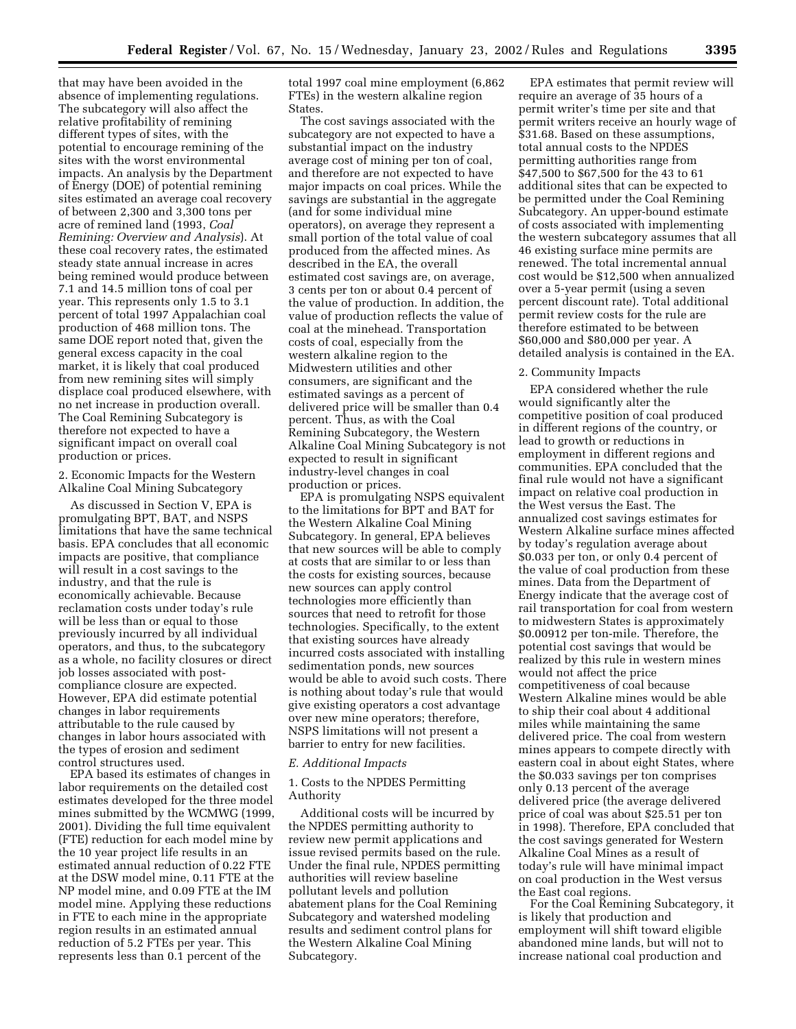that may have been avoided in the absence of implementing regulations. The subcategory will also affect the relative profitability of remining different types of sites, with the potential to encourage remining of the sites with the worst environmental impacts. An analysis by the Department of Energy (DOE) of potential remining sites estimated an average coal recovery of between 2,300 and 3,300 tons per acre of remined land (1993, *Coal Remining: Overview and Analysis*). At these coal recovery rates, the estimated steady state annual increase in acres being remined would produce between 7.1 and 14.5 million tons of coal per year. This represents only 1.5 to 3.1 percent of total 1997 Appalachian coal production of 468 million tons. The same DOE report noted that, given the general excess capacity in the coal market, it is likely that coal produced from new remining sites will simply displace coal produced elsewhere, with no net increase in production overall. The Coal Remining Subcategory is therefore not expected to have a significant impact on overall coal production or prices.

2. Economic Impacts for the Western Alkaline Coal Mining Subcategory

As discussed in Section V, EPA is promulgating BPT, BAT, and NSPS limitations that have the same technical basis. EPA concludes that all economic impacts are positive, that compliance will result in a cost savings to the industry, and that the rule is economically achievable. Because reclamation costs under today's rule will be less than or equal to those previously incurred by all individual operators, and thus, to the subcategory as a whole, no facility closures or direct job losses associated with post-compliance closure are expected. However, EPA did estimate potential changes in labor requirements attributable to the rule caused by changes in labor hours associated with the types of erosion and sediment control structures used.

EPA based its estimates of changes in labor requirements on the detailed cost estimates developed for the three model mines submitted by the WCMWG (1999, 2001). Dividing the full time equivalent (FTE) reduction for each model mine by the 10 year project life results in an estimated annual reduction of 0.22 FTE at the DSW model mine, 0.11 FTE at the NP model mine, and 0.09 FTE at the IM model mine. Applying these reductions in FTE to each mine in the appropriate region results in an estimated annual reduction of 5.2 FTEs per year. This represents less than 0.1 percent of the total 1997 coal mine employment (6,862 FTEs) in the western alkaline region States.

The cost savings associated with the subcategory are not expected to have a substantial impact on the industry average cost of mining per ton of coal, and therefore are not expected to have major impacts on coal prices. While the savings are substantial in the aggregate (and for some individual mine operators), on average they represent a small portion of the total value of coal produced from the affected mines. As described in the EA, the overall estimated cost savings are, on average, 3 cents per ton or about 0.4 percent of the value of production. In addition, the value of production reflects the value of coal at the minehead. Transportation costs of coal, especially from the western alkaline region to the Midwestern utilities and other consumers, are significant and the estimated savings as a percent of delivered price will be smaller than 0.4 percent. Thus, as with the Coal Remining Subcategory, the Western Alkaline Coal Mining Subcategory is not expected to result in significant industry-level changes in coal production or prices.

EPA is promulgating NSPS equivalent to the limitations for BPT and BAT for the Western Alkaline Coal Mining Subcategory. In general, EPA believes that new sources will be able to comply at costs that are similar to or less than the costs for existing sources, because new sources can apply control technologies more efficiently than sources that need to retrofit for those technologies. Specifically, to the extent that existing sources have already incurred costs associated with installing sedimentation ponds, new sources would be able to avoid such costs. There is nothing about today's rule that would give existing operators a cost advantage over new mine operators; therefore, NSPS limitations will not present a barrier to entry for new facilities.

### *E. Additional Impacts*

1. Costs to the NPDES Permitting Authority

Additional costs will be incurred by the NPDES permitting authority to review new permit applications and issue revised permits based on the rule. Under the final rule, NPDES permitting authorities will review baseline pollutant levels and pollution abatement plans for the Coal Remining Subcategory and watershed modeling results and sediment control plans for the Western Alkaline Coal Mining Subcategory.

EPA estimates that permit review will require an average of 35 hours of a permit writer's time per site and that permit writers receive an hourly wage of $31.68. Based on these assumptions, total annual costs to the NPDES permitting authorities range from $47,500 to $67,500 for the 43 to 61 additional sites that can be expected to be permitted under the Coal Remining Subcategory. An upper-bound estimate of costs associated with implementing the western subcategory assumes that all 46 existing surface mine permits are renewed. The total incremental annual cost would be $12,500 when annualized over a 5-year permit (using a seven percent discount rate). Total additional permit review costs for the rule are therefore estimated to be between $60,000 and $80,000 per year. A detailed analysis is contained in the EA.

2. Community Impacts

EPA considered whether the rule would significantly alter the competitive position of coal produced in different regions of the country, or lead to growth or reductions in employment in different regions and communities. EPA concluded that the final rule would not have a significant impact on relative coal production in the West versus the East. The annualized cost savings estimates for Western Alkaline surface mines affected by today's regulation average about $0.033 per ton, or only 0.4 percent of the value of coal production from these mines. Data from the Department of Energy indicate that the average cost of rail transportation for coal from western to midwestern States is approximately $0.00912 per ton-mile. Therefore, the potential cost savings that would be realized by this rule in western mines would not affect the price competitiveness of coal because Western Alkaline mines would be able to ship their coal about 4 additional miles while maintaining the same delivered price. The coal from western mines appears to compete directly with eastern coal in about eight States, where the $0.033 savings per ton comprises only 0.13 percent of the average delivered price (the average delivered price of coal was about $25.51 per ton in 1998). Therefore, EPA concluded that the cost savings generated for Western Alkaline Coal Mines as a result of today's rule will have minimal impact on coal production in the West versus the East coal regions.

For the Coal Remining Subcategory, it is likely that production and employment will shift toward eligible abandoned mine lands, but will not to increase national coal production and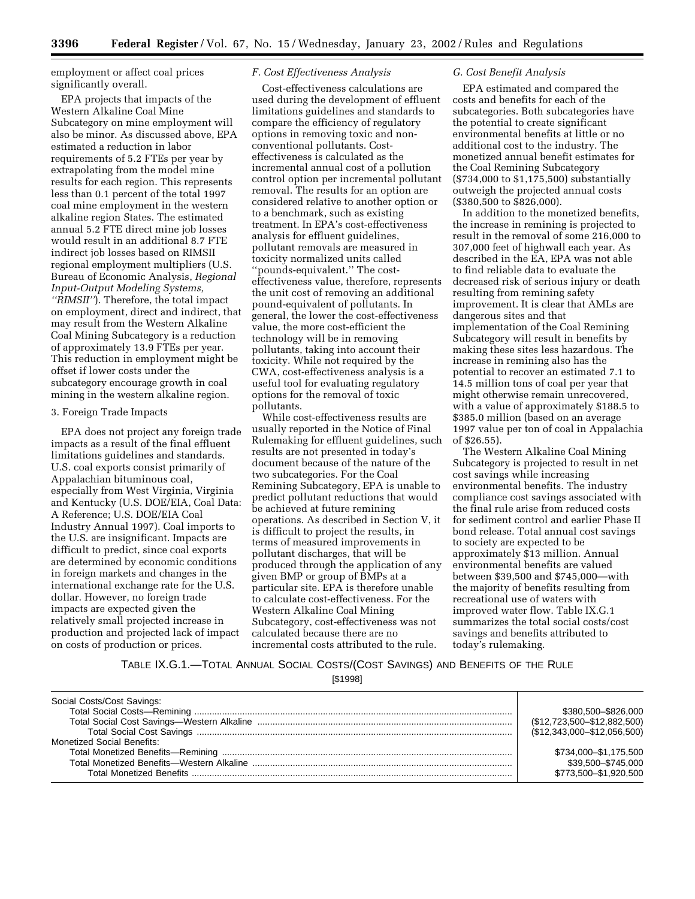employment or affect coal prices significantly overall.

EPA projects that impacts of the Western Alkaline Coal Mine Subcategory on mine employment will also be minor. As discussed above, EPA estimated a reduction in labor requirements of 5.2 FTEs per year by extrapolating from the model mine results for each region. This represents less than 0.1 percent of the total 1997 coal mine employment in the western alkaline region States. The estimated annual 5.2 FTE direct mine job losses would result in an additional 8.7 FTE indirect job losses based on RIMSII regional employment multipliers (U.S. Bureau of Economic Analysis, *Regional Input-Output Modeling Systems, ''RIMSII''*). Therefore, the total impact on employment, direct and indirect, that may result from the Western Alkaline Coal Mining Subcategory is a reduction of approximately 13.9 FTEs per year. This reduction in employment might be offset if lower costs under the subcategory encourage growth in coal mining in the western alkaline region.

3. Foreign Trade Impacts

EPA does not project any foreign trade impacts as a result of the final effluent limitations guidelines and standards. U.S. coal exports consist primarily of Appalachian bituminous coal, especially from West Virginia, Virginia and Kentucky (U.S. DOE/EIA, Coal Data: A Reference; U.S. DOE/EIA Coal Industry Annual 1997). Coal imports to the U.S. are insignificant. Impacts are difficult to predict, since coal exports are determined by economic conditions in foreign markets and changes in the international exchange rate for the U.S. dollar. However, no foreign trade impacts are expected given the relatively small projected increase in production and projected lack of impact on costs of production or prices.

*F. Cost Effectiveness Analysis*

Cost-effectiveness calculations are used during the development of effluent limitations guidelines and standards to compare the efficiency of regulatory options in removing toxic and non-conventional pollutants. Cost-effectiveness is calculated as the incremental annual cost of a pollution control option per incremental pollutant removal. The results for an option are considered relative to another option or to a benchmark, such as existing treatment. In EPA's cost-effectiveness analysis for effluent guidelines, pollutant removals are measured in toxicity normalized units called ''pounds-equivalent.'' The cost-effectiveness value, therefore, represents the unit cost of removing an additional pound-equivalent of pollutants. In general, the lower the cost-effectiveness value, the more cost-efficient the technology will be in removing pollutants, taking into account their toxicity. While not required by the CWA, cost-effectiveness analysis is a useful tool for evaluating regulatory options for the removal of toxic pollutants.

While cost-effectiveness results are usually reported in the Notice of Final Rulemaking for effluent guidelines, such results are not presented in today's document because of the nature of the two subcategories. For the Coal Remining Subcategory, EPA is unable to predict pollutant reductions that would be achieved at future remining operations. As described in Section V, it is difficult to project the results, in terms of measured improvements in pollutant discharges, that will be produced through the application of any given BMP or group of BMPs at a particular site. EPA is therefore unable to calculate cost-effectiveness. For the Western Alkaline Coal Mining Subcategory, cost-effectiveness was not calculated because there are no incremental costs attributed to the rule.

*G. Cost Benefit Analysis*

EPA estimated and compared the costs and benefits for each of the subcategories. Both subcategories have the potential to create significant environmental benefits at little or no additional cost to the industry. The monetized annual benefit estimates for the Coal Remining Subcategory ($734,000 to $1,175,500) substantially outweigh the projected annual costs ($380,500 to $826,000).

In addition to the monetized benefits, the increase in remining is projected to result in the removal of some 216,000 to 307,000 feet of highwall each year. As described in the EA, EPA was not able to find reliable data to evaluate the decreased risk of serious injury or death resulting from remining safety improvement. It is clear that AMLs are dangerous sites and that implementation of the Coal Remining Subcategory will result in benefits by making these sites less hazardous. The increase in remining also has the potential to recover an estimated 7.1 to 14.5 million tons of coal per year that might otherwise remain unrecovered, with a value of approximately $188.5 to $385.0 million (based on an average 1997 value per ton of coal in Appalachia of $26.55).

The Western Alkaline Coal Mining Subcategory is projected to result in net cost savings while increasing environmental benefits. The industry compliance cost savings associated with the final rule arise from reduced costs for sediment control and earlier Phase II bond release. Total annual cost savings to society are expected to be approximately $13 million. Annual environmental benefits are valued between $39,500 and $745,000—with the majority of benefits resulting from recreational use of waters with improved water flow. Table IX.G.1 summarizes the total social costs/cost savings and benefits attributed to today's rulemaking.

TABLE IX.G.1.—TOTAL ANNUAL SOCIAL COSTS/(COST SAVINGS) AND BENEFITS OF THE RULE

[$1998]

| | |
|---|---|
| Social Costs/Cost Savings: | |
| Total Social Costs—Remining | $380,500–$826,000 |
| Total Social Cost Savings—Western Alkaline | ($12,723,500–$12,882,500) |
| Total Social Cost Savings | ($12,343,000–$12,056,500) |
| Monetized Social Benefits: | |
| Total Monetized Benefits—Remining | $734,000–$1,175,500 |
| Total Monetized Benefits—Western Alkaline | $39,500–$745,000 |
| Total Monetized Benefits | $773,500–$1,920,500 |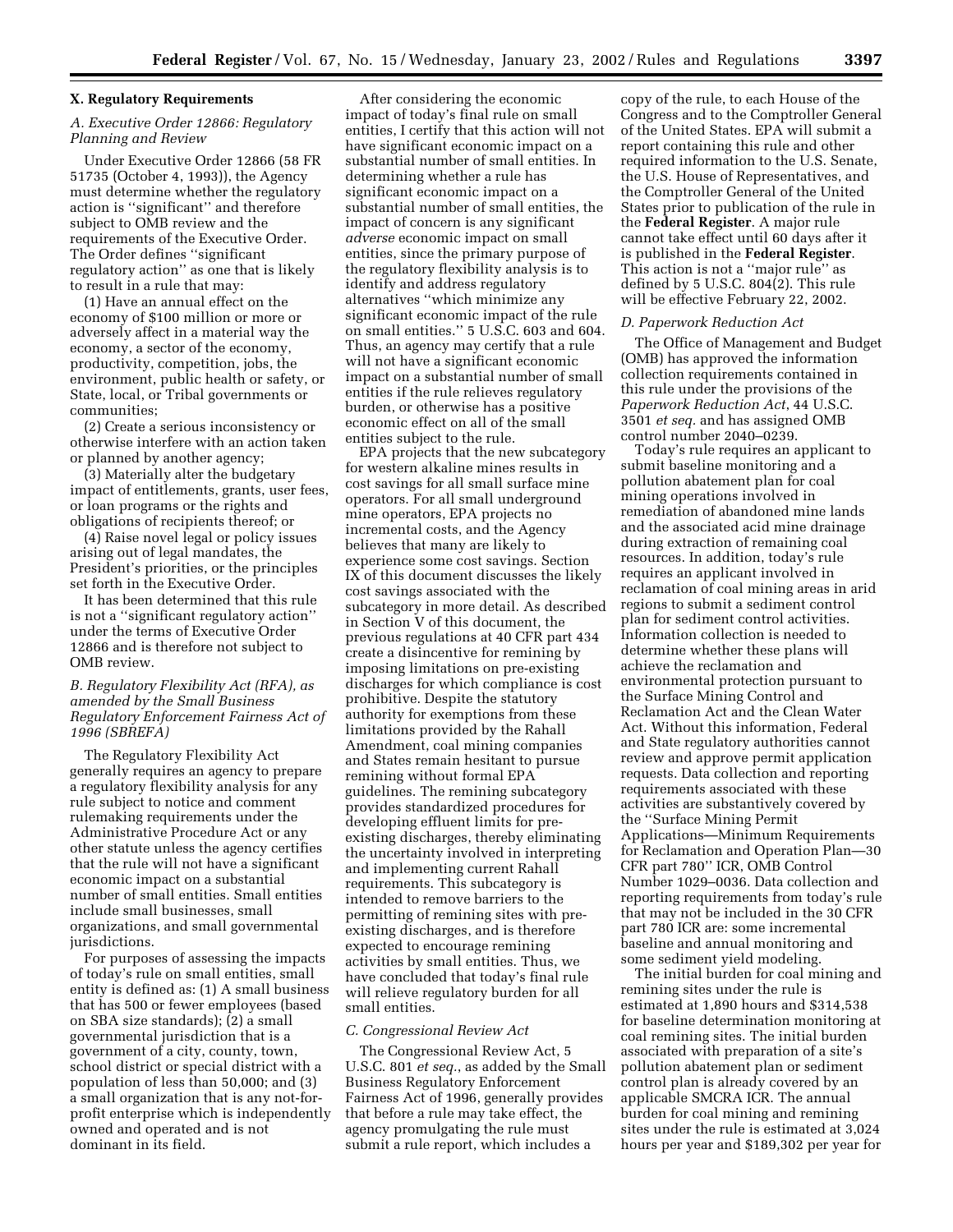## X. Regulatory Requirements

### *A. Executive Order 12866: Regulatory Planning and Review*

Under Executive Order 12866 (58 FR 51735 (October 4, 1993)), the Agency must determine whether the regulatory action is ''significant'' and therefore subject to OMB review and the requirements of the Executive Order. The Order defines ''significant regulatory action'' as one that is likely to result in a rule that may:

(1) Have an annual effect on the economy of $100 million or more or adversely affect in a material way the economy, a sector of the economy, productivity, competition, jobs, the environment, public health or safety, or State, local, or Tribal governments or communities;

(2) Create a serious inconsistency or otherwise interfere with an action taken or planned by another agency;

(3) Materially alter the budgetary impact of entitlements, grants, user fees, or loan programs or the rights and obligations of recipients thereof; or

(4) Raise novel legal or policy issues arising out of legal mandates, the President's priorities, or the principles set forth in the Executive Order.

It has been determined that this rule is not a ''significant regulatory action'' under the terms of Executive Order 12866 and is therefore not subject to OMB review.

### *B. Regulatory Flexibility Act (RFA), as amended by the Small Business Regulatory Enforcement Fairness Act of 1996 (SBREFA)*

The Regulatory Flexibility Act generally requires an agency to prepare a regulatory flexibility analysis for any rule subject to notice and comment rulemaking requirements under the Administrative Procedure Act or any other statute unless the agency certifies that the rule will not have a significant economic impact on a substantial number of small entities. Small entities include small businesses, small organizations, and small governmental jurisdictions.

For purposes of assessing the impacts of today's rule on small entities, small entity is defined as: (1) A small business that has 500 or fewer employees (based on SBA size standards); (2) a small governmental jurisdiction that is a government of a city, county, town, school district or special district with a population of less than 50,000; and (3) a small organization that is any not-for-profit enterprise which is independently owned and operated and is not dominant in its field.

After considering the economic impact of today's final rule on small entities, I certify that this action will not have significant economic impact on a substantial number of small entities. In determining whether a rule has significant economic impact on a substantial number of small entities, the impact of concern is any significant *adverse* economic impact on small entities, since the primary purpose of the regulatory flexibility analysis is to identify and address regulatory alternatives ''which minimize any significant economic impact of the rule on small entities.'' 5 U.S.C. 603 and 604. Thus, an agency may certify that a rule will not have a significant economic impact on a substantial number of small entities if the rule relieves regulatory burden, or otherwise has a positive economic effect on all of the small entities subject to the rule.

EPA projects that the new subcategory for western alkaline mines results in cost savings for all small surface mine operators. For all small underground mine operators, EPA projects no incremental costs, and the Agency believes that many are likely to experience some cost savings. Section IX of this document discusses the likely cost savings associated with the subcategory in more detail. As described in Section V of this document, the previous regulations at 40 CFR part 434 create a disincentive for remining by imposing limitations on pre-existing discharges for which compliance is cost prohibitive. Despite the statutory authority for exemptions from these limitations provided by the Rahall Amendment, coal mining companies and States remain hesitant to pursue remining without formal EPA guidelines. The remining subcategory provides standardized procedures for developing effluent limits for pre-existing discharges, thereby eliminating the uncertainty involved in interpreting and implementing current Rahall requirements. This subcategory is intended to remove barriers to the permitting of remining sites with pre-existing discharges, and is therefore expected to encourage remining activities by small entities. Thus, we have concluded that today's final rule will relieve regulatory burden for all small entities.

### *C. Congressional Review Act*

The Congressional Review Act, 5 U.S.C. 801 *et seq.*, as added by the Small Business Regulatory Enforcement Fairness Act of 1996, generally provides that before a rule may take effect, the agency promulgating the rule must submit a rule report, which includes a copy of the rule, to each House of the Congress and to the Comptroller General of the United States. EPA will submit a report containing this rule and other required information to the U.S. Senate, the U.S. House of Representatives, and the Comptroller General of the United States prior to publication of the rule in the **Federal Register**. A major rule cannot take effect until 60 days after it is published in the **Federal Register**. This action is not a ''major rule'' as defined by 5 U.S.C. 804(2). This rule will be effective February 22, 2002.

### *D. Paperwork Reduction Act*

The Office of Management and Budget (OMB) has approved the information collection requirements contained in this rule under the provisions of the *Paperwork Reduction Act*, 44 U.S.C. 3501 *et seq.* and has assigned OMB control number 2040–0239.

Today's rule requires an applicant to submit baseline monitoring and a pollution abatement plan for coal mining operations involved in remediation of abandoned mine lands and the associated acid mine drainage during extraction of remaining coal resources. In addition, today's rule requires an applicant involved in reclamation of coal mining areas in arid regions to submit a sediment control plan for sediment control activities. Information collection is needed to determine whether these plans will achieve the reclamation and environmental protection pursuant to the Surface Mining Control and Reclamation Act and the Clean Water Act. Without this information, Federal and State regulatory authorities cannot review and approve permit application requests. Data collection and reporting requirements associated with these activities are substantively covered by the ''Surface Mining Permit Applications—Minimum Requirements for Reclamation and Operation Plan—30 CFR part 780'' ICR, OMB Control Number 1029–0036. Data collection and reporting requirements from today's rule that may not be included in the 30 CFR part 780 ICR are: some incremental baseline and annual monitoring and some sediment yield modeling.

The initial burden for coal mining and remining sites under the rule is estimated at 1,890 hours and $314,538 for baseline determination monitoring at coal remining sites. The initial burden associated with preparation of a site's pollution abatement plan or sediment control plan is already covered by an applicable SMCRA ICR. The annual burden for coal mining and remining sites under the rule is estimated at 3,024 hours per year and $189,302 per year for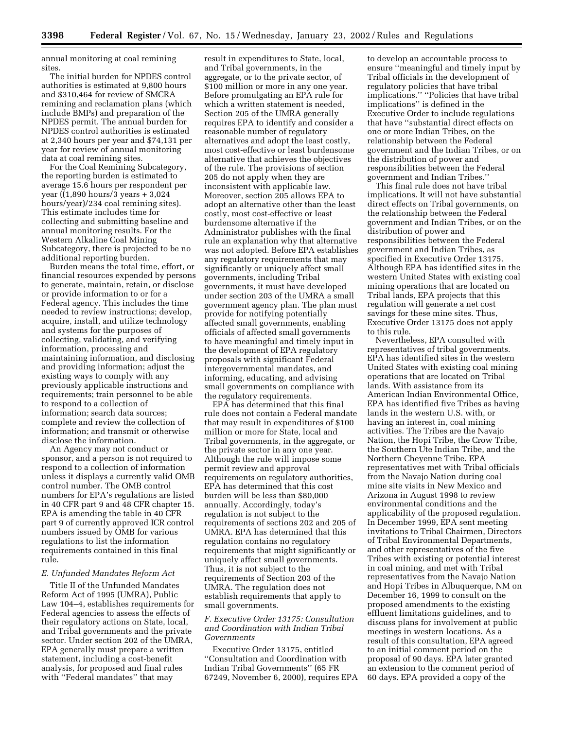annual monitoring at coal remining sites.

The initial burden for NPDES control authorities is estimated at 9,800 hours and $310,464 for review of SMCRA remining and reclamation plans (which include BMPs) and preparation of the NPDES permit. The annual burden for NPDES control authorities is estimated at 2,340 hours per year and $74,131 per year for review of annual monitoring data at coal remining sites.

For the Coal Remining Subcategory, the reporting burden is estimated to average 15.6 hours per respondent per year ((1,890 hours/3 years + 3,024 hours/year)/234 coal remining sites). This estimate includes time for collecting and submitting baseline and annual monitoring results. For the Western Alkaline Coal Mining Subcategory, there is projected to be no additional reporting burden.

Burden means the total time, effort, or financial resources expended by persons to generate, maintain, retain, or disclose or provide information to or for a Federal agency. This includes the time needed to review instructions; develop, acquire, install, and utilize technology and systems for the purposes of collecting, validating, and verifying information, processing and maintaining information, and disclosing and providing information; adjust the existing ways to comply with any previously applicable instructions and requirements; train personnel to be able to respond to a collection of information; search data sources; complete and review the collection of information; and transmit or otherwise disclose the information.

An Agency may not conduct or sponsor, and a person is not required to respond to a collection of information unless it displays a currently valid OMB control number. The OMB control numbers for EPA's regulations are listed in 40 CFR part 9 and 48 CFR chapter 15. EPA is amending the table in 40 CFR part 9 of currently approved ICR control numbers issued by OMB for various regulations to list the information requirements contained in this final rule.

### *E. Unfunded Mandates Reform Act*

Title II of the Unfunded Mandates Reform Act of 1995 (UMRA), Public Law 104–4, establishes requirements for Federal agencies to assess the effects of their regulatory actions on State, local, and Tribal governments and the private sector. Under section 202 of the UMRA, EPA generally must prepare a written statement, including a cost-benefit analysis, for proposed and final rules with "Federal mandates" that may result in expenditures to State, local, and Tribal governments, in the aggregate, or to the private sector, of $100 million or more in any one year. Before promulgating an EPA rule for which a written statement is needed, Section 205 of the UMRA generally requires EPA to identify and consider a reasonable number of regulatory alternatives and adopt the least costly, most cost-effective or least burdensome alternative that achieves the objectives of the rule. The provisions of section 205 do not apply when they are inconsistent with applicable law. Moreover, section 205 allows EPA to adopt an alternative other than the least costly, most cost-effective or least burdensome alternative if the Administrator publishes with the final rule an explanation why that alternative was not adopted. Before EPA establishes any regulatory requirements that may significantly or uniquely affect small governments, including Tribal governments, it must have developed under section 203 of the UMRA a small government agency plan. The plan must provide for notifying potentially affected small governments, enabling officials of affected small governments to have meaningful and timely input in the development of EPA regulatory proposals with significant Federal intergovernmental mandates, and informing, educating, and advising small governments on compliance with the regulatory requirements.

EPA has determined that this final rule does not contain a Federal mandate that may result in expenditures of $100 million or more for State, local and Tribal governments, in the aggregate, or the private sector in any one year. Although the rule will impose some permit review and approval requirements on regulatory authorities, EPA has determined that this cost burden will be less than $80,000 annually. Accordingly, today's regulation is not subject to the requirements of sections 202 and 205 of UMRA. EPA has determined that this regulation contains no regulatory requirements that might significantly or uniquely affect small governments. Thus, it is not subject to the requirements of Section 203 of the UMRA. The regulation does not establish requirements that apply to small governments.

### *F. Executive Order 13175: Consultation and Coordination with Indian Tribal Governments*

Executive Order 13175, entitled "Consultation and Coordination with Indian Tribal Governments" (65 FR 67249, November 6, 2000), requires EPA to develop an accountable process to ensure "meaningful and timely input by Tribal officials in the development of regulatory policies that have tribal implications." "Policies that have tribal implications" is defined in the Executive Order to include regulations that have "substantial direct effects on one or more Indian Tribes, on the relationship between the Federal government and the Indian Tribes, or on the distribution of power and responsibilities between the Federal government and Indian Tribes."

This final rule does not have tribal implications. It will not have substantial direct effects on Tribal governments, on the relationship between the Federal government and Indian Tribes, or on the distribution of power and responsibilities between the Federal government and Indian Tribes, as specified in Executive Order 13175. Although EPA has identified sites in the western United States with existing coal mining operations that are located on Tribal lands, EPA projects that this regulation will generate a net cost savings for these mine sites. Thus, Executive Order 13175 does not apply to this rule.

Nevertheless, EPA consulted with representatives of tribal governments. EPA has identified sites in the western United States with existing coal mining operations that are located on Tribal lands. With assistance from its American Indian Environmental Office, EPA has identified five Tribes as having lands in the western U.S. with, or having an interest in, coal mining activities. The Tribes are the Navajo Nation, the Hopi Tribe, the Crow Tribe, the Southern Ute Indian Tribe, and the Northern Cheyenne Tribe. EPA representatives met with Tribal officials from the Navajo Nation during coal mine site visits in New Mexico and Arizona in August 1998 to review environmental conditions and the applicability of the proposed regulation. In December 1999, EPA sent meeting invitations to Tribal Chairmen, Directors of Tribal Environmental Departments, and other representatives of the five Tribes with existing or potential interest in coal mining, and met with Tribal representatives from the Navajo Nation and Hopi Tribes in Albuquerque, NM on December 16, 1999 to consult on the proposed amendments to the existing effluent limitations guidelines, and to discuss plans for involvement at public meetings in western locations. As a result of this consultation, EPA agreed to an initial comment period on the proposal of 90 days. EPA later granted an extension to the comment period of 60 days. EPA provided a copy of the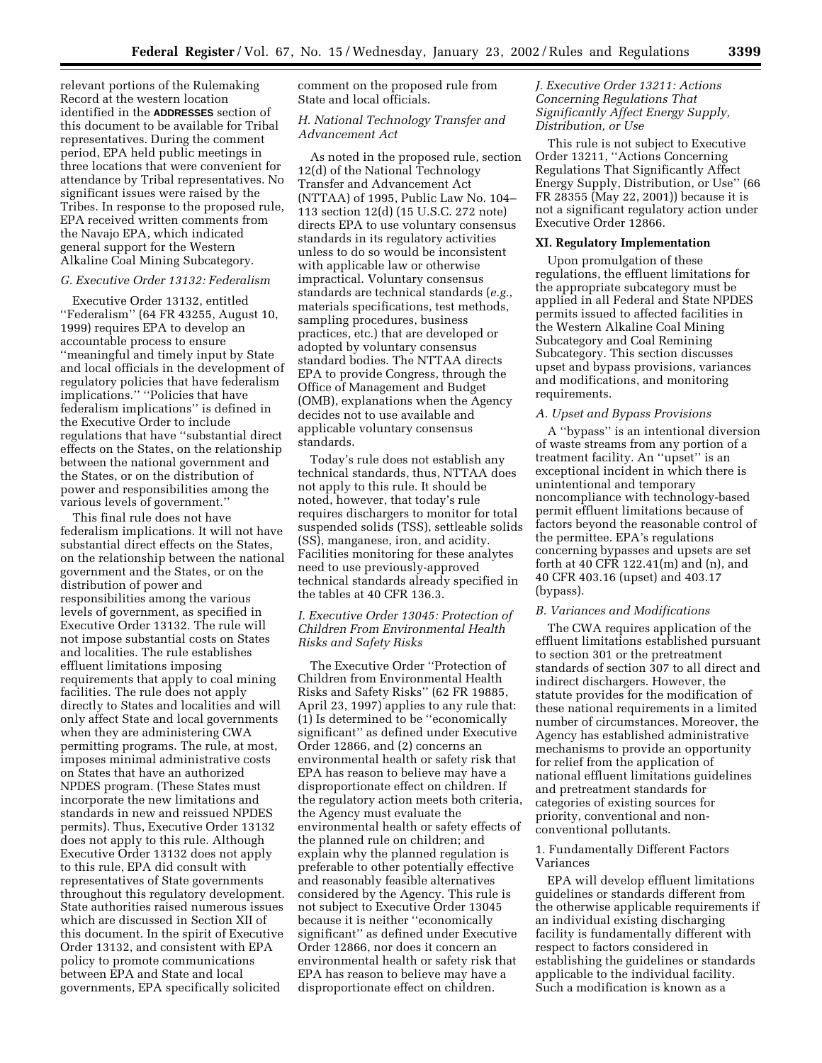relevant portions of the Rulemaking Record at the western location identified in the **ADDRESSES** section of this document to be available for Tribal representatives. During the comment period, EPA held public meetings in three locations that were convenient for attendance by Tribal representatives. No significant issues were raised by the Tribes. In response to the proposed rule, EPA received written comments from the Navajo EPA, which indicated general support for the Western Alkaline Coal Mining Subcategory.

### *G. Executive Order 13132: Federalism*

Executive Order 13132, entitled ''Federalism'' (64 FR 43255, August 10, 1999) requires EPA to develop an accountable process to ensure ''meaningful and timely input by State and local officials in the development of regulatory policies that have federalism implications.'' ''Policies that have federalism implications'' is defined in the Executive Order to include regulations that have ''substantial direct effects on the States, on the relationship between the national government and the States, or on the distribution of power and responsibilities among the various levels of government.''

This final rule does not have federalism implications. It will not have substantial direct effects on the States, on the relationship between the national government and the States, or on the distribution of power and responsibilities among the various levels of government, as specified in Executive Order 13132. The rule will not impose substantial costs on States and localities. The rule establishes effluent limitations imposing requirements that apply to coal mining facilities. The rule does not apply directly to States and localities and will only affect State and local governments when they are administering CWA permitting programs. The rule, at most, imposes minimal administrative costs on States that have an authorized NPDES program. (These States must incorporate the new limitations and standards in new and reissued NPDES permits). Thus, Executive Order 13132 does not apply to this rule. Although Executive Order 13132 does not apply to this rule, EPA did consult with representatives of State governments throughout this regulatory development. State authorities raised numerous issues which are discussed in Section XII of this document. In the spirit of Executive Order 13132, and consistent with EPA policy to promote communications between EPA and State and local governments, EPA specifically solicited comment on the proposed rule from State and local officials.

### *H. National Technology Transfer and Advancement Act*

As noted in the proposed rule, section 12(d) of the National Technology Transfer and Advancement Act (NTTAA) of 1995, Public Law No. 104–113 section 12(d) (15 U.S.C. 272 note) directs EPA to use voluntary consensus standards in its regulatory activities unless to do so would be inconsistent with applicable law or otherwise impractical. Voluntary consensus standards are technical standards (*e.g.*, materials specifications, test methods, sampling procedures, business practices, etc.) that are developed or adopted by voluntary consensus standard bodies. The NTTAA directs EPA to provide Congress, through the Office of Management and Budget (OMB), explanations when the Agency decides not to use available and applicable voluntary consensus standards.

Today's rule does not establish any technical standards, thus, NTTAA does not apply to this rule. It should be noted, however, that today's rule requires dischargers to monitor for total suspended solids (TSS), settleable solids (SS), manganese, iron, and acidity. Facilities monitoring for these analytes need to use previously-approved technical standards already specified in the tables at 40 CFR 136.3.

### *I. Executive Order 13045: Protection of Children From Environmental Health Risks and Safety Risks*

The Executive Order ''Protection of Children from Environmental Health Risks and Safety Risks'' (62 FR 19885, April 23, 1997) applies to any rule that: (1) Is determined to be ''economically significant'' as defined under Executive Order 12866, and (2) concerns an environmental health or safety risk that EPA has reason to believe may have a disproportionate effect on children. If the regulatory action meets both criteria, the Agency must evaluate the environmental health or safety effects of the planned rule on children; and explain why the planned regulation is preferable to other potentially effective and reasonably feasible alternatives considered by the Agency. This rule is not subject to Executive Order 13045 because it is neither ''economically significant'' as defined under Executive Order 12866, nor does it concern an environmental health or safety risk that EPA has reason to believe may have a disproportionate effect on children.

### *J. Executive Order 13211: Actions Concerning Regulations That Significantly Affect Energy Supply, Distribution, or Use*

This rule is not subject to Executive Order 13211, ''Actions Concerning Regulations That Significantly Affect Energy Supply, Distribution, or Use'' (66 FR 28355 (May 22, 2001)) because it is not a significant regulatory action under Executive Order 12866.

## XI. Regulatory Implementation

Upon promulgation of these regulations, the effluent limitations for the appropriate subcategory must be applied in all Federal and State NPDES permits issued to affected facilities in the Western Alkaline Coal Mining Subcategory and Coal Remining Subcategory. This section discusses upset and bypass provisions, variances and modifications, and monitoring requirements.

### *A. Upset and Bypass Provisions*

A ''bypass'' is an intentional diversion of waste streams from any portion of a treatment facility. An ''upset'' is an exceptional incident in which there is unintentional and temporary noncompliance with technology-based permit effluent limitations because of factors beyond the reasonable control of the permittee. EPA's regulations concerning bypasses and upsets are set forth at 40 CFR 122.41(m) and (n), and 40 CFR 403.16 (upset) and 403.17 (bypass).

### *B. Variances and Modifications*

The CWA requires application of the effluent limitations established pursuant to section 301 or the pretreatment standards of section 307 to all direct and indirect dischargers. However, the statute provides for the modification of these national requirements in a limited number of circumstances. Moreover, the Agency has established administrative mechanisms to provide an opportunity for relief from the application of national effluent limitations guidelines and pretreatment standards for categories of existing sources for priority, conventional and non-conventional pollutants.

#### 1. Fundamentally Different Factors Variances

EPA will develop effluent limitations guidelines or standards different from the otherwise applicable requirements if an individual existing discharging facility is fundamentally different with respect to factors considered in establishing the guidelines or standards applicable to the individual facility. Such a modification is known as a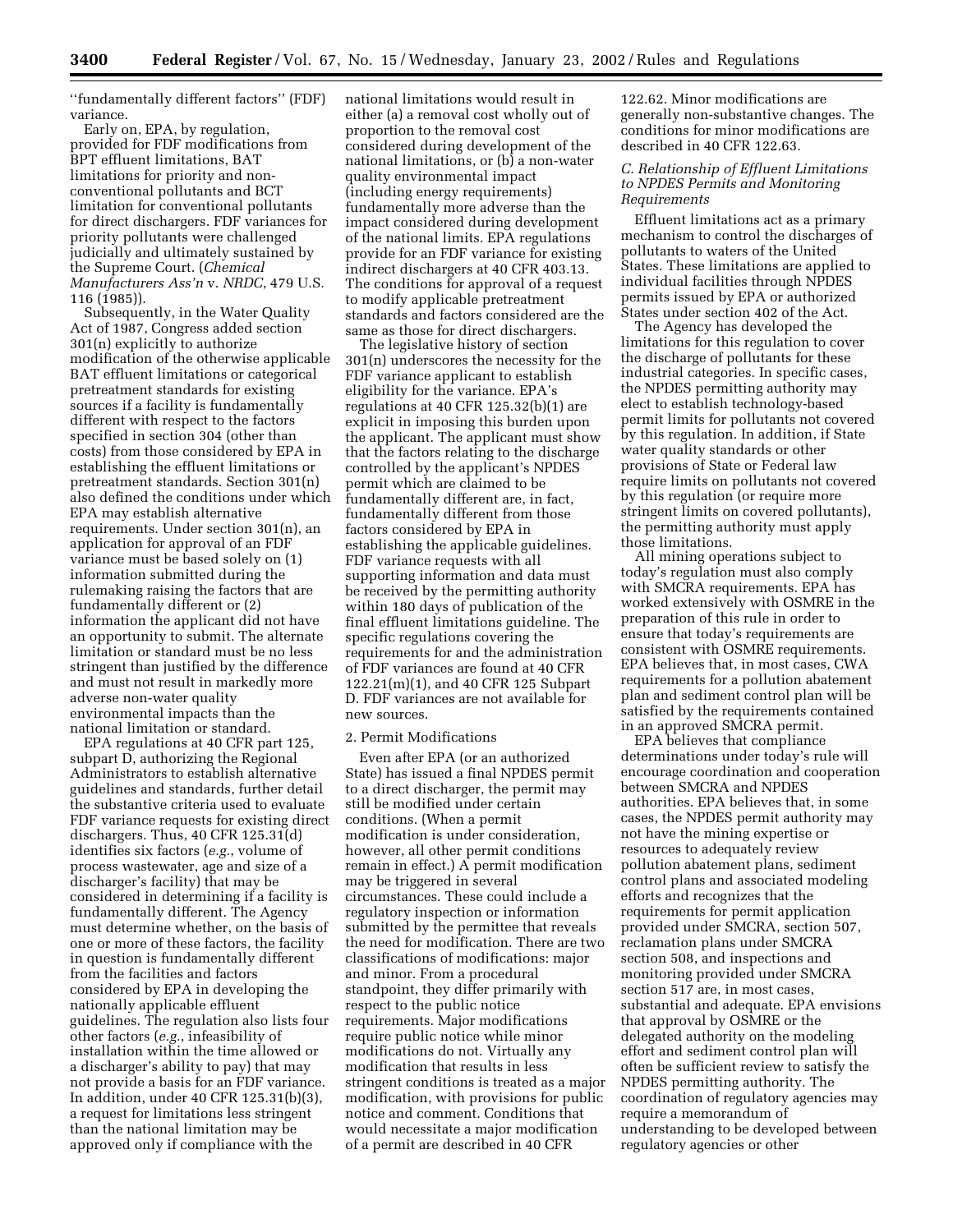''fundamentally different factors'' (FDF) variance.

Early on, EPA, by regulation, provided for FDF modifications from BPT effluent limitations, BAT limitations for priority and non-conventional pollutants and BCT limitation for conventional pollutants for direct dischargers. FDF variances for priority pollutants were challenged judicially and ultimately sustained by the Supreme Court. (*Chemical Manufacturers Ass'n* v. *NRDC*, 479 U.S. 116 (1985)).

Subsequently, in the Water Quality Act of 1987, Congress added section 301(n) explicitly to authorize modification of the otherwise applicable BAT effluent limitations or categorical pretreatment standards for existing sources if a facility is fundamentally different with respect to the factors specified in section 304 (other than costs) from those considered by EPA in establishing the effluent limitations or pretreatment standards. Section 301(n) also defined the conditions under which EPA may establish alternative requirements. Under section 301(n), an application for approval of an FDF variance must be based solely on (1) information submitted during the rulemaking raising the factors that are fundamentally different or (2) information the applicant did not have an opportunity to submit. The alternate limitation or standard must be no less stringent than justified by the difference and must not result in markedly more adverse non-water quality environmental impacts than the national limitation or standard.

EPA regulations at 40 CFR part 125, subpart D, authorizing the Regional Administrators to establish alternative guidelines and standards, further detail the substantive criteria used to evaluate FDF variance requests for existing direct dischargers. Thus, 40 CFR 125.31(d) identifies six factors (*e.g.*, volume of process wastewater, age and size of a discharger's facility) that may be considered in determining if a facility is fundamentally different. The Agency must determine whether, on the basis of one or more of these factors, the facility in question is fundamentally different from the facilities and factors considered by EPA in developing the nationally applicable effluent guidelines. The regulation also lists four other factors (*e.g.*, infeasibility of installation within the time allowed or a discharger's ability to pay) that may not provide a basis for an FDF variance. In addition, under 40 CFR 125.31(b)(3), a request for limitations less stringent than the national limitation may be approved only if compliance with the national limitations would result in either (a) a removal cost wholly out of proportion to the removal cost considered during development of the national limitations, or (b) a non-water quality environmental impact (including energy requirements) fundamentally more adverse than the impact considered during development of the national limits. EPA regulations provide for an FDF variance for existing indirect dischargers at 40 CFR 403.13. The conditions for approval of a request to modify applicable pretreatment standards and factors considered are the same as those for direct dischargers.

The legislative history of section 301(n) underscores the necessity for the FDF variance applicant to establish eligibility for the variance. EPA's regulations at 40 CFR 125.32(b)(1) are explicit in imposing this burden upon the applicant. The applicant must show that the factors relating to the discharge controlled by the applicant's NPDES permit which are claimed to be fundamentally different are, in fact, fundamentally different from those factors considered by EPA in establishing the applicable guidelines. FDF variance requests with all supporting information and data must be received by the permitting authority within 180 days of publication of the final effluent limitations guideline. The specific regulations covering the requirements for and the administration of FDF variances are found at 40 CFR 122.21(m)(1), and 40 CFR 125 Subpart D. FDF variances are not available for new sources.

2. Permit Modifications

Even after EPA (or an authorized State) has issued a final NPDES permit to a direct discharger, the permit may still be modified under certain conditions. (When a permit modification is under consideration, however, all other permit conditions remain in effect.) A permit modification may be triggered in several circumstances. These could include a regulatory inspection or information submitted by the permittee that reveals the need for modification. There are two classifications of modifications: major and minor. From a procedural standpoint, they differ primarily with respect to the public notice requirements. Major modifications require public notice while minor modifications do not. Virtually any modification that results in less stringent conditions is treated as a major modification, with provisions for public notice and comment. Conditions that would necessitate a major modification of a permit are described in 40 CFR 122.62. Minor modifications are generally non-substantive changes. The conditions for minor modifications are described in 40 CFR 122.63.

### *C. Relationship of Effluent Limitations to NPDES Permits and Monitoring Requirements*

Effluent limitations act as a primary mechanism to control the discharges of pollutants to waters of the United States. These limitations are applied to individual facilities through NPDES permits issued by EPA or authorized States under section 402 of the Act.

The Agency has developed the limitations for this regulation to cover the discharge of pollutants for these industrial categories. In specific cases, the NPDES permitting authority may elect to establish technology-based permit limits for pollutants not covered by this regulation. In addition, if State water quality standards or other provisions of State or Federal law require limits on pollutants not covered by this regulation (or require more stringent limits on covered pollutants), the permitting authority must apply those limitations.

All mining operations subject to today's regulation must also comply with SMCRA requirements. EPA has worked extensively with OSMRE in the preparation of this rule in order to ensure that today's requirements are consistent with OSMRE requirements. EPA believes that, in most cases, CWA requirements for a pollution abatement plan and sediment control plan will be satisfied by the requirements contained in an approved SMCRA permit.

EPA believes that compliance determinations under today's rule will encourage coordination and cooperation between SMCRA and NPDES authorities. EPA believes that, in some cases, the NPDES permit authority may not have the mining expertise or resources to adequately review pollution abatement plans, sediment control plans and associated modeling efforts and recognizes that the requirements for permit application provided under SMCRA, section 507, reclamation plans under SMCRA section 508, and inspections and monitoring provided under SMCRA section 517 are, in most cases, substantial and adequate. EPA envisions that approval by OSMRE or the delegated authority on the modeling effort and sediment control plan will often be sufficient review to satisfy the NPDES permitting authority. The coordination of regulatory agencies may require a memorandum of understanding to be developed between regulatory agencies or other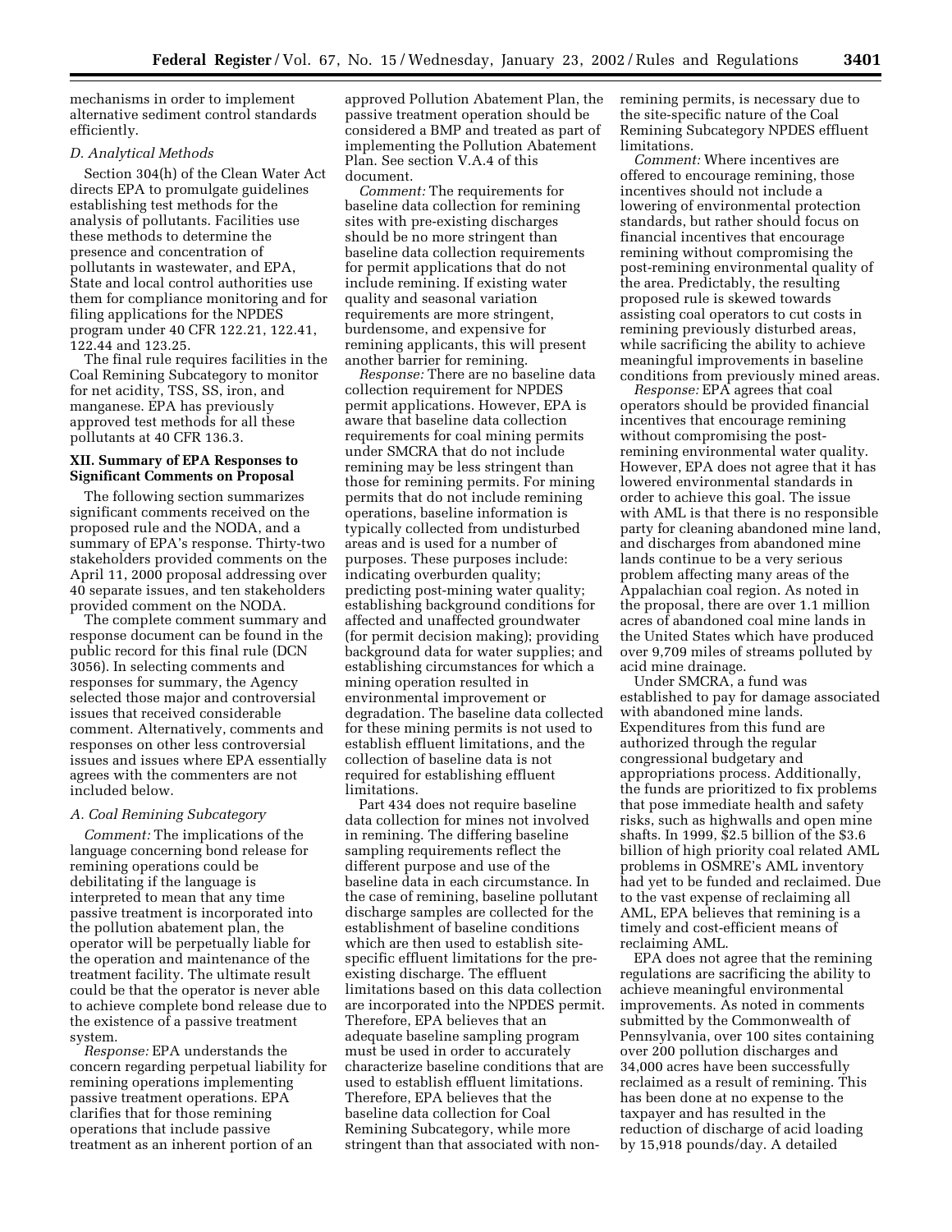mechanisms in order to implement alternative sediment control standards efficiently.

### D. Analytical Methods

Section 304(h) of the Clean Water Act directs EPA to promulgate guidelines establishing test methods for the analysis of pollutants. Facilities use these methods to determine the presence and concentration of pollutants in wastewater, and EPA, State and local control authorities use them for compliance monitoring and for filing applications for the NPDES program under 40 CFR 122.21, 122.41, 122.44 and 123.25.

The final rule requires facilities in the Coal Remining Subcategory to monitor for net acidity, TSS, SS, iron, and manganese. EPA has previously approved test methods for all these pollutants at 40 CFR 136.3.

## XII. Summary of EPA Responses to Significant Comments on Proposal

The following section summarizes significant comments received on the proposed rule and the NODA, and a summary of EPA's response. Thirty-two stakeholders provided comments on the April 11, 2000 proposal addressing over 40 separate issues, and ten stakeholders provided comment on the NODA.

The complete comment summary and response document can be found in the public record for this final rule (DCN 3056). In selecting comments and responses for summary, the Agency selected those major and controversial issues that received considerable comment. Alternatively, comments and responses on other less controversial issues and issues where EPA essentially agrees with the commenters are not included below.

### A. Coal Remining Subcategory

*Comment:* The implications of the language concerning bond release for remining operations could be debilitating if the language is interpreted to mean that any time passive treatment is incorporated into the pollution abatement plan, the operator will be perpetually liable for the operation and maintenance of the treatment facility. The ultimate result could be that the operator is never able to achieve complete bond release due to the existence of a passive treatment system.

*Response:* EPA understands the concern regarding perpetual liability for remining operations implementing passive treatment operations. EPA clarifies that for those remining operations that include passive treatment as an inherent portion of an approved Pollution Abatement Plan, the passive treatment operation should be considered a BMP and treated as part of implementing the Pollution Abatement Plan. See section V.A.4 of this document.

*Comment:* The requirements for baseline data collection for remining sites with pre-existing discharges should be no more stringent than baseline data collection requirements for permit applications that do not include remining. If existing water quality and seasonal variation requirements are more stringent, burdensome, and expensive for remining applicants, this will present another barrier for remining.

*Response:* There are no baseline data collection requirement for NPDES permit applications. However, EPA is aware that baseline data collection requirements for coal mining permits under SMCRA that do not include remining may be less stringent than those for remining permits. For mining permits that do not include remining operations, baseline information is typically collected from undisturbed areas and is used for a number of purposes. These purposes include: indicating overburden quality; predicting post-mining water quality; establishing background conditions for affected and unaffected groundwater (for permit decision making); providing background data for water supplies; and establishing circumstances for which a mining operation resulted in environmental improvement or degradation. The baseline data collected for these mining permits is not used to establish effluent limitations, and the collection of baseline data is not required for establishing effluent limitations.

Part 434 does not require baseline data collection for mines not involved in remining. The differing baseline sampling requirements reflect the different purpose and use of the baseline data in each circumstance. In the case of remining, baseline pollutant discharge samples are collected for the establishment of baseline conditions which are then used to establish site-specific effluent limitations for the pre-existing discharge. The effluent limitations based on this data collection are incorporated into the NPDES permit. Therefore, EPA believes that an adequate baseline sampling program must be used in order to accurately characterize baseline conditions that are used to establish effluent limitations. Therefore, EPA believes that the baseline data collection for Coal Remining Subcategory, while more stringent than that associated with non-remining permits, is necessary due to the site-specific nature of the Coal Remining Subcategory NPDES effluent limitations.

*Comment:* Where incentives are offered to encourage remining, those incentives should not include a lowering of environmental protection standards, but rather should focus on financial incentives that encourage remining without compromising the post-remining environmental quality of the area. Predictably, the resulting proposed rule is skewed towards assisting coal operators to cut costs in remining previously disturbed areas, while sacrificing the ability to achieve meaningful improvements in baseline conditions from previously mined areas.

*Response:* EPA agrees that coal operators should be provided financial incentives that encourage remining without compromising the post-remining environmental water quality. However, EPA does not agree that it has lowered environmental standards in order to achieve this goal. The issue with AML is that there is no responsible party for cleaning abandoned mine land, and discharges from abandoned mine lands continue to be a very serious problem affecting many areas of the Appalachian coal region. As noted in the proposal, there are over 1.1 million acres of abandoned coal mine lands in the United States which have produced over 9,709 miles of streams polluted by acid mine drainage.

Under SMCRA, a fund was established to pay for damage associated with abandoned mine lands. Expenditures from this fund are authorized through the regular congressional budgetary and appropriations process. Additionally, the funds are prioritized to fix problems that pose immediate health and safety risks, such as highwalls and open mine shafts. In 1999, $2.5 billion of the $3.6 billion of high priority coal related AML problems in OSMRE's AML inventory had yet to be funded and reclaimed. Due to the vast expense of reclaiming all AML, EPA believes that remining is a timely and cost-efficient means of reclaiming AML.

EPA does not agree that the remining regulations are sacrificing the ability to achieve meaningful environmental improvements. As noted in comments submitted by the Commonwealth of Pennsylvania, over 100 sites containing over 200 pollution discharges and 34,000 acres have been successfully reclaimed as a result of remining. This has been done at no expense to the taxpayer and has resulted in the reduction of discharge of acid loading by 15,918 pounds/day. A detailed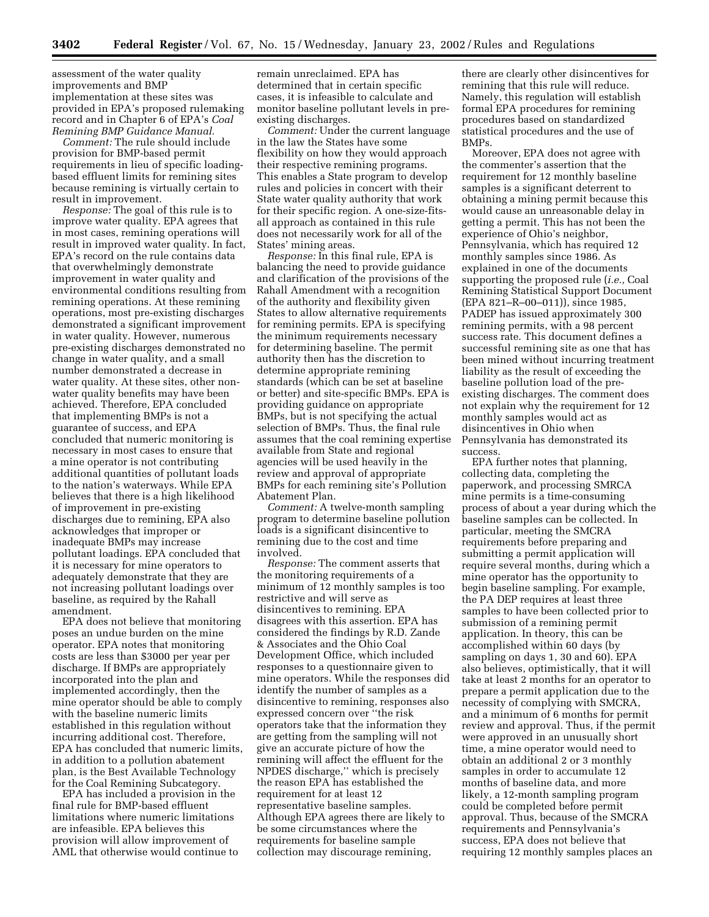assessment of the water quality improvements and BMP implementation at these sites was provided in EPA's proposed rulemaking record and in Chapter 6 of EPA's *Coal Remining BMP Guidance Manual*.

*Comment:* The rule should include provision for BMP-based permit requirements in lieu of specific loading-based effluent limits for remining sites because remining is virtually certain to result in improvement.

*Response:* The goal of this rule is to improve water quality. EPA agrees that in most cases, remining operations will result in improved water quality. In fact, EPA's record on the rule contains data that overwhelmingly demonstrate improvement in water quality and environmental conditions resulting from remining operations. At these remining operations, most pre-existing discharges demonstrated a significant improvement in water quality. However, numerous pre-existing discharges demonstrated no change in water quality, and a small number demonstrated a decrease in water quality. At these sites, other non-water quality benefits may have been achieved. Therefore, EPA concluded that implementing BMPs is not a guarantee of success, and EPA concluded that numeric monitoring is necessary in most cases to ensure that a mine operator is not contributing additional quantities of pollutant loads to the nation's waterways. While EPA believes that there is a high likelihood of improvement in pre-existing discharges due to remining, EPA also acknowledges that improper or inadequate BMPs may increase pollutant loadings. EPA concluded that it is necessary for mine operators to adequately demonstrate that they are not increasing pollutant loadings over baseline, as required by the Rahall amendment.

EPA does not believe that monitoring poses an undue burden on the mine operator. EPA notes that monitoring costs are less than $3000 per year per discharge. If BMPs are appropriately incorporated into the plan and implemented accordingly, then the mine operator should be able to comply with the baseline numeric limits established in this regulation without incurring additional cost. Therefore, EPA has concluded that numeric limits, in addition to a pollution abatement plan, is the Best Available Technology for the Coal Remining Subcategory.

EPA has included a provision in the final rule for BMP-based effluent limitations where numeric limitations are infeasible. EPA believes this provision will allow improvement of AML that otherwise would continue to remain unreclaimed. EPA has determined that in certain specific cases, it is infeasible to calculate and monitor baseline pollutant levels in pre-existing discharges.

*Comment:* Under the current language in the law the States have some flexibility on how they would approach their respective remining programs. This enables a State program to develop rules and policies in concert with their State water quality authority that work for their specific region. A one-size-fits-all approach as contained in this rule does not necessarily work for all of the States' mining areas.

*Response:* In this final rule, EPA is balancing the need to provide guidance and clarification of the provisions of the Rahall Amendment with a recognition of the authority and flexibility given States to allow alternative requirements for remining permits. EPA is specifying the minimum requirements necessary for determining baseline. The permit authority then has the discretion to determine appropriate remining standards (which can be set at baseline or better) and site-specific BMPs. EPA is providing guidance on appropriate BMPs, but is not specifying the actual selection of BMPs. Thus, the final rule assumes that the coal remining expertise available from State and regional agencies will be used heavily in the review and approval of appropriate BMPs for each remining site's Pollution Abatement Plan.

*Comment:* A twelve-month sampling program to determine baseline pollution loads is a significant disincentive to remining due to the cost and time involved.

*Response:* The comment asserts that the monitoring requirements of a minimum of 12 monthly samples is too restrictive and will serve as disincentives to remining. EPA disagrees with this assertion. EPA has considered the findings by R.D. Zande & Associates and the Ohio Coal Development Office, which included responses to a questionnaire given to mine operators. While the responses did identify the number of samples as a disincentive to remining, responses also expressed concern over ''the risk operators take that the information they are getting from the sampling will not give an accurate picture of how the remining will affect the effluent for the NPDES discharge,'' which is precisely the reason EPA has established the requirement for at least 12 representative baseline samples. Although EPA agrees there are likely to be some circumstances where the requirements for baseline sample collection may discourage remining, there are clearly other disincentives for remining that this rule will reduce. Namely, this regulation will establish formal EPA procedures for remining procedures based on standardized statistical procedures and the use of BMPs.

Moreover, EPA does not agree with the commenter's assertion that the requirement for 12 monthly baseline samples is a significant deterrent to obtaining a mining permit because this would cause an unreasonable delay in getting a permit. This has not been the experience of Ohio's neighbor, Pennsylvania, which has required 12 monthly samples since 1986. As explained in one of the documents supporting the proposed rule (*i.e.,* Coal Remining Statistical Support Document (EPA 821–R–00–011)), since 1985, PADEP has issued approximately 300 remining permits, with a 98 percent success rate. This document defines a successful remining site as one that has been mined without incurring treatment liability as the result of exceeding the baseline pollution load of the pre-existing discharges. The comment does not explain why the requirement for 12 monthly samples would act as disincentives in Ohio when Pennsylvania has demonstrated its success.

EPA further notes that planning, collecting data, completing the paperwork, and processing SMRCA mine permits is a time-consuming process of about a year during which the baseline samples can be collected. In particular, meeting the SMCRA requirements before preparing and submitting a permit application will require several months, during which a mine operator has the opportunity to begin baseline sampling. For example, the PA DEP requires at least three samples to have been collected prior to submission of a remining permit application. In theory, this can be accomplished within 60 days (by sampling on days 1, 30 and 60). EPA also believes, optimistically, that it will take at least 2 months for an operator to prepare a permit application due to the necessity of complying with SMCRA, and a minimum of 6 months for permit review and approval. Thus, if the permit were approved in an unusually short time, a mine operator would need to obtain an additional 2 or 3 monthly samples in order to accumulate 12 months of baseline data, and more likely, a 12-month sampling program could be completed before permit approval. Thus, because of the SMCRA requirements and Pennsylvania's success, EPA does not believe that requiring 12 monthly samples places an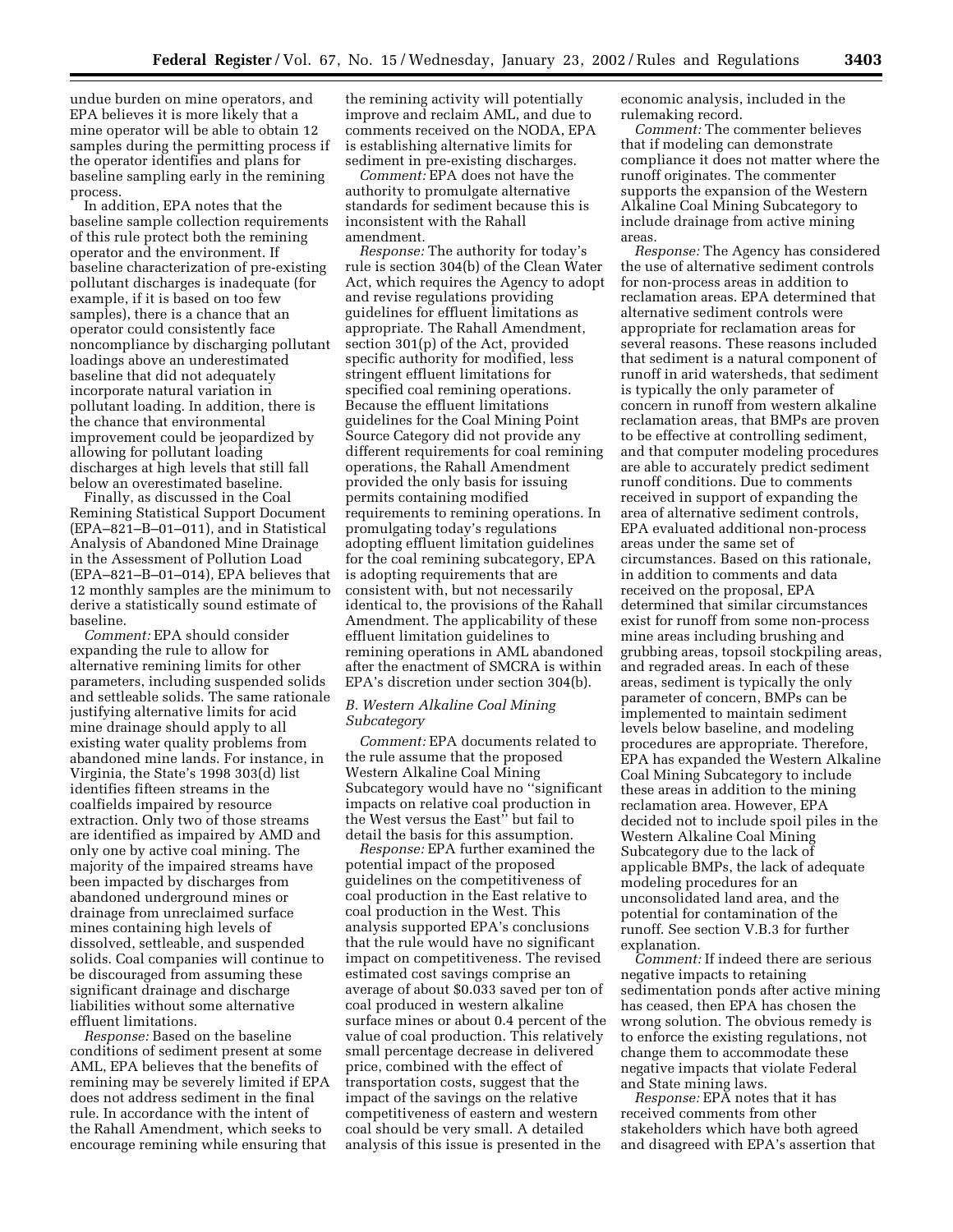undue burden on mine operators, and EPA believes it is more likely that a mine operator will be able to obtain 12 samples during the permitting process if the operator identifies and plans for baseline sampling early in the remining process.

In addition, EPA notes that the baseline sample collection requirements of this rule protect both the remining operator and the environment. If baseline characterization of pre-existing pollutant discharges is inadequate (for example, if it is based on too few samples), there is a chance that an operator could consistently face noncompliance by discharging pollutant loadings above an underestimated baseline that did not adequately incorporate natural variation in pollutant loading. In addition, there is the chance that environmental improvement could be jeopardized by allowing for pollutant loading discharges at high levels that still fall below an overestimated baseline.

Finally, as discussed in the Coal Remining Statistical Support Document (EPA–821–B–01–011), and in Statistical Analysis of Abandoned Mine Drainage in the Assessment of Pollution Load (EPA–821–B–01–014), EPA believes that 12 monthly samples are the minimum to derive a statistically sound estimate of baseline.

*Comment:* EPA should consider expanding the rule to allow for alternative remining limits for other parameters, including suspended solids and settleable solids. The same rationale justifying alternative limits for acid mine drainage should apply to all existing water quality problems from abandoned mine lands. For instance, in Virginia, the State's 1998 303(d) list identifies fifteen streams in the coalfields impaired by resource extraction. Only two of those streams are identified as impaired by AMD and only one by active coal mining. The majority of the impaired streams have been impacted by discharges from abandoned underground mines or drainage from unreclaimed surface mines containing high levels of dissolved, settleable, and suspended solids. Coal companies will continue to be discouraged from assuming these significant drainage and discharge liabilities without some alternative effluent limitations.

*Response:* Based on the baseline conditions of sediment present at some AML, EPA believes that the benefits of remining may be severely limited if EPA does not address sediment in the final rule. In accordance with the intent of the Rahall Amendment, which seeks to encourage remining while ensuring that the remining activity will potentially improve and reclaim AML, and due to comments received on the NODA, EPA is establishing alternative limits for sediment in pre-existing discharges.

*Comment:* EPA does not have the authority to promulgate alternative standards for sediment because this is inconsistent with the Rahall amendment.

*Response:* The authority for today's rule is section 304(b) of the Clean Water Act, which requires the Agency to adopt and revise regulations providing guidelines for effluent limitations as appropriate. The Rahall Amendment, section 301(p) of the Act, provided specific authority for modified, less stringent effluent limitations for specified coal remining operations. Because the effluent limitations guidelines for the Coal Mining Point Source Category did not provide any different requirements for coal remining operations, the Rahall Amendment provided the only basis for issuing permits containing modified requirements to remining operations. In promulgating today's regulations adopting effluent limitation guidelines for the coal remining subcategory, EPA is adopting requirements that are consistent with, but not necessarily identical to, the provisions of the Rahall Amendment. The applicability of these effluent limitation guidelines to remining operations in AML abandoned after the enactment of SMCRA is within EPA's discretion under section 304(b).

### *B. Western Alkaline Coal Mining Subcategory*

*Comment:* EPA documents related to the rule assume that the proposed Western Alkaline Coal Mining Subcategory would have no ''significant impacts on relative coal production in the West versus the East'' but fail to detail the basis for this assumption.

*Response:* EPA further examined the potential impact of the proposed guidelines on the competitiveness of coal production in the East relative to coal production in the West. This analysis supported EPA's conclusions that the rule would have no significant impact on competitiveness. The revised estimated cost savings comprise an average of about $0.033 saved per ton of coal produced in western alkaline surface mines or about 0.4 percent of the value of coal production. This relatively small percentage decrease in delivered price, combined with the effect of transportation costs, suggest that the impact of the savings on the relative competitiveness of eastern and western coal should be very small. A detailed analysis of this issue is presented in the economic analysis, included in the rulemaking record.

*Comment:* The commenter believes that if modeling can demonstrate compliance it does not matter where the runoff originates. The commenter supports the expansion of the Western Alkaline Coal Mining Subcategory to include drainage from active mining areas.

*Response:* The Agency has considered the use of alternative sediment controls for non-process areas in addition to reclamation areas. EPA determined that alternative sediment controls were appropriate for reclamation areas for several reasons. These reasons included that sediment is a natural component of runoff in arid watersheds, that sediment is typically the only parameter of concern in runoff from western alkaline reclamation areas, that BMPs are proven to be effective at controlling sediment, and that computer modeling procedures are able to accurately predict sediment runoff conditions. Due to comments received in support of expanding the area of alternative sediment controls, EPA evaluated additional non-process areas under the same set of circumstances. Based on this rationale, in addition to comments and data received on the proposal, EPA determined that similar circumstances exist for runoff from some non-process mine areas including brushing and grubbing areas, topsoil stockpiling areas, and regraded areas. In each of these areas, sediment is typically the only parameter of concern, BMPs can be implemented to maintain sediment levels below baseline, and modeling procedures are appropriate. Therefore, EPA has expanded the Western Alkaline Coal Mining Subcategory to include these areas in addition to the mining reclamation area. However, EPA decided not to include spoil piles in the Western Alkaline Coal Mining Subcategory due to the lack of applicable BMPs, the lack of adequate modeling procedures for an unconsolidated land area, and the potential for contamination of the runoff. See section V.B.3 for further explanation.

*Comment:* If indeed there are serious negative impacts to retaining sedimentation ponds after active mining has ceased, then EPA has chosen the wrong solution. The obvious remedy is to enforce the existing regulations, not change them to accommodate these negative impacts that violate Federal and State mining laws.

*Response:* EPA notes that it has received comments from other stakeholders which have both agreed and disagreed with EPA's assertion that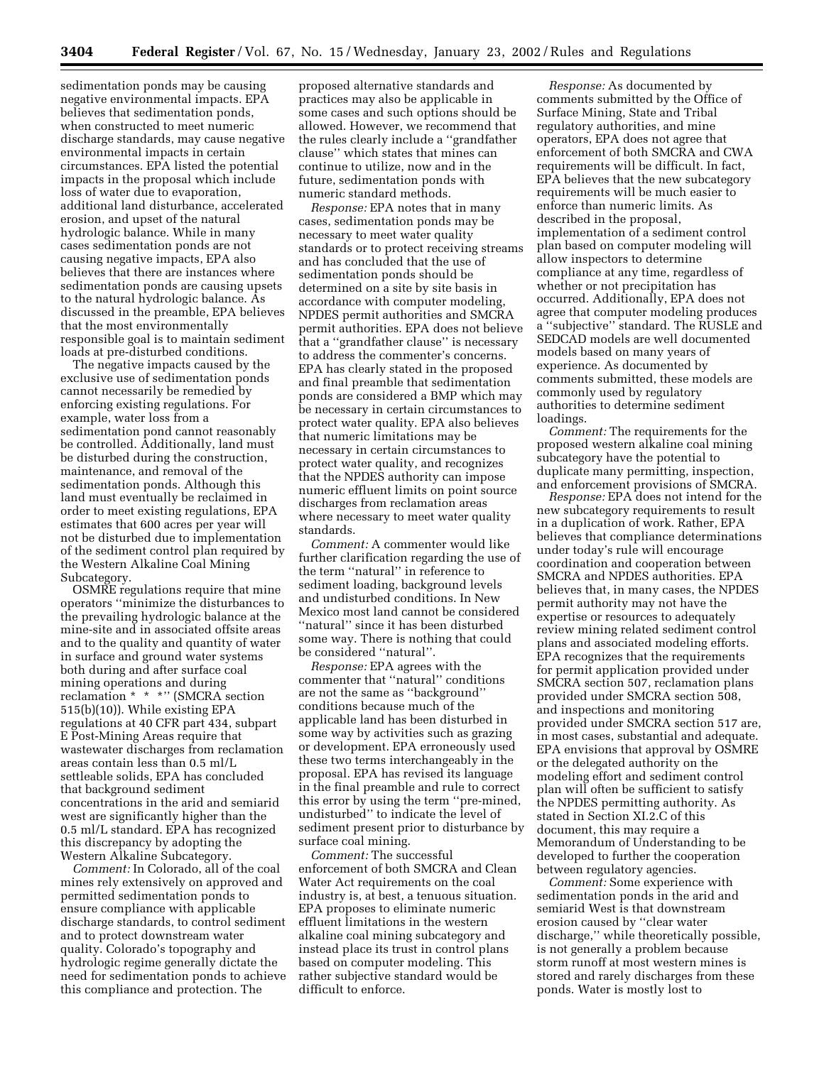sedimentation ponds may be causing negative environmental impacts. EPA believes that sedimentation ponds, when constructed to meet numeric discharge standards, may cause negative environmental impacts in certain circumstances. EPA listed the potential impacts in the proposal which include loss of water due to evaporation, additional land disturbance, accelerated erosion, and upset of the natural hydrologic balance. While in many cases sedimentation ponds are not causing negative impacts, EPA also believes that there are instances where sedimentation ponds are causing upsets to the natural hydrologic balance. As discussed in the preamble, EPA believes that the most environmentally responsible goal is to maintain sediment loads at pre-disturbed conditions.

The negative impacts caused by the exclusive use of sedimentation ponds cannot necessarily be remedied by enforcing existing regulations. For example, water loss from a sedimentation pond cannot reasonably be controlled. Additionally, land must be disturbed during the construction, maintenance, and removal of the sedimentation ponds. Although this land must eventually be reclaimed in order to meet existing regulations, EPA estimates that 600 acres per year will not be disturbed due to implementation of the sediment control plan required by the Western Alkaline Coal Mining Subcategory.

OSMRE regulations require that mine operators ''minimize the disturbances to the prevailing hydrologic balance at the mine-site and in associated offsite areas and to the quality and quantity of water in surface and ground water systems both during and after surface coal mining operations and during reclamation * * *'' (SMCRA section 515(b)(10)). While existing EPA regulations at 40 CFR part 434, subpart E Post-Mining Areas require that wastewater discharges from reclamation areas contain less than 0.5 ml/L settleable solids, EPA has concluded that background sediment concentrations in the arid and semiarid west are significantly higher than the 0.5 ml/L standard. EPA has recognized this discrepancy by adopting the Western Alkaline Subcategory.

*Comment:* In Colorado, all of the coal mines rely extensively on approved and permitted sedimentation ponds to ensure compliance with applicable discharge standards, to control sediment and to protect downstream water quality. Colorado's topography and hydrologic regime generally dictate the need for sedimentation ponds to achieve this compliance and protection. The proposed alternative standards and practices may also be applicable in some cases and such options should be allowed. However, we recommend that the rules clearly include a ''grandfather clause'' which states that mines can continue to utilize, now and in the future, sedimentation ponds with numeric standard methods.

*Response:* EPA notes that in many cases, sedimentation ponds may be necessary to meet water quality standards or to protect receiving streams and has concluded that the use of sedimentation ponds should be determined on a site by site basis in accordance with computer modeling, NPDES permit authorities and SMCRA permit authorities. EPA does not believe that a ''grandfather clause'' is necessary to address the commenter's concerns. EPA has clearly stated in the proposed and final preamble that sedimentation ponds are considered a BMP which may be necessary in certain circumstances to protect water quality. EPA also believes that numeric limitations may be necessary in certain circumstances to protect water quality, and recognizes that the NPDES authority can impose numeric effluent limits on point source discharges from reclamation areas where necessary to meet water quality standards.

*Comment:* A commenter would like further clarification regarding the use of the term ''natural'' in reference to sediment loading, background levels and undisturbed conditions. In New Mexico most land cannot be considered ''natural'' since it has been disturbed some way. There is nothing that could be considered ''natural''.

*Response:* EPA agrees with the commenter that ''natural'' conditions are not the same as ''background'' conditions because much of the applicable land has been disturbed in some way by activities such as grazing or development. EPA erroneously used these two terms interchangeably in the proposal. EPA has revised its language in the final preamble and rule to correct this error by using the term ''pre-mined, undisturbed'' to indicate the level of sediment present prior to disturbance by surface coal mining.

*Comment:* The successful enforcement of both SMCRA and Clean Water Act requirements on the coal industry is, at best, a tenuous situation. EPA proposes to eliminate numeric effluent limitations in the western alkaline coal mining subcategory and instead place its trust in control plans based on computer modeling. This rather subjective standard would be difficult to enforce.

*Response:* As documented by comments submitted by the Office of Surface Mining, State and Tribal regulatory authorities, and mine operators, EPA does not agree that enforcement of both SMCRA and CWA requirements will be difficult. In fact, EPA believes that the new subcategory requirements will be much easier to enforce than numeric limits. As described in the proposal, implementation of a sediment control plan based on computer modeling will allow inspectors to determine compliance at any time, regardless of whether or not precipitation has occurred. Additionally, EPA does not agree that computer modeling produces a ''subjective'' standard. The RUSLE and SEDCAD models are well documented models based on many years of experience. As documented by comments submitted, these models are commonly used by regulatory authorities to determine sediment loadings.

*Comment:* The requirements for the proposed western alkaline coal mining subcategory have the potential to duplicate many permitting, inspection, and enforcement provisions of SMCRA.

*Response:* EPA does not intend for the new subcategory requirements to result in a duplication of work. Rather, EPA believes that compliance determinations under today's rule will encourage coordination and cooperation between SMCRA and NPDES authorities. EPA believes that, in many cases, the NPDES permit authority may not have the expertise or resources to adequately review mining related sediment control plans and associated modeling efforts. EPA recognizes that the requirements for permit application provided under SMCRA section 507, reclamation plans provided under SMCRA section 508, and inspections and monitoring provided under SMCRA section 517 are, in most cases, substantial and adequate. EPA envisions that approval by OSMRE or the delegated authority on the modeling effort and sediment control plan will often be sufficient to satisfy the NPDES permitting authority. As stated in Section XI.2.C of this document, this may require a Memorandum of Understanding to be developed to further the cooperation between regulatory agencies.

*Comment:* Some experience with sedimentation ponds in the arid and semiarid West is that downstream erosion caused by ''clear water discharge,'' while theoretically possible, is not generally a problem because storm runoff at most western mines is stored and rarely discharges from these ponds. Water is mostly lost to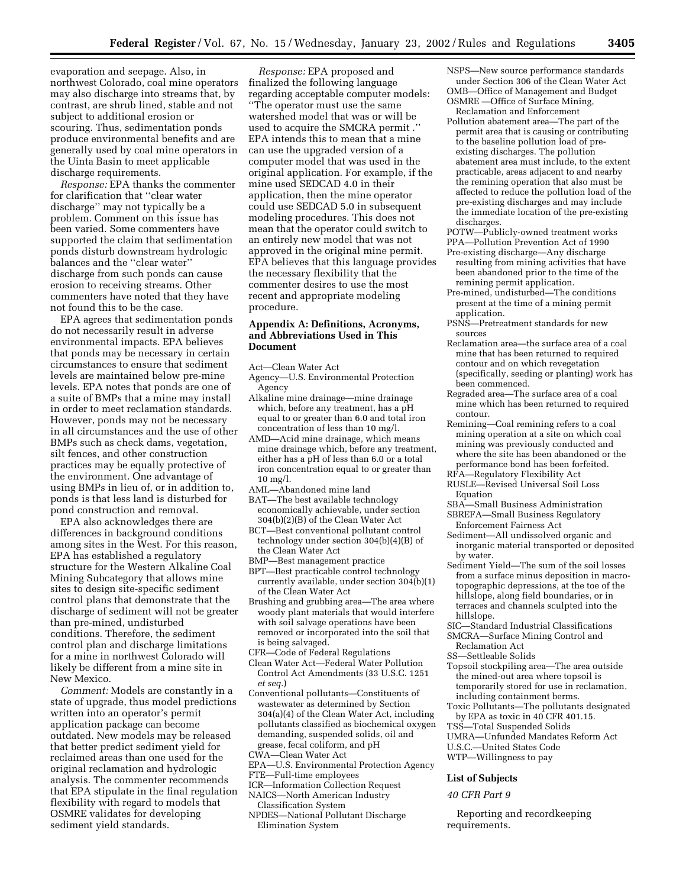evaporation and seepage. Also, in northwest Colorado, coal mine operators may also discharge into streams that, by contrast, are shrub lined, stable and not subject to additional erosion or scouring. Thus, sedimentation ponds produce environmental benefits and are generally used by coal mine operators in the Uinta Basin to meet applicable discharge requirements.

*Response:* EPA thanks the commenter for clarification that ''clear water discharge'' may not typically be a problem. Comment on this issue has been varied. Some commenters have supported the claim that sedimentation ponds disturb downstream hydrologic balances and the ''clear water'' discharge from such ponds can cause erosion to receiving streams. Other commenters have noted that they have not found this to be the case.

EPA agrees that sedimentation ponds do not necessarily result in adverse environmental impacts. EPA believes that ponds may be necessary in certain circumstances to ensure that sediment levels are maintained below pre-mine levels. EPA notes that ponds are one of a suite of BMPs that a mine may install in order to meet reclamation standards. However, ponds may not be necessary in all circumstances and the use of other BMPs such as check dams, vegetation, silt fences, and other construction practices may be equally protective of the environment. One advantage of using BMPs in lieu of, or in addition to, ponds is that less land is disturbed for pond construction and removal.

EPA also acknowledges there are differences in background conditions among sites in the West. For this reason, EPA has established a regulatory structure for the Western Alkaline Coal Mining Subcategory that allows mine sites to design site-specific sediment control plans that demonstrate that the discharge of sediment will not be greater than pre-mined, undisturbed conditions. Therefore, the sediment control plan and discharge limitations for a mine in northwest Colorado will likely be different from a mine site in New Mexico.

*Comment:* Models are constantly in a state of upgrade, thus model predictions written into an operator's permit application package can become outdated. New models may be released that better predict sediment yield for reclaimed areas than one used for the original reclamation and hydrologic analysis. The commenter recommends that EPA stipulate in the final regulation flexibility with regard to models that OSMRE validates for developing sediment yield standards.

*Response:* EPA proposed and finalized the following language regarding acceptable computer models: ''The operator must use the same watershed model that was or will be used to acquire the SMCRA permit .'' EPA intends this to mean that a mine can use the upgraded version of a computer model that was used in the original application. For example, if the mine used SEDCAD 4.0 in their application, then the mine operator could use SEDCAD 5.0 in subsequent modeling procedures. This does not mean that the operator could switch to an entirely new model that was not approved in the original mine permit. EPA believes that this language provides the necessary flexibility that the commenter desires to use the most recent and appropriate modeling procedure.

## Appendix A: Definitions, Acronyms, and Abbreviations Used in This Document

Act—Clean Water Act
Agency—U.S. Environmental Protection Agency
Alkaline mine drainage—mine drainage which, before any treatment, has a pH equal to or greater than 6.0 and total iron concentration of less than 10 mg/l.
AMD—Acid mine drainage, which means mine drainage which, before any treatment, either has a pH of less than 6.0 or a total iron concentration equal to or greater than 10 mg/l.
AML—Abandoned mine land
BAT—The best available technology economically achievable, under section 304(b)(2)(B) of the Clean Water Act
BCT—Best conventional pollutant control technology under section 304(b)(4)(B) of the Clean Water Act
BMP—Best management practice
BPT—Best practicable control technology currently available, under section 304(b)(1) of the Clean Water Act
Brushing and grubbing area—The area where woody plant materials that would interfere with soil salvage operations have been removed or incorporated into the soil that is being salvaged.
CFR—Code of Federal Regulations
Clean Water Act—Federal Water Pollution Control Act Amendments (33 U.S.C. 1251 *et seq.*)
Conventional pollutants—Constituents of wastewater as determined by Section 304(a)(4) of the Clean Water Act, including pollutants classified as biochemical oxygen demanding, suspended solids, oil and grease, fecal coliform, and pH
CWA—Clean Water Act
EPA—U.S. Environmental Protection Agency
FTE—Full-time employees
ICR—Information Collection Request
NAICS—North American Industry Classification System
NPDES—National Pollutant Discharge Elimination System
NSPS—New source performance standards under Section 306 of the Clean Water Act
OMB—Office of Management and Budget
OSMRE —Office of Surface Mining, Reclamation and Enforcement
Pollution abatement area—The part of the permit area that is causing or contributing to the baseline pollution load of pre-existing discharges. The pollution abatement area must include, to the extent practicable, areas adjacent to and nearby the remining operation that also must be affected to reduce the pollution load of the pre-existing discharges and may include the immediate location of the pre-existing discharges.
POTW—Publicly-owned treatment works
PPA—Pollution Prevention Act of 1990
Pre-existing discharge—Any discharge resulting from mining activities that have been abandoned prior to the time of the remining permit application.
Pre-mined, undisturbed—The conditions present at the time of a mining permit application.
PSNS—Pretreatment standards for new sources
Reclamation area—the surface area of a coal mine that has been returned to required contour and on which revegetation (specifically, seeding or planting) work has been commenced.
Regraded area—The surface area of a coal mine which has been returned to required contour.
Remining—Coal remining refers to a coal mining operation at a site on which coal mining was previously conducted and where the site has been abandoned or the performance bond has been forfeited.
RFA—Regulatory Flexibility Act
RUSLE—Revised Universal Soil Loss Equation
SBA—Small Business Administration
SBREFA—Small Business Regulatory Enforcement Fairness Act
Sediment—All undissolved organic and inorganic material transported or deposited by water.
Sediment Yield—The sum of the soil losses from a surface minus deposition in macro-topographic depressions, at the toe of the hillslope, along field boundaries, or in terraces and channels sculpted into the hillslope.
SIC—Standard Industrial Classifications
SMCRA—Surface Mining Control and Reclamation Act
SS—Settleable Solids
Topsoil stockpiling area—The area outside the mined-out area where topsoil is temporarily stored for use in reclamation, including containment berms.
Toxic Pollutants—The pollutants designated by EPA as toxic in 40 CFR 401.15.
TSS—Total Suspended Solids
UMRA—Unfunded Mandates Reform Act
U.S.C.—United States Code
WTP—Willingness to pay

## List of Subjects

*40 CFR Part 9*

Reporting and recordkeeping requirements.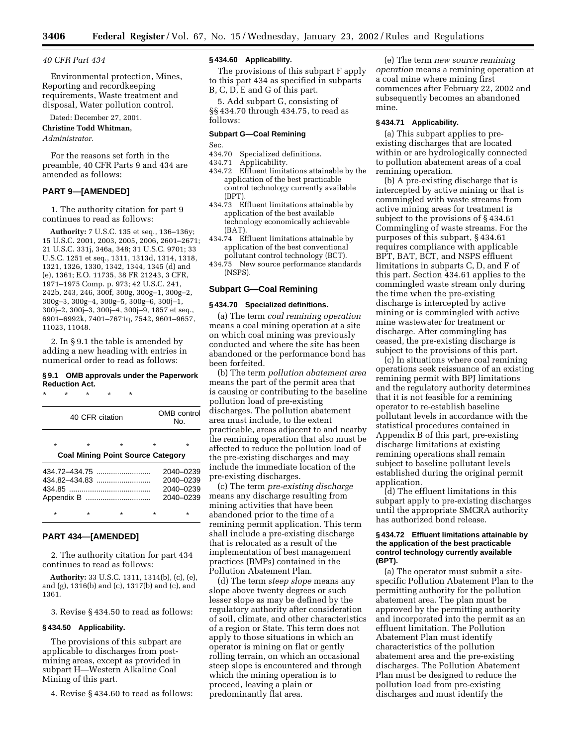*40 CFR Part 434*

Environmental protection, Mines, Reporting and recordkeeping requirements, Waste treatment and disposal, Water pollution control.

Dated: December 27, 2001.

**Christine Todd Whitman,**

*Administrator.*

For the reasons set forth in the preamble, 40 CFR Parts 9 and 434 are amended as follows:

## PART 9—[AMENDED]

1. The authority citation for part 9 continues to read as follows:

**Authority:** 7 U.S.C. 135 et seq., 136–136y; 15 U.S.C. 2001, 2003, 2005, 2006, 2601–2671; 21 U.S.C. 331j, 346a, 348; 31 U.S.C. 9701; 33 U.S.C. 1251 et seq., 1311, 1313d, 1314, 1318, 1321, 1326, 1330, 1342, 1344, 1345 (d) and (e), 1361; E.O. 11735, 38 FR 21243, 3 CFR, 1971–1975 Comp. p. 973; 42 U.S.C. 241, 242b, 243, 246, 300f, 300g, 300g–1, 300g–2, 300g–3, 300g–4, 300g–5, 300g–6, 300j–1, 300j–2, 300j–3, 300j–4, 300j–9, 1857 et seq., 6901–6992k, 7401–7671q, 7542, 9601–9657, 11023, 11048.

2. In § 9.1 the table is amended by adding a new heading with entries in numerical order to read as follows:

**§ 9.1 OMB approvals under the Paperwork Reduction Act.**

\* \* \* \* \*

| 40 CFR citation | OMB control No. |
|---|---|
| \* \* \* | \* \* |
| **Coal Mining Point Source Category** | |
| 434.72–434.75 | 2040–0239 |
| 434.82–434.83 | 2040–0239 |
| 434.85 | 2040–0239 |
| Appendix B | 2040–0239 |
| \* \* \* | \* \* |

## PART 434—[AMENDED]

2. The authority citation for part 434 continues to read as follows:

**Authority:** 33 U.S.C. 1311, 1314(b), (c), (e), and (g), 1316(b) and (c), 1317(b) and (c), and 1361.

3. Revise § 434.50 to read as follows:

**§ 434.50 Applicability.**

The provisions of this subpart are applicable to discharges from post-mining areas, except as provided in subpart H—Western Alkaline Coal Mining of this part.

4. Revise § 434.60 to read as follows:

**§ 434.60 Applicability.**

The provisions of this subpart F apply to this part 434 as specified in subparts B, C, D, E and G of this part.

5. Add subpart G, consisting of §§ 434.70 through 434.75, to read as follows:

**Subpart G—Coal Remining**

Sec.
434.70 Specialized definitions.
434.71 Applicability.
434.72 Effluent limitations attainable by the application of the best practicable control technology currently available (BPT).
434.73 Effluent limitations attainable by application of the best available technology economically achievable (BAT).
434.74 Effluent limitations attainable by application of the best conventional pollutant control technology (BCT).
434.75 New source performance standards (NSPS).

### Subpart G—Coal Remining

**§ 434.70 Specialized definitions.**

(a) The term *coal remining operation* means a coal mining operation at a site on which coal mining was previously conducted and where the site has been abandoned or the performance bond has been forfeited.

(b) The term *pollution abatement area* means the part of the permit area that is causing or contributing to the baseline pollution load of pre-existing discharges. The pollution abatement area must include, to the extent practicable, areas adjacent to and nearby the remining operation that also must be affected to reduce the pollution load of the pre-existing discharges and may include the immediate location of the pre-existing discharges.

(c) The term *pre-existing discharge* means any discharge resulting from mining activities that have been abandoned prior to the time of a remining permit application. This term shall include a pre-existing discharge that is relocated as a result of the implementation of best management practices (BMPs) contained in the Pollution Abatement Plan.

(d) The term *steep slope* means any slope above twenty degrees or such lesser slope as may be defined by the regulatory authority after consideration of soil, climate, and other characteristics of a region or State. This term does not apply to those situations in which an operator is mining on flat or gently rolling terrain, on which an occasional steep slope is encountered and through which the mining operation is to proceed, leaving a plain or predominantly flat area.

(e) The term *new source remining operation* means a remining operation at a coal mine where mining first commences after February 22, 2002 and subsequently becomes an abandoned mine.

**§ 434.71 Applicability.**

(a) This subpart applies to pre-existing discharges that are located within or are hydrologically connected to pollution abatement areas of a coal remining operation.

(b) A pre-existing discharge that is intercepted by active mining or that is commingled with waste streams from active mining areas for treatment is subject to the provisions of § 434.61 Commingling of waste streams. For the purposes of this subpart, § 434.61 requires compliance with applicable BPT, BAT, BCT, and NSPS effluent limitations in subparts C, D, and F of this part. Section 434.61 applies to the commingled waste stream only during the time when the pre-existing discharge is intercepted by active mining or is commingled with active mine wastewater for treatment or discharge. After commingling has ceased, the pre-existing discharge is subject to the provisions of this part.

(c) In situations where coal remining operations seek reissuance of an existing remining permit with BPJ limitations and the regulatory authority determines that it is not feasible for a remining operator to re-establish baseline pollutant levels in accordance with the statistical procedures contained in Appendix B of this part, pre-existing discharge limitations at existing remining operations shall remain subject to baseline pollutant levels established during the original permit application.

(d) The effluent limitations in this subpart apply to pre-existing discharges until the appropriate SMCRA authority has authorized bond release.

**§ 434.72 Effluent limitations attainable by the application of the best practicable control technology currently available (BPT).**

(a) The operator must submit a site-specific Pollution Abatement Plan to the permitting authority for the pollution abatement area. The plan must be approved by the permitting authority and incorporated into the permit as an effluent limitation. The Pollution Abatement Plan must identify characteristics of the pollution abatement area and the pre-existing discharges. The Pollution Abatement Plan must be designed to reduce the pollution load from pre-existing discharges and must identify the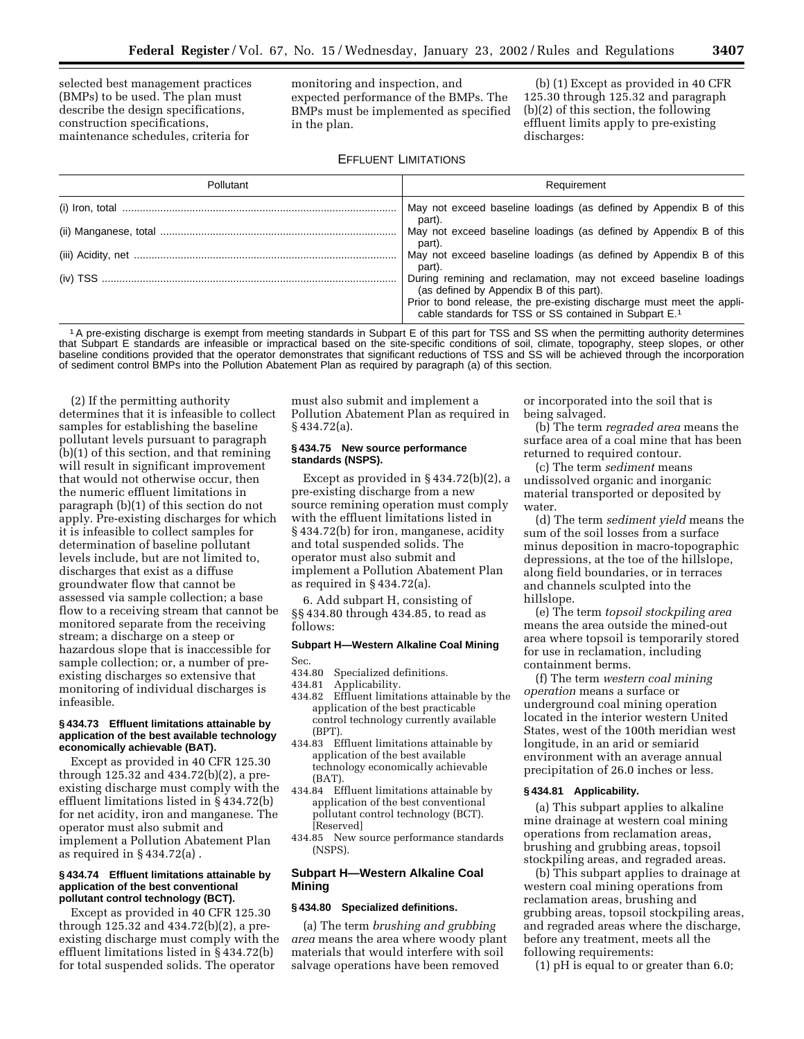selected best management practices (BMPs) to be used. The plan must describe the design specifications, construction specifications, maintenance schedules, criteria for monitoring and inspection, and expected performance of the BMPs. The BMPs must be implemented as specified in the plan.

(b) (1) Except as provided in 40 CFR 125.30 through 125.32 and paragraph (b)(2) of this section, the following effluent limits apply to pre-existing discharges:

EFFLUENT LIMITATIONS

| Pollutant | Requirement |
|---|---|
| (i) Iron, total | May not exceed baseline loadings (as defined by Appendix B of this part). |
| (ii) Manganese, total | May not exceed baseline loadings (as defined by Appendix B of this part). |
| (iii) Acidity, net | May not exceed baseline loadings (as defined by Appendix B of this part). |
| (iv) TSS | During remining and reclamation, may not exceed baseline loadings (as defined by Appendix B of this part). Prior to bond release, the pre-existing discharge must meet the applicable standards for TSS or SS contained in Subpart E.[1] |

[1] A pre-existing discharge is exempt from meeting standards in Subpart E of this part for TSS and SS when the permitting authority determines that Subpart E standards are infeasible or impractical based on the site-specific conditions of soil, climate, topography, steep slopes, or other baseline conditions provided that the operator demonstrates that significant reductions of TSS and SS will be achieved through the incorporation of sediment control BMPs into the Pollution Abatement Plan as required by paragraph (a) of this section.

(2) If the permitting authority determines that it is infeasible to collect samples for establishing the baseline pollutant levels pursuant to paragraph (b)(1) of this section, and that remining will result in significant improvement that would not otherwise occur, then the numeric effluent limitations in paragraph (b)(1) of this section do not apply. Pre-existing discharges for which it is infeasible to collect samples for determination of baseline pollutant levels include, but are not limited to, discharges that exist as a diffuse groundwater flow that cannot be assessed via sample collection; a base flow to a receiving stream that cannot be monitored separate from the receiving stream; a discharge on a steep or hazardous slope that is inaccessible for sample collection; or, a number of pre-existing discharges so extensive that monitoring of individual discharges is infeasible.

#### § 434.73 Effluent limitations attainable by application of the best available technology economically achievable (BAT).

Except as provided in 40 CFR 125.30 through 125.32 and 434.72(b)(2), a pre-existing discharge must comply with the effluent limitations listed in § 434.72(b) for net acidity, iron and manganese. The operator must also submit and implement a Pollution Abatement Plan as required in § 434.72(a) .

#### § 434.74 Effluent limitations attainable by application of the best conventional pollutant control technology (BCT).

Except as provided in 40 CFR 125.30 through 125.32 and 434.72(b)(2), a pre-existing discharge must comply with the effluent limitations listed in § 434.72(b) for total suspended solids. The operator must also submit and implement a Pollution Abatement Plan as required in § 434.72(a).

#### § 434.75 New source performance standards (NSPS).

Except as provided in § 434.72(b)(2), a pre-existing discharge from a new source remining operation must comply with the effluent limitations listed in § 434.72(b) for iron, manganese, acidity and total suspended solids. The operator must also submit and implement a Pollution Abatement Plan as required in § 434.72(a).

6. Add subpart H, consisting of §§ 434.80 through 434.85, to read as follows:

#### Subpart H—Western Alkaline Coal Mining

Sec.
434.80 Specialized definitions.
434.81 Applicability.
434.82 Effluent limitations attainable by the application of the best practicable control technology currently available (BPT).
434.83 Effluent limitations attainable by application of the best available technology economically achievable (BAT).
434.84 Effluent limitations attainable by application of the best conventional pollutant control technology (BCT). [Reserved]
434.85 New source performance standards (NSPS).

### Subpart H—Western Alkaline Coal Mining

#### § 434.80 Specialized definitions.

(a) The term *brushing and grubbing area* means the area where woody plant materials that would interfere with soil salvage operations have been removed or incorporated into the soil that is being salvaged.

(b) The term *regraded area* means the surface area of a coal mine that has been returned to required contour.

(c) The term *sediment* means undissolved organic and inorganic material transported or deposited by water.

(d) The term *sediment yield* means the sum of the soil losses from a surface minus deposition in macro-topographic depressions, at the toe of the hillslope, along field boundaries, or in terraces and channels sculpted into the hillslope.

(e) The term *topsoil stockpiling area* means the area outside the mined-out area where topsoil is temporarily stored for use in reclamation, including containment berms.

(f) The term *western coal mining operation* means a surface or underground coal mining operation located in the interior western United States, west of the 100th meridian west longitude, in an arid or semiarid environment with an average annual precipitation of 26.0 inches or less.

#### § 434.81 Applicability.

(a) This subpart applies to alkaline mine drainage at western coal mining operations from reclamation areas, brushing and grubbing areas, topsoil stockpiling areas, and regraded areas.

(b) This subpart applies to drainage at western coal mining operations from reclamation areas, brushing and grubbing areas, topsoil stockpiling areas, and regraded areas where the discharge, before any treatment, meets all the following requirements:

(1) pH is equal to or greater than 6.0;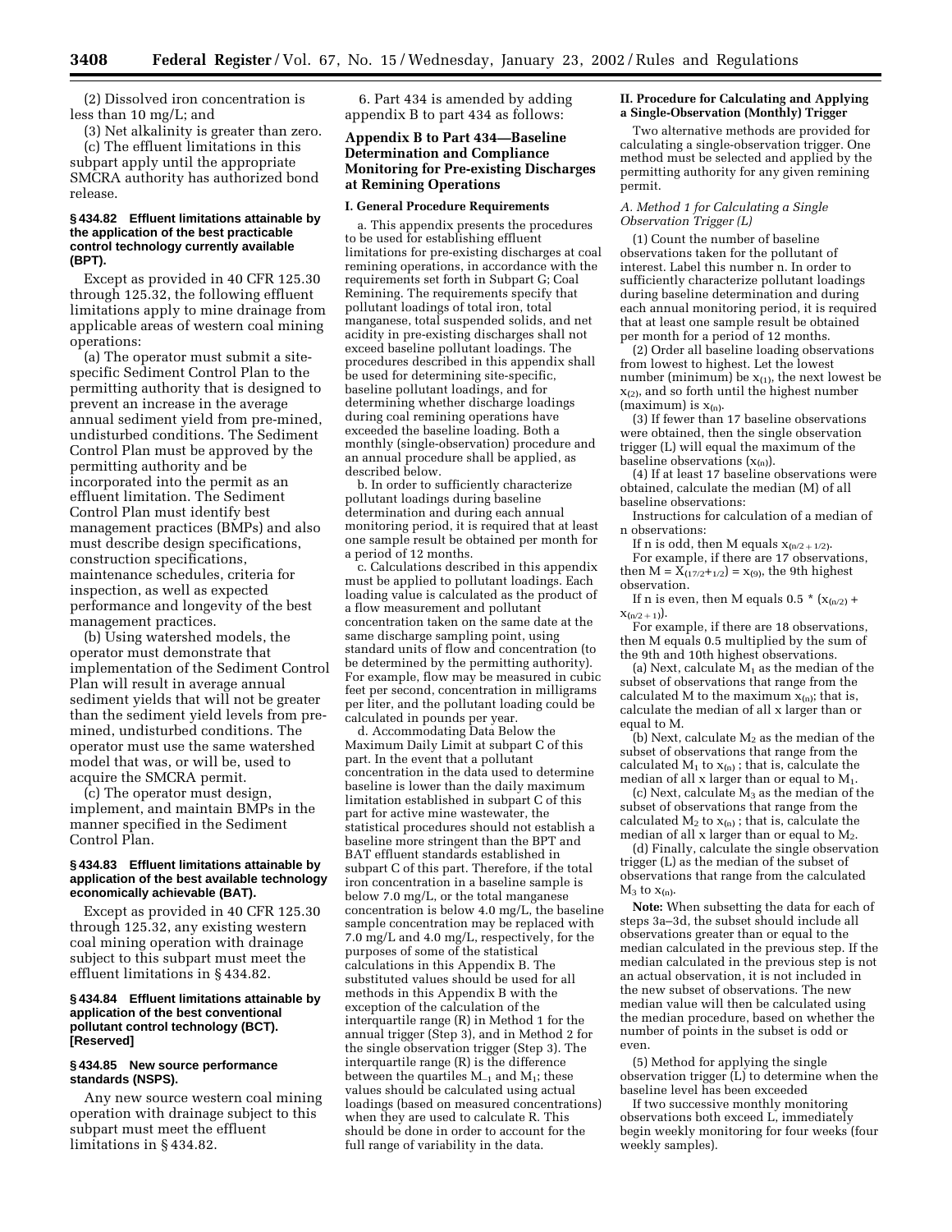(2) Dissolved iron concentration is less than 10 mg/L; and

(3) Net alkalinity is greater than zero.

(c) The effluent limitations in this subpart apply until the appropriate SMCRA authority has authorized bond release.

#### § 434.82 Effluent limitations attainable by the application of the best practicable control technology currently available (BPT).

Except as provided in 40 CFR 125.30 through 125.32, the following effluent limitations apply to mine drainage from applicable areas of western coal mining operations:

(a) The operator must submit a site-specific Sediment Control Plan to the permitting authority that is designed to prevent an increase in the average annual sediment yield from pre-mined, undisturbed conditions. The Sediment Control Plan must be approved by the permitting authority and be incorporated into the permit as an effluent limitation. The Sediment Control Plan must identify best management practices (BMPs) and also must describe design specifications, construction specifications, maintenance schedules, criteria for inspection, as well as expected performance and longevity of the best management practices.

(b) Using watershed models, the operator must demonstrate that implementation of the Sediment Control Plan will result in average annual sediment yields that will not be greater than the sediment yield levels from pre-mined, undisturbed conditions. The operator must use the same watershed model that was, or will be, used to acquire the SMCRA permit.

(c) The operator must design, implement, and maintain BMPs in the manner specified in the Sediment Control Plan.

#### § 434.83 Effluent limitations attainable by application of the best available technology economically achievable (BAT).

Except as provided in 40 CFR 125.30 through 125.32, any existing western coal mining operation with drainage subject to this subpart must meet the effluent limitations in § 434.82.

#### § 434.84 Effluent limitations attainable by application of the best conventional pollutant control technology (BCT). [Reserved]

#### § 434.85 New source performance standards (NSPS).

Any new source western coal mining operation with drainage subject to this subpart must meet the effluent limitations in § 434.82.

6. Part 434 is amended by adding appendix B to part 434 as follows:

### Appendix B to Part 434—Baseline Determination and Compliance Monitoring for Pre-existing Discharges at Remining Operations

#### I. General Procedure Requirements

a. This appendix presents the procedures to be used for establishing effluent limitations for pre-existing discharges at coal remining operations, in accordance with the requirements set forth in Subpart G; Coal Remining. The requirements specify that pollutant loadings of total iron, total manganese, total suspended solids, and net acidity in pre-existing discharges shall not exceed baseline pollutant loadings. The procedures described in this appendix shall be used for determining site-specific, baseline pollutant loadings, and for determining whether discharge loadings during coal remining operations have exceeded the baseline loading. Both a monthly (single-observation) procedure and an annual procedure shall be applied, as described below.

b. In order to sufficiently characterize pollutant loadings during baseline determination and during each annual monitoring period, it is required that at least one sample result be obtained per month for a period of 12 months.

c. Calculations described in this appendix must be applied to pollutant loadings. Each loading value is calculated as the product of a flow measurement and pollutant concentration taken on the same date at the same discharge sampling point, using standard units of flow and concentration (to be determined by the permitting authority). For example, flow may be measured in cubic feet per second, concentration in milligrams per liter, and the pollutant loading could be calculated in pounds per year.

d. Accommodating Data Below the Maximum Daily Limit at subpart C of this part. In the event that a pollutant concentration in the data used to determine baseline is lower than the daily maximum limitation established in subpart C of this part for active mine wastewater, the statistical procedures should not establish a baseline more stringent than the BPT and BAT effluent standards established in subpart C of this part. Therefore, if the total iron concentration in a baseline sample is below 7.0 mg/L, or the total manganese concentration is below 4.0 mg/L, the baseline sample concentration may be replaced with 7.0 mg/L and 4.0 mg/L, respectively, for the purposes of some of the statistical calculations in this Appendix B. The substituted values should be used for all methods in this Appendix B with the exception of the calculation of the interquartile range (R) in Method 1 for the annual trigger (Step 3), and in Method 2 for the single observation trigger (Step 3). The interquartile range (R) is the difference between the quartiles $M_{-1}$ and $M_1$; these values should be calculated using actual loadings (based on measured concentrations) when they are used to calculate R. This should be done in order to account for the full range of variability in the data.

#### II. Procedure for Calculating and Applying a Single-Observation (Monthly) Trigger

Two alternative methods are provided for calculating a single-observation trigger. One method must be selected and applied by the permitting authority for any given remining permit.

*A. Method 1 for Calculating a Single Observation Trigger (L)*

(1) Count the number of baseline observations taken for the pollutant of interest. Label this number n. In order to sufficiently characterize pollutant loadings during baseline determination and during each annual monitoring period, it is required that at least one sample result be obtained per month for a period of 12 months.

(2) Order all baseline loading observations from lowest to highest. Let the lowest number (minimum) be $x_{(1)}$, the next lowest be $x_{(2)}$, and so forth until the highest number (maximum) is $x_{(n)}$.

(3) If fewer than 17 baseline observations were obtained, then the single observation trigger (L) will equal the maximum of the baseline observations ($x_{(n)}$).

(4) If at least 17 baseline observations were obtained, calculate the median (M) of all baseline observations:

Instructions for calculation of a median of n observations:

If n is odd, then M equals $x_{(n/2+1/2)}$.

For example, if there are 17 observations, then $M = X_{(17/2+1/2)} = x_{(9)}$, the 9th highest observation.

If n is even, then M equals $0.5 * (x_{(n/2)} + x_{(n/2+1)})$.

For example, if there are 18 observations, then M equals 0.5 multiplied by the sum of the 9th and 10th highest observations.

(a) Next, calculate $M_1$ as the median of the subset of observations that range from the calculated M to the maximum $x_{(n)}$; that is, calculate the median of all x larger than or equal to M.

(b) Next, calculate $M_2$ as the median of the subset of observations that range from the calculated $M_1$ to $x_{(n)}$ ; that is, calculate the median of all x larger than or equal to $M_1$.

(c) Next, calculate $M_3$ as the median of the subset of observations that range from the calculated $M_2$ to $x_{(n)}$ ; that is, calculate the median of all x larger than or equal to $M_2$.

(d) Finally, calculate the single observation trigger (L) as the median of the subset of observations that range from the calculated $M_3$ to $x_{(n)}$.

**Note:** When subsetting the data for each of steps 3a–3d, the subset should include all observations greater than or equal to the median calculated in the previous step. If the median calculated in the previous step is not an actual observation, it is not included in the new subset of observations. The new median value will then be calculated using the median procedure, based on whether the number of points in the subset is odd or even.

(5) Method for applying the single observation trigger (L) to determine when the baseline level has been exceeded

If two successive monthly monitoring observations both exceed L, immediately begin weekly monitoring for four weeks (four weekly samples).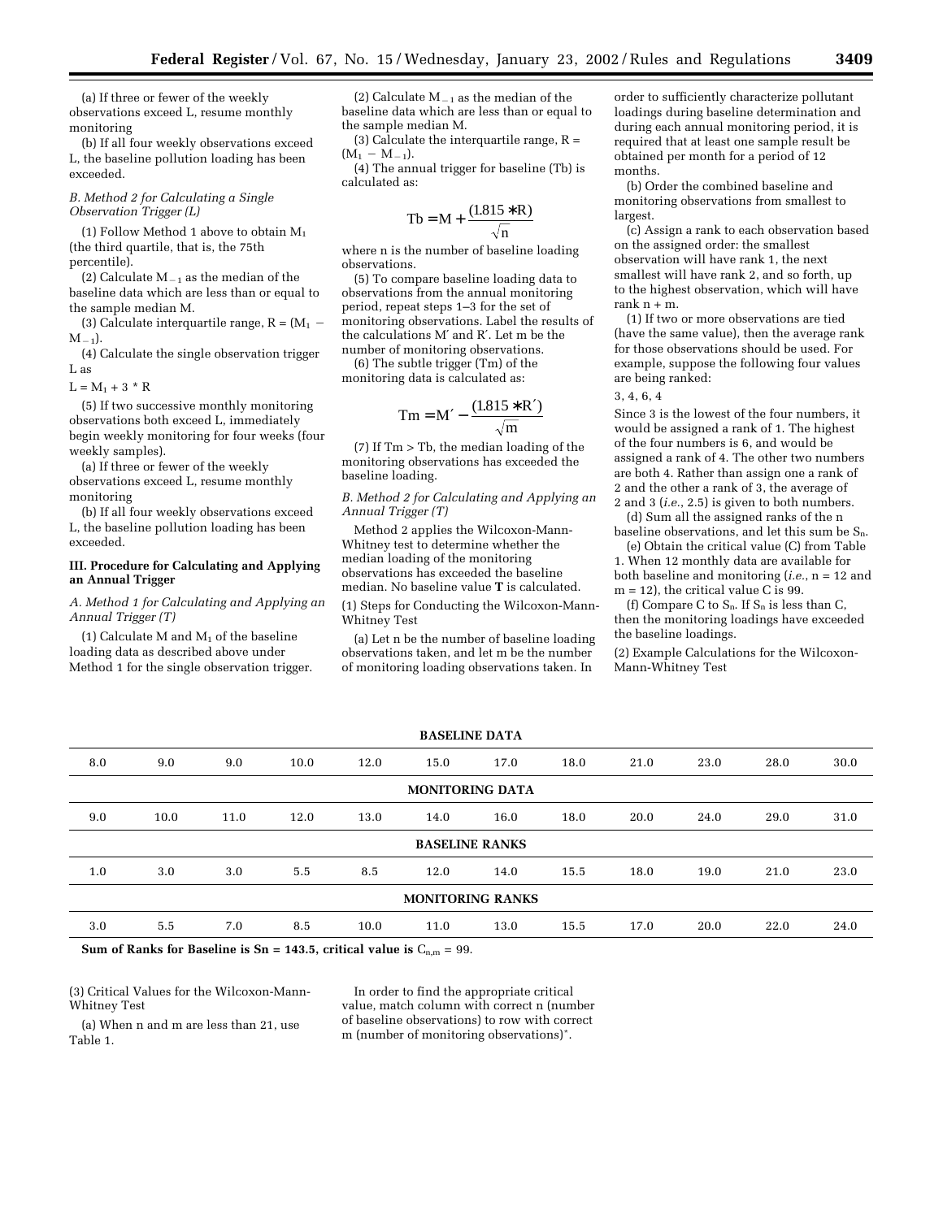(a) If three or fewer of the weekly observations exceed L, resume monthly monitoring

(b) If all four weekly observations exceed L, the baseline pollution loading has been exceeded.

*B. Method 2 for Calculating a Single Observation Trigger (L)*

(1) Follow Method 1 above to obtain $M_1$ (the third quartile, that is, the 75th percentile).

(2) Calculate $M_{-1}$ as the median of the baseline data which are less than or equal to the sample median M.

(3) Calculate interquartile range, $R = (M_1 - M_{-1})$.

(4) Calculate the single observation trigger L as

$L = M_1 + 3 * R$

(5) If two successive monthly monitoring observations both exceed L, immediately begin weekly monitoring for four weeks (four weekly samples).

(a) If three or fewer of the weekly observations exceed L, resume monthly monitoring

(b) If all four weekly observations exceed L, the baseline pollution loading has been exceeded.

### III. Procedure for Calculating and Applying an Annual Trigger

*A. Method 1 for Calculating and Applying an Annual Trigger (T)*

(1) Calculate M and $M_1$ of the baseline loading data as described above under Method 1 for the single observation trigger.

(2) Calculate $M_{-1}$ as the median of the baseline data which are less than or equal to the sample median M.

(3) Calculate the interquartile range, $R = (M_1 - M_{-1})$.

(4) The annual trigger for baseline (Tb) is calculated as:

$$Tb = M + \frac{(1.815 * R)}{\sqrt{n}}$$

where n is the number of baseline loading observations.

(5) To compare baseline loading data to observations from the annual monitoring period, repeat steps 1–3 for the set of monitoring observations. Label the results of the calculations M′ and R′. Let m be the number of monitoring observations.

(6) The subtle trigger (Tm) of the monitoring data is calculated as:

$$Tm = M' - \frac{(1.815 * R')}{\sqrt{m}}$$

(7) If Tm > Tb, the median loading of the monitoring observations has exceeded the baseline loading.

*B. Method 2 for Calculating and Applying an Annual Trigger (T)*

Method 2 applies the Wilcoxon-Mann-Whitney test to determine whether the median loading of the monitoring observations has exceeded the baseline median. No baseline value **T** is calculated.

(1) Steps for Conducting the Wilcoxon-Mann-Whitney Test

(a) Let n be the number of baseline loading observations taken, and let m be the number of monitoring loading observations taken. In order to sufficiently characterize pollutant loadings during baseline determination and during each annual monitoring period, it is required that at least one sample result be obtained per month for a period of 12 months.

(b) Order the combined baseline and monitoring observations from smallest to largest.

(c) Assign a rank to each observation based on the assigned order: the smallest observation will have rank 1, the next smallest will have rank 2, and so forth, up to the highest observation, which will have rank n + m.

(1) If two or more observations are tied (have the same value), then the average rank for those observations should be used. For example, suppose the following four values are being ranked:

3, 4, 6, 4

Since 3 is the lowest of the four numbers, it would be assigned a rank of 1. The highest of the four numbers is 6, and would be assigned a rank of 4. The other two numbers are both 4. Rather than assign one a rank of 2 and the other a rank of 3, the average of 2 and 3 (*i.e.*, 2.5) is given to both numbers.

(d) Sum all the assigned ranks of the n baseline observations, and let this sum be $S_n$.

(e) Obtain the critical value (C) from Table 1. When 12 monthly data are available for both baseline and monitoring (*i.e.*, n = 12 and m = 12), the critical value C is 99.

(f) Compare C to $S_n$. If $S_n$ is less than C, then the monitoring loadings have exceeded the baseline loadings.

(2) Example Calculations for the Wilcoxon-Mann-Whitney Test

| | | | | | | | | | | | |
|---|---|---|---|---|---|---|---|---|---|---|---|
| **BASELINE DATA** | | | | | | | | | | | |
| 8.0 | 9.0 | 9.0 | 10.0 | 12.0 | 15.0 | 17.0 | 18.0 | 21.0 | 23.0 | 28.0 | 30.0 |
| **MONITORING DATA** | | | | | | | | | | | |
| 9.0 | 10.0 | 11.0 | 12.0 | 13.0 | 14.0 | 16.0 | 18.0 | 20.0 | 24.0 | 29.0 | 31.0 |
| **BASELINE RANKS** | | | | | | | | | | | |
| 1.0 | 3.0 | 3.0 | 5.5 | 8.5 | 12.0 | 14.0 | 15.5 | 18.0 | 19.0 | 21.0 | 23.0 |
| **MONITORING RANKS** | | | | | | | | | | | |
| 3.0 | 5.5 | 7.0 | 8.5 | 10.0 | 11.0 | 13.0 | 15.5 | 17.0 | 20.0 | 22.0 | 24.0 |

**Sum of Ranks for Baseline is Sn = 143.5, critical value is** $C_{n,m} = 99$.

(3) Critical Values for the Wilcoxon-Mann-Whitney Test

(a) When n and m are less than 21, use Table 1.

In order to find the appropriate critical value, match column with correct n (number of baseline observations) to row with correct m (number of monitoring observations)*.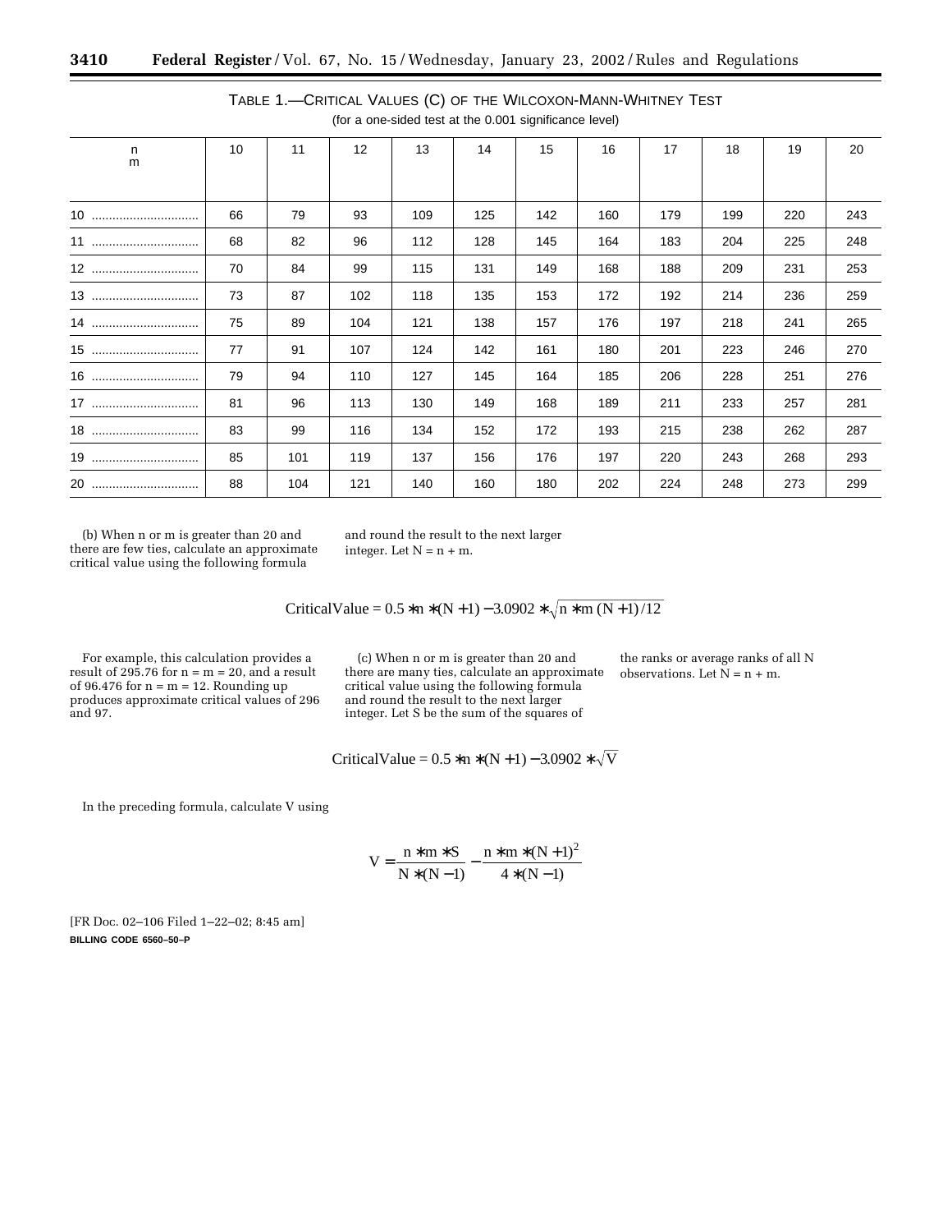TABLE 1.—CRITICAL VALUES (C) OF THE WILCOXON-MANN-WHITNEY TEST

(for a one-sided test at the 0.001 significance level)

| n<br>m | 10 | 11 | 12 | 13 | 14 | 15 | 16 | 17 | 18 | 19 | 20 |
|---|---|---|---|---|---|---|---|---|---|---|---|
| 10 | 66 | 79 | 93 | 109 | 125 | 142 | 160 | 179 | 199 | 220 | 243 |
| 11 | 68 | 82 | 96 | 112 | 128 | 145 | 164 | 183 | 204 | 225 | 248 |
| 12 | 70 | 84 | 99 | 115 | 131 | 149 | 168 | 188 | 209 | 231 | 253 |
| 13 | 73 | 87 | 102 | 118 | 135 | 153 | 172 | 192 | 214 | 236 | 259 |
| 14 | 75 | 89 | 104 | 121 | 138 | 157 | 176 | 197 | 218 | 241 | 265 |
| 15 | 77 | 91 | 107 | 124 | 142 | 161 | 180 | 201 | 223 | 246 | 270 |
| 16 | 79 | 94 | 110 | 127 | 145 | 164 | 185 | 206 | 228 | 251 | 276 |
| 17 | 81 | 96 | 113 | 130 | 149 | 168 | 189 | 211 | 233 | 257 | 281 |
| 18 | 83 | 99 | 116 | 134 | 152 | 172 | 193 | 215 | 238 | 262 | 287 |
| 19 | 85 | 101 | 119 | 137 | 156 | 176 | 197 | 220 | 243 | 268 | 293 |
| 20 | 88 | 104 | 121 | 140 | 160 | 180 | 202 | 224 | 248 | 273 | 299 |

(b) When n or m is greater than 20 and there are few ties, calculate an approximate critical value using the following formula and round the result to the next larger integer. Let N = n + m.

$$\text{CriticalValue} = 0.5 * n * (N+1) - 3.0902 * \sqrt{n * m\,(N+1)/12}$$

For example, this calculation provides a result of 295.76 for n = m = 20, and a result of 96.476 for n = m = 12. Rounding up produces approximate critical values of 296 and 97.

(c) When n or m is greater than 20 and there are many ties, calculate an approximate critical value using the following formula and round the result to the next larger integer. Let S be the sum of the squares of the ranks or average ranks of all N observations. Let N = n + m.

$$\text{CriticalValue} = 0.5 * n * (N+1) - 3.0902 * \sqrt{V}$$

In the preceding formula, calculate V using

$$V = \frac{n * m * S}{N * (N-1)} - \frac{n * m * (N+1)^2}{4 * (N-1)}$$

[FR Doc. 02–106 Filed 1–22–02; 8:45 am]

**BILLING CODE 6560–50–P**